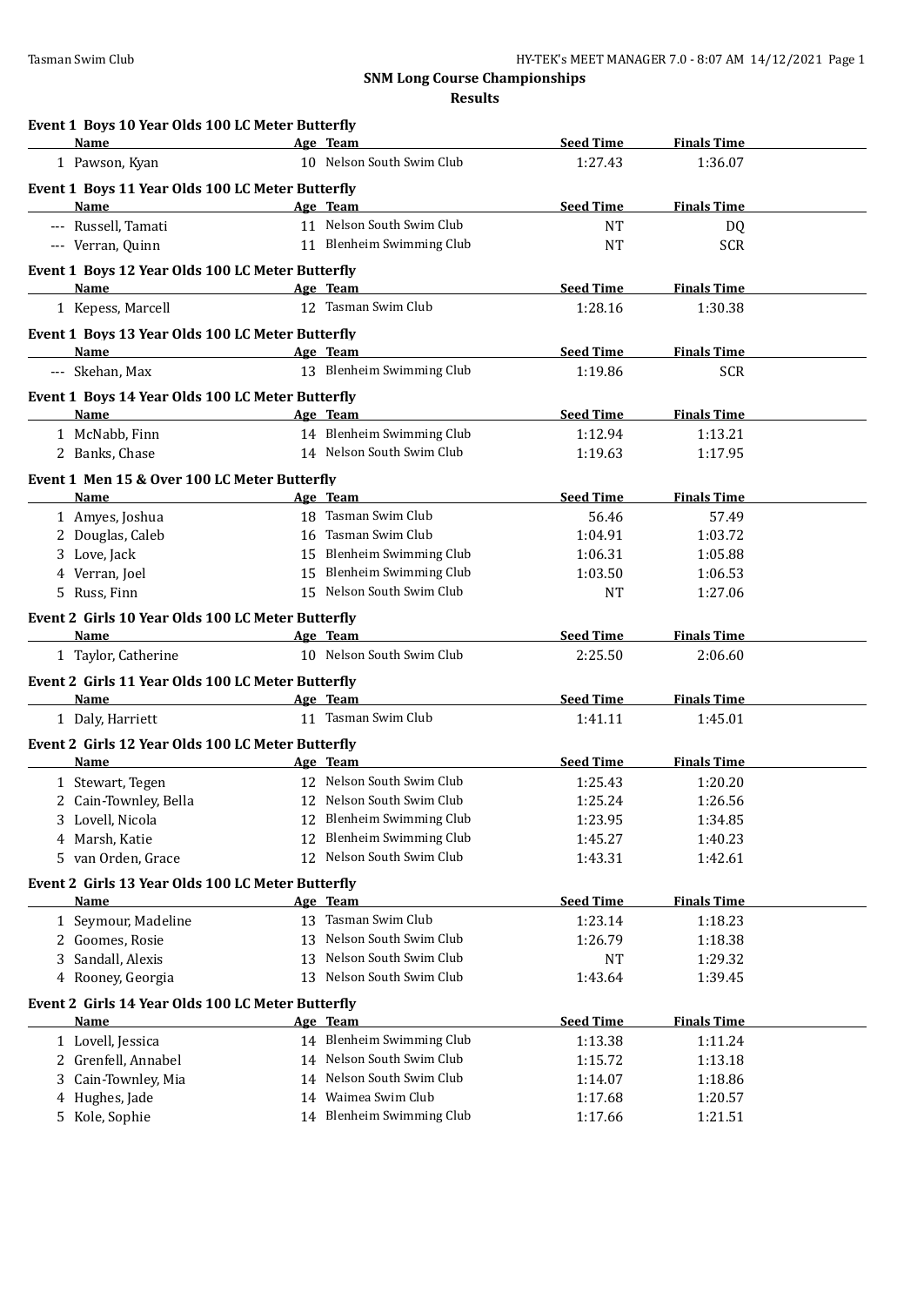## SNM Long Course Championships

### Results

#### Event 1 Boys 10 Year Olds 100 LC Meter Butterfly

| | Name | Age | Team | Seed Time | Finals Time |
|---|---|---|---|---|---|
| 1 | Pawson, Kyan | 10 | Nelson South Swim Club | 1:27.43 | 1:36.07 |

#### Event 1 Boys 11 Year Olds 100 LC Meter Butterfly

| | Name | Age | Team | Seed Time | Finals Time |
|---|---|---|---|---|---|
| --- | Russell, Tamati | 11 | Nelson South Swim Club | NT | DQ |
| --- | Verran, Quinn | 11 | Blenheim Swimming Club | NT | SCR |

#### Event 1 Boys 12 Year Olds 100 LC Meter Butterfly

| | Name | Age | Team | Seed Time | Finals Time |
|---|---|---|---|---|---|
| 1 | Kepess, Marcell | 12 | Tasman Swim Club | 1:28.16 | 1:30.38 |

#### Event 1 Boys 13 Year Olds 100 LC Meter Butterfly

| | Name | Age | Team | Seed Time | Finals Time |
|---|---|---|---|---|---|
| --- | Skehan, Max | 13 | Blenheim Swimming Club | 1:19.86 | SCR |

#### Event 1 Boys 14 Year Olds 100 LC Meter Butterfly

| | Name | Age | Team | Seed Time | Finals Time |
|---|---|---|---|---|---|
| 1 | McNabb, Finn | 14 | Blenheim Swimming Club | 1:12.94 | 1:13.21 |
| 2 | Banks, Chase | 14 | Nelson South Swim Club | 1:19.63 | 1:17.95 |

#### Event 1 Men 15 & Over 100 LC Meter Butterfly

| | Name | Age | Team | Seed Time | Finals Time |
|---|---|---|---|---|---|
| 1 | Amyes, Joshua | 18 | Tasman Swim Club | 56.46 | 57.49 |
| 2 | Douglas, Caleb | 16 | Tasman Swim Club | 1:04.91 | 1:03.72 |
| 3 | Love, Jack | 15 | Blenheim Swimming Club | 1:06.31 | 1:05.88 |
| 4 | Verran, Joel | 15 | Blenheim Swimming Club | 1:03.50 | 1:06.53 |
| 5 | Russ, Finn | 15 | Nelson South Swim Club | NT | 1:27.06 |

#### Event 2 Girls 10 Year Olds 100 LC Meter Butterfly

| | Name | Age | Team | Seed Time | Finals Time |
|---|---|---|---|---|---|
| 1 | Taylor, Catherine | 10 | Nelson South Swim Club | 2:25.50 | 2:06.60 |

#### Event 2 Girls 11 Year Olds 100 LC Meter Butterfly

| | Name | Age | Team | Seed Time | Finals Time |
|---|---|---|---|---|---|
| 1 | Daly, Harriett | 11 | Tasman Swim Club | 1:41.11 | 1:45.01 |

#### Event 2 Girls 12 Year Olds 100 LC Meter Butterfly

| | Name | Age | Team | Seed Time | Finals Time |
|---|---|---|---|---|---|
| 1 | Stewart, Tegen | 12 | Nelson South Swim Club | 1:25.43 | 1:20.20 |
| 2 | Cain-Townley, Bella | 12 | Nelson South Swim Club | 1:25.24 | 1:26.56 |
| 3 | Lovell, Nicola | 12 | Blenheim Swimming Club | 1:23.95 | 1:34.85 |
| 4 | Marsh, Katie | 12 | Blenheim Swimming Club | 1:45.27 | 1:40.23 |
| 5 | van Orden, Grace | 12 | Nelson South Swim Club | 1:43.31 | 1:42.61 |

#### Event 2 Girls 13 Year Olds 100 LC Meter Butterfly

| | Name | Age | Team | Seed Time | Finals Time |
|---|---|---|---|---|---|
| 1 | Seymour, Madeline | 13 | Tasman Swim Club | 1:23.14 | 1:18.23 |
| 2 | Goomes, Rosie | 13 | Nelson South Swim Club | 1:26.79 | 1:18.38 |
| 3 | Sandall, Alexis | 13 | Nelson South Swim Club | NT | 1:29.32 |
| 4 | Rooney, Georgia | 13 | Nelson South Swim Club | 1:43.64 | 1:39.45 |

#### Event 2 Girls 14 Year Olds 100 LC Meter Butterfly

| | Name | Age | Team | Seed Time | Finals Time |
|---|---|---|---|---|---|
| 1 | Lovell, Jessica | 14 | Blenheim Swimming Club | 1:13.38 | 1:11.24 |
| 2 | Grenfell, Annabel | 14 | Nelson South Swim Club | 1:15.72 | 1:13.18 |
| 3 | Cain-Townley, Mia | 14 | Nelson South Swim Club | 1:14.07 | 1:18.86 |
| 4 | Hughes, Jade | 14 | Waimea Swim Club | 1:17.68 | 1:20.57 |
| 5 | Kole, Sophie | 14 | Blenheim Swimming Club | 1:17.66 | 1:21.51 |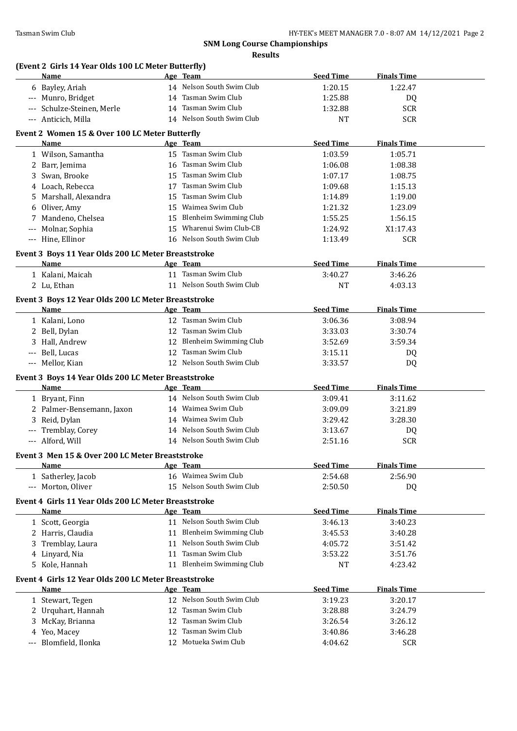## SNM Long Course Championships

### Results

**(Event 2 Girls 14 Year Olds 100 LC Meter Butterfly)**

| | Name | Age | Team | Seed Time | Finals Time |
|---|---|---|---|---|---|
| 6 | Bayley, Ariah | 14 | Nelson South Swim Club | 1:20.15 | 1:22.47 |
| --- | Munro, Bridget | 14 | Tasman Swim Club | 1:25.88 | DQ |
| --- | Schulze-Steinen, Merle | 14 | Tasman Swim Club | 1:32.88 | SCR |
| --- | Anticich, Milla | 14 | Nelson South Swim Club | NT | SCR |

**Event 2 Women 15 & Over 100 LC Meter Butterfly**

| | Name | Age | Team | Seed Time | Finals Time |
|---|---|---|---|---|---|
| 1 | Wilson, Samantha | 15 | Tasman Swim Club | 1:03.59 | 1:05.71 |
| 2 | Barr, Jemima | 16 | Tasman Swim Club | 1:06.08 | 1:08.38 |
| 3 | Swan, Brooke | 15 | Tasman Swim Club | 1:07.17 | 1:08.75 |
| 4 | Loach, Rebecca | 17 | Tasman Swim Club | 1:09.68 | 1:15.13 |
| 5 | Marshall, Alexandra | 15 | Tasman Swim Club | 1:14.89 | 1:19.00 |
| 6 | Oliver, Amy | 15 | Waimea Swim Club | 1:21.32 | 1:23.09 |
| 7 | Mandeno, Chelsea | 15 | Blenheim Swimming Club | 1:55.25 | 1:56.15 |
| --- | Molnar, Sophia | 15 | Wharenui Swim Club-CB | 1:24.92 | X1:17.43 |
| --- | Hine, Ellinor | 16 | Nelson South Swim Club | 1:13.49 | SCR |

**Event 3 Boys 11 Year Olds 200 LC Meter Breaststroke**

| | Name | Age | Team | Seed Time | Finals Time |
|---|---|---|---|---|---|
| 1 | Kalani, Maicah | 11 | Tasman Swim Club | 3:40.27 | 3:46.26 |
| 2 | Lu, Ethan | 11 | Nelson South Swim Club | NT | 4:03.13 |

**Event 3 Boys 12 Year Olds 200 LC Meter Breaststroke**

| | Name | Age | Team | Seed Time | Finals Time |
|---|---|---|---|---|---|
| 1 | Kalani, Lono | 12 | Tasman Swim Club | 3:06.36 | 3:08.94 |
| 2 | Bell, Dylan | 12 | Tasman Swim Club | 3:33.03 | 3:30.74 |
| 3 | Hall, Andrew | 12 | Blenheim Swimming Club | 3:52.69 | 3:59.34 |
| --- | Bell, Lucas | 12 | Tasman Swim Club | 3:15.11 | DQ |
| --- | Mellor, Kian | 12 | Nelson South Swim Club | 3:33.57 | DQ |

**Event 3 Boys 14 Year Olds 200 LC Meter Breaststroke**

| | Name | Age | Team | Seed Time | Finals Time |
|---|---|---|---|---|---|
| 1 | Bryant, Finn | 14 | Nelson South Swim Club | 3:09.41 | 3:11.62 |
| 2 | Palmer-Bensemann, Jaxon | 14 | Waimea Swim Club | 3:09.09 | 3:21.89 |
| 3 | Reid, Dylan | 14 | Waimea Swim Club | 3:29.42 | 3:28.30 |
| --- | Tremblay, Corey | 14 | Nelson South Swim Club | 3:13.67 | DQ |
| --- | Alford, Will | 14 | Nelson South Swim Club | 2:51.16 | SCR |

**Event 3 Men 15 & Over 200 LC Meter Breaststroke**

| | Name | Age | Team | Seed Time | Finals Time |
|---|---|---|---|---|---|
| 1 | Satherley, Jacob | 16 | Waimea Swim Club | 2:54.68 | 2:56.90 |
| --- | Morton, Oliver | 15 | Nelson South Swim Club | 2:50.50 | DQ |

**Event 4 Girls 11 Year Olds 200 LC Meter Breaststroke**

| | Name | Age | Team | Seed Time | Finals Time |
|---|---|---|---|---|---|
| 1 | Scott, Georgia | 11 | Nelson South Swim Club | 3:46.13 | 3:40.23 |
| 2 | Harris, Claudia | 11 | Blenheim Swimming Club | 3:45.53 | 3:40.28 |
| 3 | Tremblay, Laura | 11 | Nelson South Swim Club | 4:05.72 | 3:51.42 |
| 4 | Linyard, Nia | 11 | Tasman Swim Club | 3:53.22 | 3:51.76 |
| 5 | Kole, Hannah | 11 | Blenheim Swimming Club | NT | 4:23.42 |

**Event 4 Girls 12 Year Olds 200 LC Meter Breaststroke**

| | Name | Age | Team | Seed Time | Finals Time |
|---|---|---|---|---|---|
| 1 | Stewart, Tegen | 12 | Nelson South Swim Club | 3:19.23 | 3:20.17 |
| 2 | Urquhart, Hannah | 12 | Tasman Swim Club | 3:28.88 | 3:24.79 |
| 3 | McKay, Brianna | 12 | Tasman Swim Club | 3:26.54 | 3:26.12 |
| 4 | Yeo, Macey | 12 | Tasman Swim Club | 3:40.86 | 3:46.28 |
| --- | Blomfield, Ilonka | 12 | Motueka Swim Club | 4:04.62 | SCR |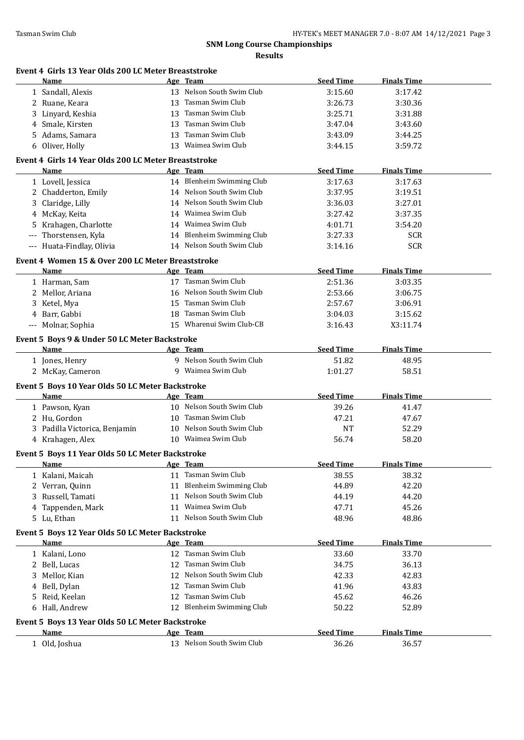## SNM Long Course Championships

### Results

#### Event 4 Girls 13 Year Olds 200 LC Meter Breaststroke

| | Name | Age | Team | Seed Time | Finals Time |
|---|---|---|---|---|---|
| 1 | Sandall, Alexis | 13 | Nelson South Swim Club | 3:15.60 | 3:17.42 |
| 2 | Ruane, Keara | 13 | Tasman Swim Club | 3:26.73 | 3:30.36 |
| 3 | Linyard, Keshia | 13 | Tasman Swim Club | 3:25.71 | 3:31.88 |
| 4 | Smale, Kirsten | 13 | Tasman Swim Club | 3:47.04 | 3:43.60 |
| 5 | Adams, Samara | 13 | Tasman Swim Club | 3:43.09 | 3:44.25 |
| 6 | Oliver, Holly | 13 | Waimea Swim Club | 3:44.15 | 3:59.72 |

#### Event 4 Girls 14 Year Olds 200 LC Meter Breaststroke

| | Name | Age | Team | Seed Time | Finals Time |
|---|---|---|---|---|---|
| 1 | Lovell, Jessica | 14 | Blenheim Swimming Club | 3:17.63 | 3:17.63 |
| 2 | Chadderton, Emily | 14 | Nelson South Swim Club | 3:37.95 | 3:19.51 |
| 3 | Claridge, Lilly | 14 | Nelson South Swim Club | 3:36.03 | 3:27.01 |
| 4 | McKay, Keita | 14 | Waimea Swim Club | 3:27.42 | 3:37.35 |
| 5 | Krahagen, Charlotte | 14 | Waimea Swim Club | 4:01.71 | 3:54.20 |
| --- | Thorstensen, Kyla | 14 | Blenheim Swimming Club | 3:27.33 | SCR |
| --- | Huata-Findlay, Olivia | 14 | Nelson South Swim Club | 3:14.16 | SCR |

#### Event 4 Women 15 & Over 200 LC Meter Breaststroke

| | Name | Age | Team | Seed Time | Finals Time |
|---|---|---|---|---|---|
| 1 | Harman, Sam | 17 | Tasman Swim Club | 2:51.36 | 3:03.35 |
| 2 | Mellor, Ariana | 16 | Nelson South Swim Club | 2:53.66 | 3:06.75 |
| 3 | Ketel, Mya | 15 | Tasman Swim Club | 2:57.67 | 3:06.91 |
| 4 | Barr, Gabbi | 18 | Tasman Swim Club | 3:04.03 | 3:15.62 |
| --- | Molnar, Sophia | 15 | Wharenui Swim Club-CB | 3:16.43 | X3:11.74 |

#### Event 5 Boys 9 & Under 50 LC Meter Backstroke

| | Name | Age | Team | Seed Time | Finals Time |
|---|---|---|---|---|---|
| 1 | Jones, Henry | 9 | Nelson South Swim Club | 51.82 | 48.95 |
| 2 | McKay, Cameron | 9 | Waimea Swim Club | 1:01.27 | 58.51 |

#### Event 5 Boys 10 Year Olds 50 LC Meter Backstroke

| | Name | Age | Team | Seed Time | Finals Time |
|---|---|---|---|---|---|
| 1 | Pawson, Kyan | 10 | Nelson South Swim Club | 39.26 | 41.47 |
| 2 | Hu, Gordon | 10 | Tasman Swim Club | 47.21 | 47.67 |
| 3 | Padilla Victorica, Benjamin | 10 | Nelson South Swim Club | NT | 52.29 |
| 4 | Krahagen, Alex | 10 | Waimea Swim Club | 56.74 | 58.20 |

#### Event 5 Boys 11 Year Olds 50 LC Meter Backstroke

| | Name | Age | Team | Seed Time | Finals Time |
|---|---|---|---|---|---|
| 1 | Kalani, Maicah | 11 | Tasman Swim Club | 38.55 | 38.32 |
| 2 | Verran, Quinn | 11 | Blenheim Swimming Club | 44.89 | 42.20 |
| 3 | Russell, Tamati | 11 | Nelson South Swim Club | 44.19 | 44.20 |
| 4 | Tappenden, Mark | 11 | Waimea Swim Club | 47.71 | 45.26 |
| 5 | Lu, Ethan | 11 | Nelson South Swim Club | 48.96 | 48.86 |

#### Event 5 Boys 12 Year Olds 50 LC Meter Backstroke

| | Name | Age | Team | Seed Time | Finals Time |
|---|---|---|---|---|---|
| 1 | Kalani, Lono | 12 | Tasman Swim Club | 33.60 | 33.70 |
| 2 | Bell, Lucas | 12 | Tasman Swim Club | 34.75 | 36.13 |
| 3 | Mellor, Kian | 12 | Nelson South Swim Club | 42.33 | 42.83 |
| 4 | Bell, Dylan | 12 | Tasman Swim Club | 41.96 | 43.83 |
| 5 | Reid, Keelan | 12 | Tasman Swim Club | 45.62 | 46.26 |
| 6 | Hall, Andrew | 12 | Blenheim Swimming Club | 50.22 | 52.89 |

#### Event 5 Boys 13 Year Olds 50 LC Meter Backstroke

| | Name | Age | Team | Seed Time | Finals Time |
|---|---|---|---|---|---|
| 1 | Old, Joshua | 13 | Nelson South Swim Club | 36.26 | 36.57 |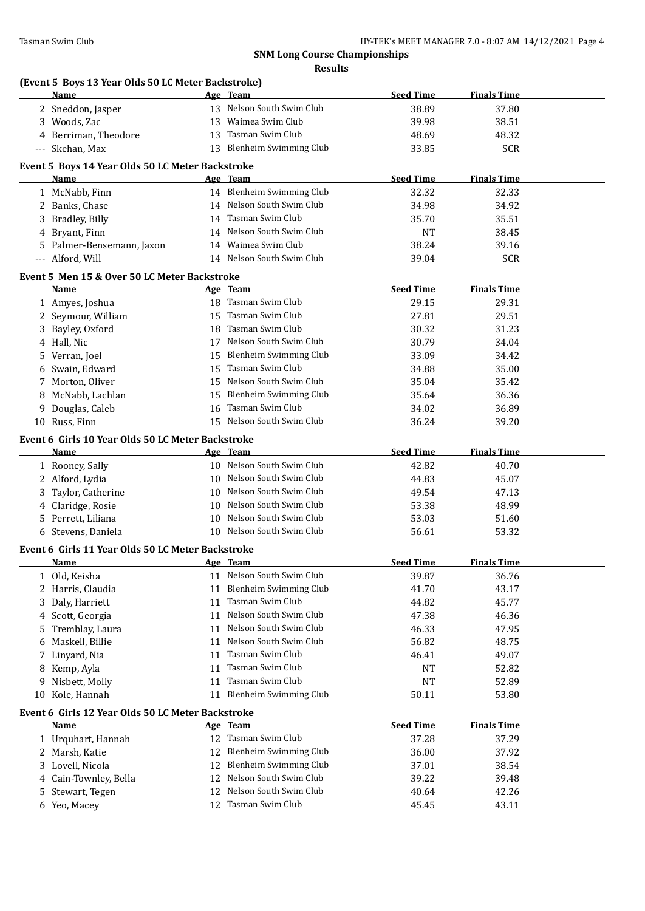## SNM Long Course Championships

### Results

#### (Event 5 Boys 13 Year Olds 50 LC Meter Backstroke)

| | Name | Age | Team | Seed Time | Finals Time |
|---|---|---|---|---|---|
| 2 | Sneddon, Jasper | 13 | Nelson South Swim Club | 38.89 | 37.80 |
| 3 | Woods, Zac | 13 | Waimea Swim Club | 39.98 | 38.51 |
| 4 | Berriman, Theodore | 13 | Tasman Swim Club | 48.69 | 48.32 |
| --- | Skehan, Max | 13 | Blenheim Swimming Club | 33.85 | SCR |

#### Event 5 Boys 14 Year Olds 50 LC Meter Backstroke

| | Name | Age | Team | Seed Time | Finals Time |
|---|---|---|---|---|---|
| 1 | McNabb, Finn | 14 | Blenheim Swimming Club | 32.32 | 32.33 |
| 2 | Banks, Chase | 14 | Nelson South Swim Club | 34.98 | 34.92 |
| 3 | Bradley, Billy | 14 | Tasman Swim Club | 35.70 | 35.51 |
| 4 | Bryant, Finn | 14 | Nelson South Swim Club | NT | 38.45 |
| 5 | Palmer-Bensemann, Jaxon | 14 | Waimea Swim Club | 38.24 | 39.16 |
| --- | Alford, Will | 14 | Nelson South Swim Club | 39.04 | SCR |

#### Event 5 Men 15 & Over 50 LC Meter Backstroke

| | Name | Age | Team | Seed Time | Finals Time |
|---|---|---|---|---|---|
| 1 | Amyes, Joshua | 18 | Tasman Swim Club | 29.15 | 29.31 |
| 2 | Seymour, William | 15 | Tasman Swim Club | 27.81 | 29.51 |
| 3 | Bayley, Oxford | 18 | Tasman Swim Club | 30.32 | 31.23 |
| 4 | Hall, Nic | 17 | Nelson South Swim Club | 30.79 | 34.04 |
| 5 | Verran, Joel | 15 | Blenheim Swimming Club | 33.09 | 34.42 |
| 6 | Swain, Edward | 15 | Tasman Swim Club | 34.88 | 35.00 |
| 7 | Morton, Oliver | 15 | Nelson South Swim Club | 35.04 | 35.42 |
| 8 | McNabb, Lachlan | 15 | Blenheim Swimming Club | 35.64 | 36.36 |
| 9 | Douglas, Caleb | 16 | Tasman Swim Club | 34.02 | 36.89 |
| 10 | Russ, Finn | 15 | Nelson South Swim Club | 36.24 | 39.20 |

#### Event 6 Girls 10 Year Olds 50 LC Meter Backstroke

| | Name | Age | Team | Seed Time | Finals Time |
|---|---|---|---|---|---|
| 1 | Rooney, Sally | 10 | Nelson South Swim Club | 42.82 | 40.70 |
| 2 | Alford, Lydia | 10 | Nelson South Swim Club | 44.83 | 45.07 |
| 3 | Taylor, Catherine | 10 | Nelson South Swim Club | 49.54 | 47.13 |
| 4 | Claridge, Rosie | 10 | Nelson South Swim Club | 53.38 | 48.99 |
| 5 | Perrett, Liliana | 10 | Nelson South Swim Club | 53.03 | 51.60 |
| 6 | Stevens, Daniela | 10 | Nelson South Swim Club | 56.61 | 53.32 |

#### Event 6 Girls 11 Year Olds 50 LC Meter Backstroke

| | Name | Age | Team | Seed Time | Finals Time |
|---|---|---|---|---|---|
| 1 | Old, Keisha | 11 | Nelson South Swim Club | 39.87 | 36.76 |
| 2 | Harris, Claudia | 11 | Blenheim Swimming Club | 41.70 | 43.17 |
| 3 | Daly, Harriett | 11 | Tasman Swim Club | 44.82 | 45.77 |
| 4 | Scott, Georgia | 11 | Nelson South Swim Club | 47.38 | 46.36 |
| 5 | Tremblay, Laura | 11 | Nelson South Swim Club | 46.33 | 47.95 |
| 6 | Maskell, Billie | 11 | Nelson South Swim Club | 56.82 | 48.75 |
| 7 | Linyard, Nia | 11 | Tasman Swim Club | 46.41 | 49.07 |
| 8 | Kemp, Ayla | 11 | Tasman Swim Club | NT | 52.82 |
| 9 | Nisbett, Molly | 11 | Tasman Swim Club | NT | 52.89 |
| 10 | Kole, Hannah | 11 | Blenheim Swimming Club | 50.11 | 53.80 |

#### Event 6 Girls 12 Year Olds 50 LC Meter Backstroke

| | Name | Age | Team | Seed Time | Finals Time |
|---|---|---|---|---|---|
| 1 | Urquhart, Hannah | 12 | Tasman Swim Club | 37.28 | 37.29 |
| 2 | Marsh, Katie | 12 | Blenheim Swimming Club | 36.00 | 37.92 |
| 3 | Lovell, Nicola | 12 | Blenheim Swimming Club | 37.01 | 38.54 |
| 4 | Cain-Townley, Bella | 12 | Nelson South Swim Club | 39.22 | 39.48 |
| 5 | Stewart, Tegen | 12 | Nelson South Swim Club | 40.64 | 42.26 |
| 6 | Yeo, Macey | 12 | Tasman Swim Club | 45.45 | 43.11 |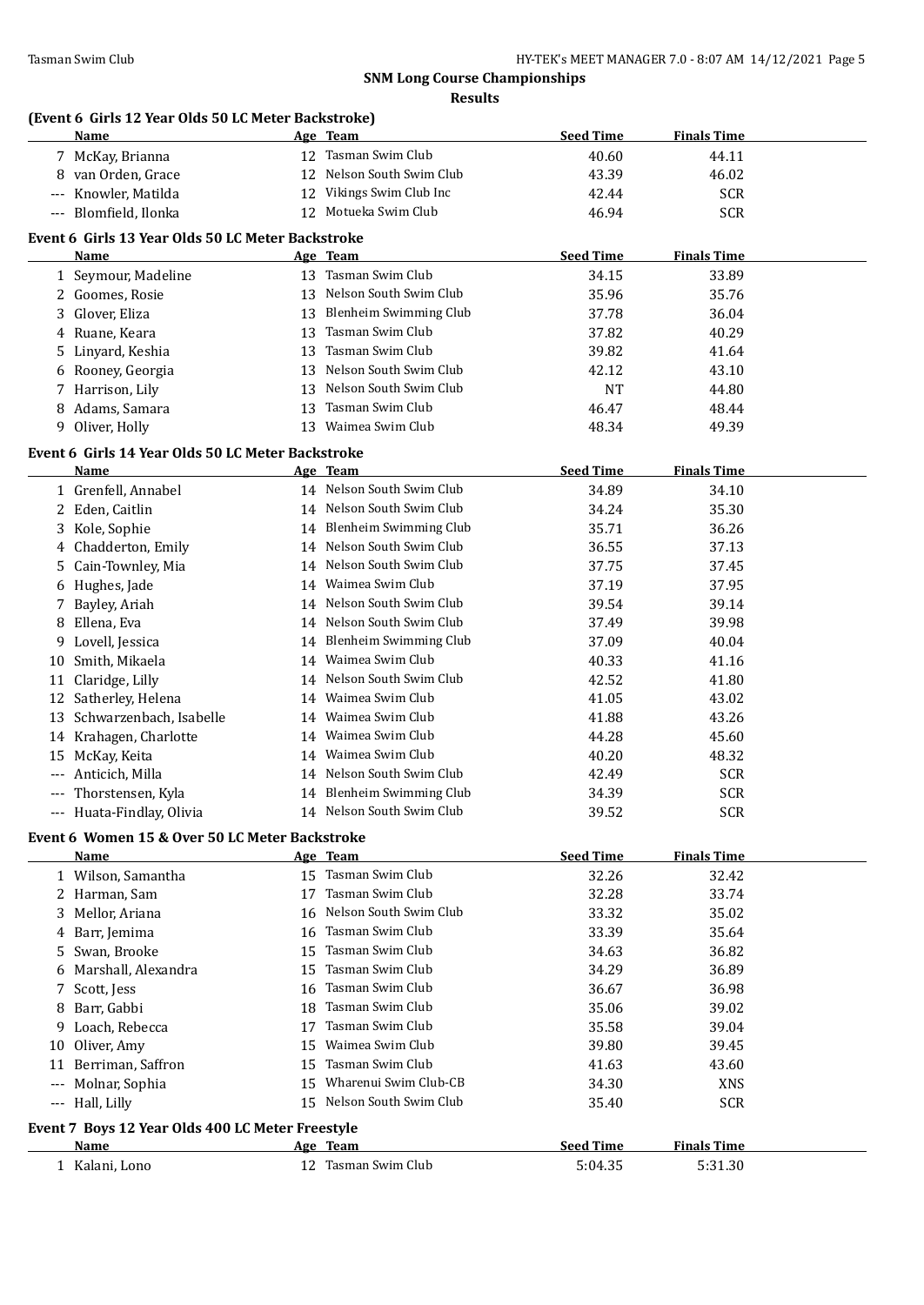## SNM Long Course Championships

**Results**

### (Event 6 Girls 12 Year Olds 50 LC Meter Backstroke)

| | Name | Age | Team | Seed Time | Finals Time |
|---|---|---|---|---|---|
| 7 | McKay, Brianna | 12 | Tasman Swim Club | 40.60 | 44.11 |
| 8 | van Orden, Grace | 12 | Nelson South Swim Club | 43.39 | 46.02 |
| --- | Knowler, Matilda | 12 | Vikings Swim Club Inc | 42.44 | SCR |
| --- | Blomfield, Ilonka | 12 | Motueka Swim Club | 46.94 | SCR |

### Event 6 Girls 13 Year Olds 50 LC Meter Backstroke

| | Name | Age | Team | Seed Time | Finals Time |
|---|---|---|---|---|---|
| 1 | Seymour, Madeline | 13 | Tasman Swim Club | 34.15 | 33.89 |
| 2 | Goomes, Rosie | 13 | Nelson South Swim Club | 35.96 | 35.76 |
| 3 | Glover, Eliza | 13 | Blenheim Swimming Club | 37.78 | 36.04 |
| 4 | Ruane, Keara | 13 | Tasman Swim Club | 37.82 | 40.29 |
| 5 | Linyard, Keshia | 13 | Tasman Swim Club | 39.82 | 41.64 |
| 6 | Rooney, Georgia | 13 | Nelson South Swim Club | 42.12 | 43.10 |
| 7 | Harrison, Lily | 13 | Nelson South Swim Club | NT | 44.80 |
| 8 | Adams, Samara | 13 | Tasman Swim Club | 46.47 | 48.44 |
| 9 | Oliver, Holly | 13 | Waimea Swim Club | 48.34 | 49.39 |

### Event 6 Girls 14 Year Olds 50 LC Meter Backstroke

| | Name | Age | Team | Seed Time | Finals Time |
|---|---|---|---|---|---|
| 1 | Grenfell, Annabel | 14 | Nelson South Swim Club | 34.89 | 34.10 |
| 2 | Eden, Caitlin | 14 | Nelson South Swim Club | 34.24 | 35.30 |
| 3 | Kole, Sophie | 14 | Blenheim Swimming Club | 35.71 | 36.26 |
| 4 | Chadderton, Emily | 14 | Nelson South Swim Club | 36.55 | 37.13 |
| 5 | Cain-Townley, Mia | 14 | Nelson South Swim Club | 37.75 | 37.45 |
| 6 | Hughes, Jade | 14 | Waimea Swim Club | 37.19 | 37.95 |
| 7 | Bayley, Ariah | 14 | Nelson South Swim Club | 39.54 | 39.14 |
| 8 | Ellena, Eva | 14 | Nelson South Swim Club | 37.49 | 39.98 |
| 9 | Lovell, Jessica | 14 | Blenheim Swimming Club | 37.09 | 40.04 |
| 10 | Smith, Mikaela | 14 | Waimea Swim Club | 40.33 | 41.16 |
| 11 | Claridge, Lilly | 14 | Nelson South Swim Club | 42.52 | 41.80 |
| 12 | Satherley, Helena | 14 | Waimea Swim Club | 41.05 | 43.02 |
| 13 | Schwarzenbach, Isabelle | 14 | Waimea Swim Club | 41.88 | 43.26 |
| 14 | Krahagen, Charlotte | 14 | Waimea Swim Club | 44.28 | 45.60 |
| 15 | McKay, Keita | 14 | Waimea Swim Club | 40.20 | 48.32 |
| --- | Anticich, Milla | 14 | Nelson South Swim Club | 42.49 | SCR |
| --- | Thorstensen, Kyla | 14 | Blenheim Swimming Club | 34.39 | SCR |
| --- | Huata-Findlay, Olivia | 14 | Nelson South Swim Club | 39.52 | SCR |

### Event 6 Women 15 & Over 50 LC Meter Backstroke

| | Name | Age | Team | Seed Time | Finals Time |
|---|---|---|---|---|---|
| 1 | Wilson, Samantha | 15 | Tasman Swim Club | 32.26 | 32.42 |
| 2 | Harman, Sam | 17 | Tasman Swim Club | 32.28 | 33.74 |
| 3 | Mellor, Ariana | 16 | Nelson South Swim Club | 33.32 | 35.02 |
| 4 | Barr, Jemima | 16 | Tasman Swim Club | 33.39 | 35.64 |
| 5 | Swan, Brooke | 15 | Tasman Swim Club | 34.63 | 36.82 |
| 6 | Marshall, Alexandra | 15 | Tasman Swim Club | 34.29 | 36.89 |
| 7 | Scott, Jess | 16 | Tasman Swim Club | 36.67 | 36.98 |
| 8 | Barr, Gabbi | 18 | Tasman Swim Club | 35.06 | 39.02 |
| 9 | Loach, Rebecca | 17 | Tasman Swim Club | 35.58 | 39.04 |
| 10 | Oliver, Amy | 15 | Waimea Swim Club | 39.80 | 39.45 |
| 11 | Berriman, Saffron | 15 | Tasman Swim Club | 41.63 | 43.60 |
| --- | Molnar, Sophia | 15 | Wharenui Swim Club-CB | 34.30 | XNS |
| --- | Hall, Lilly | 15 | Nelson South Swim Club | 35.40 | SCR |

### Event 7 Boys 12 Year Olds 400 LC Meter Freestyle

| | Name | Age | Team | Seed Time | Finals Time |
|---|---|---|---|---|---|
| 1 | Kalani, Lono | 12 | Tasman Swim Club | 5:04.35 | 5:31.30 |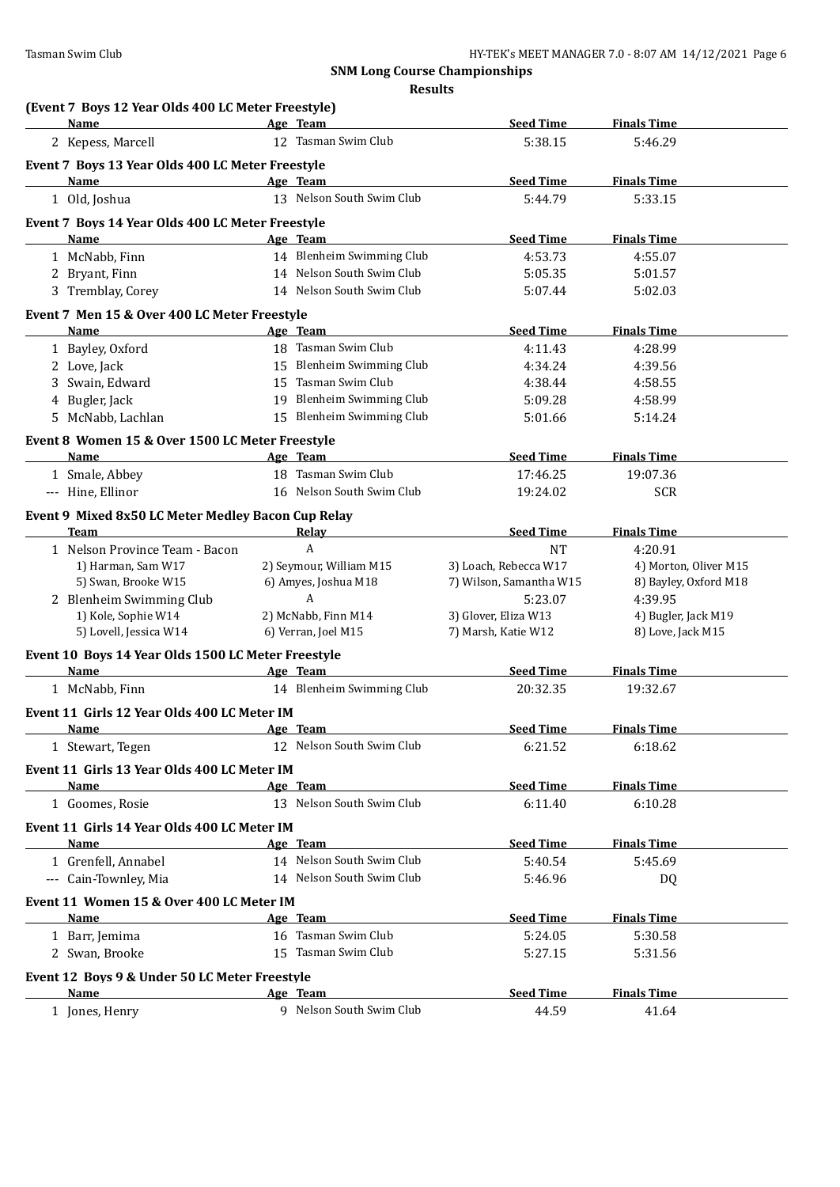**SNM Long Course Championships**

**Results**

**(Event 7 Boys 12 Year Olds 400 LC Meter Freestyle)**

| | Name | Age | Team | Seed Time | Finals Time |
|---|---|---|---|---|---|
| 2 | Kepess, Marcell | 12 | Tasman Swim Club | 5:38.15 | 5:46.29 |

**Event 7 Boys 13 Year Olds 400 LC Meter Freestyle**

| | Name | Age | Team | Seed Time | Finals Time |
|---|---|---|---|---|---|
| 1 | Old, Joshua | 13 | Nelson South Swim Club | 5:44.79 | 5:33.15 |

**Event 7 Boys 14 Year Olds 400 LC Meter Freestyle**

| | Name | Age | Team | Seed Time | Finals Time |
|---|---|---|---|---|---|
| 1 | McNabb, Finn | 14 | Blenheim Swimming Club | 4:53.73 | 4:55.07 |
| 2 | Bryant, Finn | 14 | Nelson South Swim Club | 5:05.35 | 5:01.57 |
| 3 | Tremblay, Corey | 14 | Nelson South Swim Club | 5:07.44 | 5:02.03 |

**Event 7 Men 15 & Over 400 LC Meter Freestyle**

| | Name | Age | Team | Seed Time | Finals Time |
|---|---|---|---|---|---|
| 1 | Bayley, Oxford | 18 | Tasman Swim Club | 4:11.43 | 4:28.99 |
| 2 | Love, Jack | 15 | Blenheim Swimming Club | 4:34.24 | 4:39.56 |
| 3 | Swain, Edward | 15 | Tasman Swim Club | 4:38.44 | 4:58.55 |
| 4 | Bugler, Jack | 19 | Blenheim Swimming Club | 5:09.28 | 4:58.99 |
| 5 | McNabb, Lachlan | 15 | Blenheim Swimming Club | 5:01.66 | 5:14.24 |

**Event 8 Women 15 & Over 1500 LC Meter Freestyle**

| | Name | Age | Team | Seed Time | Finals Time |
|---|---|---|---|---|---|
| 1 | Smale, Abbey | 18 | Tasman Swim Club | 17:46.25 | 19:07.36 |
| --- | Hine, Ellinor | 16 | Nelson South Swim Club | 19:24.02 | SCR |

**Event 9 Mixed 8x50 LC Meter Medley Bacon Cup Relay**

| | Team | Relay | Seed Time | Finals Time |
|---|---|---|---|---|
| 1 | Nelson Province Team - Bacon | A | NT | 4:20.91 |
| | 1) Harman, Sam W17 | 2) Seymour, William M15 | 3) Loach, Rebecca W17 | 4) Morton, Oliver M15 |
| | 5) Swan, Brooke W15 | 6) Amyes, Joshua M18 | 7) Wilson, Samantha W15 | 8) Bayley, Oxford M18 |
| 2 | Blenheim Swimming Club | A | 5:23.07 | 4:39.95 |
| | 1) Kole, Sophie W14 | 2) McNabb, Finn M14 | 3) Glover, Eliza W13 | 4) Bugler, Jack M19 |
| | 5) Lovell, Jessica W14 | 6) Verran, Joel M15 | 7) Marsh, Katie W12 | 8) Love, Jack M15 |

**Event 10 Boys 14 Year Olds 1500 LC Meter Freestyle**

| | Name | Age | Team | Seed Time | Finals Time |
|---|---|---|---|---|---|
| 1 | McNabb, Finn | 14 | Blenheim Swimming Club | 20:32.35 | 19:32.67 |

**Event 11 Girls 12 Year Olds 400 LC Meter IM**

| | Name | Age | Team | Seed Time | Finals Time |
|---|---|---|---|---|---|
| 1 | Stewart, Tegen | 12 | Nelson South Swim Club | 6:21.52 | 6:18.62 |

**Event 11 Girls 13 Year Olds 400 LC Meter IM**

| | Name | Age | Team | Seed Time | Finals Time |
|---|---|---|---|---|---|
| 1 | Goomes, Rosie | 13 | Nelson South Swim Club | 6:11.40 | 6:10.28 |

**Event 11 Girls 14 Year Olds 400 LC Meter IM**

| | Name | Age | Team | Seed Time | Finals Time |
|---|---|---|---|---|---|
| 1 | Grenfell, Annabel | 14 | Nelson South Swim Club | 5:40.54 | 5:45.69 |
| --- | Cain-Townley, Mia | 14 | Nelson South Swim Club | 5:46.96 | DQ |

**Event 11 Women 15 & Over 400 LC Meter IM**

| | Name | Age | Team | Seed Time | Finals Time |
|---|---|---|---|---|---|
| 1 | Barr, Jemima | 16 | Tasman Swim Club | 5:24.05 | 5:30.58 |
| 2 | Swan, Brooke | 15 | Tasman Swim Club | 5:27.15 | 5:31.56 |

**Event 12 Boys 9 & Under 50 LC Meter Freestyle**

| | Name | Age | Team | Seed Time | Finals Time |
|---|---|---|---|---|---|
| 1 | Jones, Henry | 9 | Nelson South Swim Club | 44.59 | 41.64 |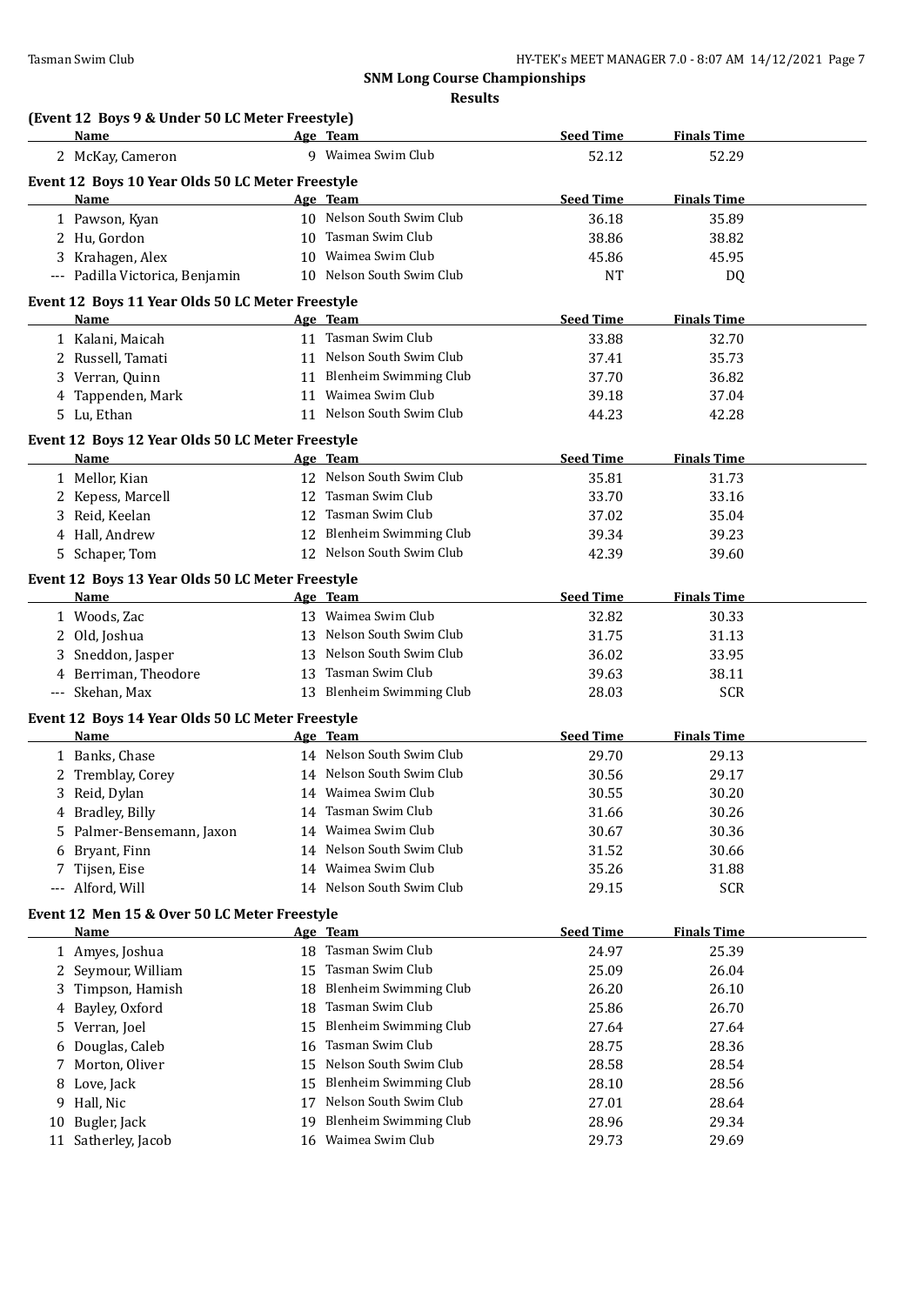## SNM Long Course Championships

### Results

#### (Event 12 Boys 9 & Under 50 LC Meter Freestyle)

| | Name | Age | Team | Seed Time | Finals Time |
|---|---|---|---|---|---|
| 2 | McKay, Cameron | 9 | Waimea Swim Club | 52.12 | 52.29 |

#### Event 12 Boys 10 Year Olds 50 LC Meter Freestyle

| | Name | Age | Team | Seed Time | Finals Time |
|---|---|---|---|---|---|
| 1 | Pawson, Kyan | 10 | Nelson South Swim Club | 36.18 | 35.89 |
| 2 | Hu, Gordon | 10 | Tasman Swim Club | 38.86 | 38.82 |
| 3 | Krahagen, Alex | 10 | Waimea Swim Club | 45.86 | 45.95 |
| --- | Padilla Victorica, Benjamin | 10 | Nelson South Swim Club | NT | DQ |

#### Event 12 Boys 11 Year Olds 50 LC Meter Freestyle

| | Name | Age | Team | Seed Time | Finals Time |
|---|---|---|---|---|---|
| 1 | Kalani, Maicah | 11 | Tasman Swim Club | 33.88 | 32.70 |
| 2 | Russell, Tamati | 11 | Nelson South Swim Club | 37.41 | 35.73 |
| 3 | Verran, Quinn | 11 | Blenheim Swimming Club | 37.70 | 36.82 |
| 4 | Tappenden, Mark | 11 | Waimea Swim Club | 39.18 | 37.04 |
| 5 | Lu, Ethan | 11 | Nelson South Swim Club | 44.23 | 42.28 |

#### Event 12 Boys 12 Year Olds 50 LC Meter Freestyle

| | Name | Age | Team | Seed Time | Finals Time |
|---|---|---|---|---|---|
| 1 | Mellor, Kian | 12 | Nelson South Swim Club | 35.81 | 31.73 |
| 2 | Kepess, Marcell | 12 | Tasman Swim Club | 33.70 | 33.16 |
| 3 | Reid, Keelan | 12 | Tasman Swim Club | 37.02 | 35.04 |
| 4 | Hall, Andrew | 12 | Blenheim Swimming Club | 39.34 | 39.23 |
| 5 | Schaper, Tom | 12 | Nelson South Swim Club | 42.39 | 39.60 |

#### Event 12 Boys 13 Year Olds 50 LC Meter Freestyle

| | Name | Age | Team | Seed Time | Finals Time |
|---|---|---|---|---|---|
| 1 | Woods, Zac | 13 | Waimea Swim Club | 32.82 | 30.33 |
| 2 | Old, Joshua | 13 | Nelson South Swim Club | 31.75 | 31.13 |
| 3 | Sneddon, Jasper | 13 | Nelson South Swim Club | 36.02 | 33.95 |
| 4 | Berriman, Theodore | 13 | Tasman Swim Club | 39.63 | 38.11 |
| --- | Skehan, Max | 13 | Blenheim Swimming Club | 28.03 | SCR |

#### Event 12 Boys 14 Year Olds 50 LC Meter Freestyle

| | Name | Age | Team | Seed Time | Finals Time |
|---|---|---|---|---|---|
| 1 | Banks, Chase | 14 | Nelson South Swim Club | 29.70 | 29.13 |
| 2 | Tremblay, Corey | 14 | Nelson South Swim Club | 30.56 | 29.17 |
| 3 | Reid, Dylan | 14 | Waimea Swim Club | 30.55 | 30.20 |
| 4 | Bradley, Billy | 14 | Tasman Swim Club | 31.66 | 30.26 |
| 5 | Palmer-Bensemann, Jaxon | 14 | Waimea Swim Club | 30.67 | 30.36 |
| 6 | Bryant, Finn | 14 | Nelson South Swim Club | 31.52 | 30.66 |
| 7 | Tijsen, Eise | 14 | Waimea Swim Club | 35.26 | 31.88 |
| --- | Alford, Will | 14 | Nelson South Swim Club | 29.15 | SCR |

#### Event 12 Men 15 & Over 50 LC Meter Freestyle

| | Name | Age | Team | Seed Time | Finals Time |
|---|---|---|---|---|---|
| 1 | Amyes, Joshua | 18 | Tasman Swim Club | 24.97 | 25.39 |
| 2 | Seymour, William | 15 | Tasman Swim Club | 25.09 | 26.04 |
| 3 | Timpson, Hamish | 18 | Blenheim Swimming Club | 26.20 | 26.10 |
| 4 | Bayley, Oxford | 18 | Tasman Swim Club | 25.86 | 26.70 |
| 5 | Verran, Joel | 15 | Blenheim Swimming Club | 27.64 | 27.64 |
| 6 | Douglas, Caleb | 16 | Tasman Swim Club | 28.75 | 28.36 |
| 7 | Morton, Oliver | 15 | Nelson South Swim Club | 28.58 | 28.54 |
| 8 | Love, Jack | 15 | Blenheim Swimming Club | 28.10 | 28.56 |
| 9 | Hall, Nic | 17 | Nelson South Swim Club | 27.01 | 28.64 |
| 10 | Bugler, Jack | 19 | Blenheim Swimming Club | 28.96 | 29.34 |
| 11 | Satherley, Jacob | 16 | Waimea Swim Club | 29.73 | 29.69 |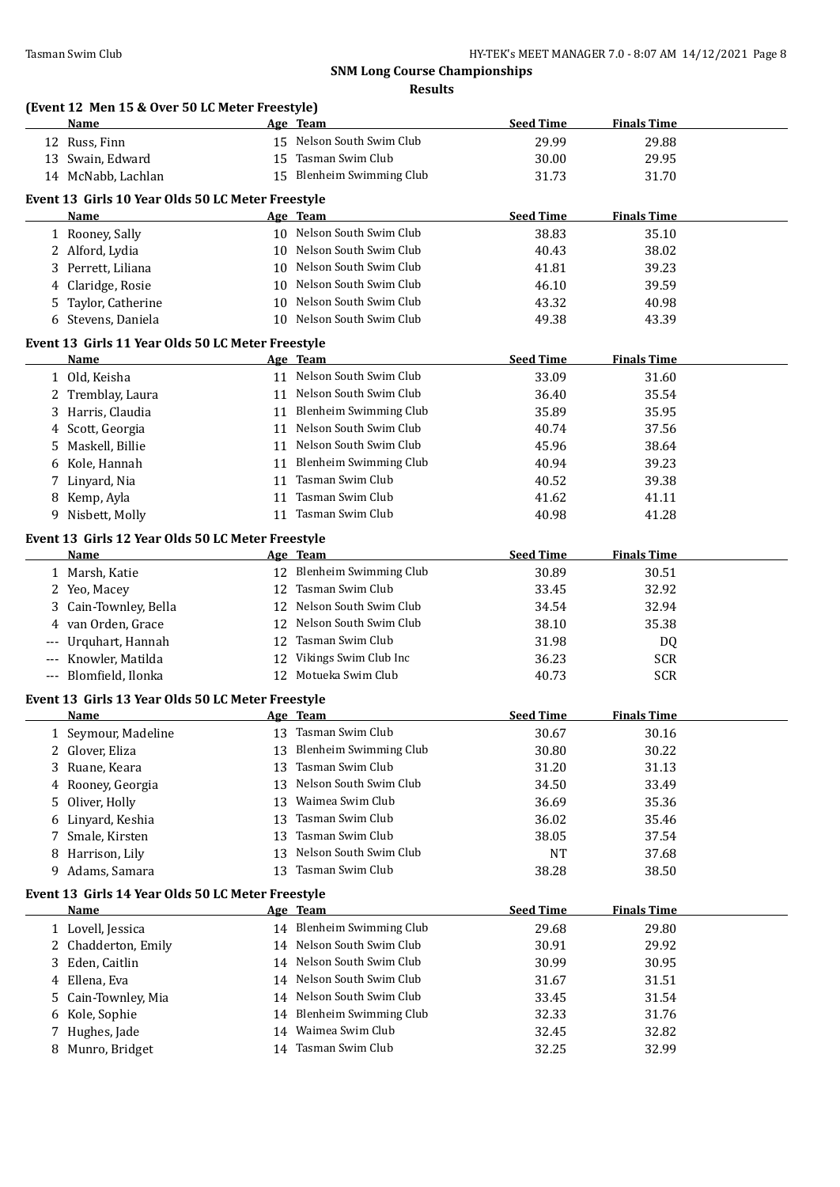**SNM Long Course Championships**

**Results**

### (Event 12 Men 15 & Over 50 LC Meter Freestyle)

| | Name | Age | Team | Seed Time | Finals Time |
|---|---|---|---|---|---|
| 12 | Russ, Finn | 15 | Nelson South Swim Club | 29.99 | 29.88 |
| 13 | Swain, Edward | 15 | Tasman Swim Club | 30.00 | 29.95 |
| 14 | McNabb, Lachlan | 15 | Blenheim Swimming Club | 31.73 | 31.70 |

### Event 13 Girls 10 Year Olds 50 LC Meter Freestyle

| | Name | Age | Team | Seed Time | Finals Time |
|---|---|---|---|---|---|
| 1 | Rooney, Sally | 10 | Nelson South Swim Club | 38.83 | 35.10 |
| 2 | Alford, Lydia | 10 | Nelson South Swim Club | 40.43 | 38.02 |
| 3 | Perrett, Liliana | 10 | Nelson South Swim Club | 41.81 | 39.23 |
| 4 | Claridge, Rosie | 10 | Nelson South Swim Club | 46.10 | 39.59 |
| 5 | Taylor, Catherine | 10 | Nelson South Swim Club | 43.32 | 40.98 |
| 6 | Stevens, Daniela | 10 | Nelson South Swim Club | 49.38 | 43.39 |

### Event 13 Girls 11 Year Olds 50 LC Meter Freestyle

| | Name | Age | Team | Seed Time | Finals Time |
|---|---|---|---|---|---|
| 1 | Old, Keisha | 11 | Nelson South Swim Club | 33.09 | 31.60 |
| 2 | Tremblay, Laura | 11 | Nelson South Swim Club | 36.40 | 35.54 |
| 3 | Harris, Claudia | 11 | Blenheim Swimming Club | 35.89 | 35.95 |
| 4 | Scott, Georgia | 11 | Nelson South Swim Club | 40.74 | 37.56 |
| 5 | Maskell, Billie | 11 | Nelson South Swim Club | 45.96 | 38.64 |
| 6 | Kole, Hannah | 11 | Blenheim Swimming Club | 40.94 | 39.23 |
| 7 | Linyard, Nia | 11 | Tasman Swim Club | 40.52 | 39.38 |
| 8 | Kemp, Ayla | 11 | Tasman Swim Club | 41.62 | 41.11 |
| 9 | Nisbett, Molly | 11 | Tasman Swim Club | 40.98 | 41.28 |

### Event 13 Girls 12 Year Olds 50 LC Meter Freestyle

| | Name | Age | Team | Seed Time | Finals Time |
|---|---|---|---|---|---|
| 1 | Marsh, Katie | 12 | Blenheim Swimming Club | 30.89 | 30.51 |
| 2 | Yeo, Macey | 12 | Tasman Swim Club | 33.45 | 32.92 |
| 3 | Cain-Townley, Bella | 12 | Nelson South Swim Club | 34.54 | 32.94 |
| 4 | van Orden, Grace | 12 | Nelson South Swim Club | 38.10 | 35.38 |
| --- | Urquhart, Hannah | 12 | Tasman Swim Club | 31.98 | DQ |
| --- | Knowler, Matilda | 12 | Vikings Swim Club Inc | 36.23 | SCR |
| --- | Blomfield, Ilonka | 12 | Motueka Swim Club | 40.73 | SCR |

### Event 13 Girls 13 Year Olds 50 LC Meter Freestyle

| | Name | Age | Team | Seed Time | Finals Time |
|---|---|---|---|---|---|
| 1 | Seymour, Madeline | 13 | Tasman Swim Club | 30.67 | 30.16 |
| 2 | Glover, Eliza | 13 | Blenheim Swimming Club | 30.80 | 30.22 |
| 3 | Ruane, Keara | 13 | Tasman Swim Club | 31.20 | 31.13 |
| 4 | Rooney, Georgia | 13 | Nelson South Swim Club | 34.50 | 33.49 |
| 5 | Oliver, Holly | 13 | Waimea Swim Club | 36.69 | 35.36 |
| 6 | Linyard, Keshia | 13 | Tasman Swim Club | 36.02 | 35.46 |
| 7 | Smale, Kirsten | 13 | Tasman Swim Club | 38.05 | 37.54 |
| 8 | Harrison, Lily | 13 | Nelson South Swim Club | NT | 37.68 |
| 9 | Adams, Samara | 13 | Tasman Swim Club | 38.28 | 38.50 |

### Event 13 Girls 14 Year Olds 50 LC Meter Freestyle

| | Name | Age | Team | Seed Time | Finals Time |
|---|---|---|---|---|---|
| 1 | Lovell, Jessica | 14 | Blenheim Swimming Club | 29.68 | 29.80 |
| 2 | Chadderton, Emily | 14 | Nelson South Swim Club | 30.91 | 29.92 |
| 3 | Eden, Caitlin | 14 | Nelson South Swim Club | 30.99 | 30.95 |
| 4 | Ellena, Eva | 14 | Nelson South Swim Club | 31.67 | 31.51 |
| 5 | Cain-Townley, Mia | 14 | Nelson South Swim Club | 33.45 | 31.54 |
| 6 | Kole, Sophie | 14 | Blenheim Swimming Club | 32.33 | 31.76 |
| 7 | Hughes, Jade | 14 | Waimea Swim Club | 32.45 | 32.82 |
| 8 | Munro, Bridget | 14 | Tasman Swim Club | 32.25 | 32.99 |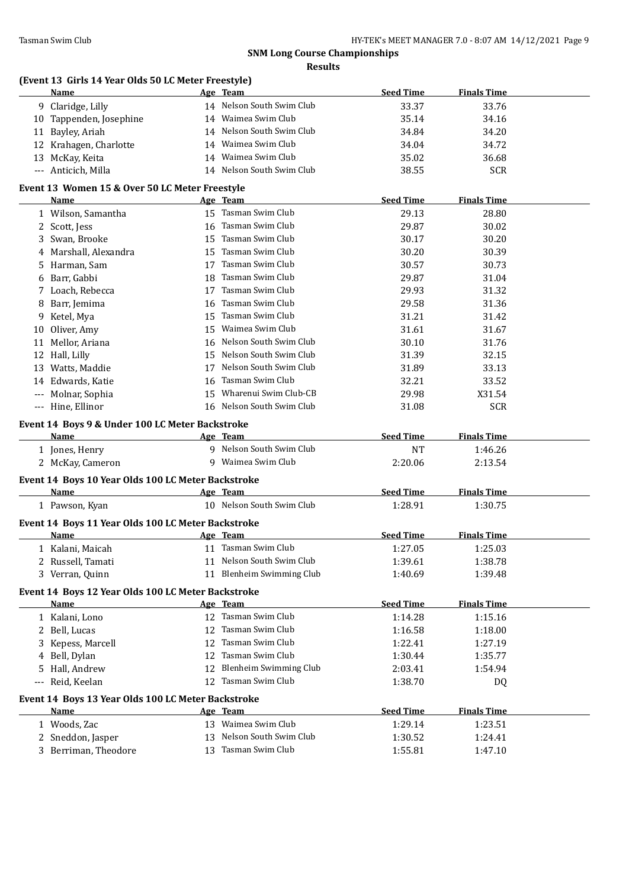**SNM Long Course Championships**

**Results**

### (Event 13 Girls 14 Year Olds 50 LC Meter Freestyle)

| | Name | Age | Team | Seed Time | Finals Time |
|---|---|---|---|---|---|
| 9 | Claridge, Lilly | 14 | Nelson South Swim Club | 33.37 | 33.76 |
| 10 | Tappenden, Josephine | 14 | Waimea Swim Club | 35.14 | 34.16 |
| 11 | Bayley, Ariah | 14 | Nelson South Swim Club | 34.84 | 34.20 |
| 12 | Krahagen, Charlotte | 14 | Waimea Swim Club | 34.04 | 34.72 |
| 13 | McKay, Keita | 14 | Waimea Swim Club | 35.02 | 36.68 |
| --- | Anticich, Milla | 14 | Nelson South Swim Club | 38.55 | SCR |

### Event 13 Women 15 & Over 50 LC Meter Freestyle

| | Name | Age | Team | Seed Time | Finals Time |
|---|---|---|---|---|---|
| 1 | Wilson, Samantha | 15 | Tasman Swim Club | 29.13 | 28.80 |
| 2 | Scott, Jess | 16 | Tasman Swim Club | 29.87 | 30.02 |
| 3 | Swan, Brooke | 15 | Tasman Swim Club | 30.17 | 30.20 |
| 4 | Marshall, Alexandra | 15 | Tasman Swim Club | 30.20 | 30.39 |
| 5 | Harman, Sam | 17 | Tasman Swim Club | 30.57 | 30.73 |
| 6 | Barr, Gabbi | 18 | Tasman Swim Club | 29.87 | 31.04 |
| 7 | Loach, Rebecca | 17 | Tasman Swim Club | 29.93 | 31.32 |
| 8 | Barr, Jemima | 16 | Tasman Swim Club | 29.58 | 31.36 |
| 9 | Ketel, Mya | 15 | Tasman Swim Club | 31.21 | 31.42 |
| 10 | Oliver, Amy | 15 | Waimea Swim Club | 31.61 | 31.67 |
| 11 | Mellor, Ariana | 16 | Nelson South Swim Club | 30.10 | 31.76 |
| 12 | Hall, Lilly | 15 | Nelson South Swim Club | 31.39 | 32.15 |
| 13 | Watts, Maddie | 17 | Nelson South Swim Club | 31.89 | 33.13 |
| 14 | Edwards, Katie | 16 | Tasman Swim Club | 32.21 | 33.52 |
| --- | Molnar, Sophia | 15 | Wharenui Swim Club-CB | 29.98 | X31.54 |
| --- | Hine, Ellinor | 16 | Nelson South Swim Club | 31.08 | SCR |

### Event 14 Boys 9 & Under 100 LC Meter Backstroke

| | Name | Age | Team | Seed Time | Finals Time |
|---|---|---|---|---|---|
| 1 | Jones, Henry | 9 | Nelson South Swim Club | NT | 1:46.26 |
| 2 | McKay, Cameron | 9 | Waimea Swim Club | 2:20.06 | 2:13.54 |

### Event 14 Boys 10 Year Olds 100 LC Meter Backstroke

| | Name | Age | Team | Seed Time | Finals Time |
|---|---|---|---|---|---|
| 1 | Pawson, Kyan | 10 | Nelson South Swim Club | 1:28.91 | 1:30.75 |

### Event 14 Boys 11 Year Olds 100 LC Meter Backstroke

| | Name | Age | Team | Seed Time | Finals Time |
|---|---|---|---|---|---|
| 1 | Kalani, Maicah | 11 | Tasman Swim Club | 1:27.05 | 1:25.03 |
| 2 | Russell, Tamati | 11 | Nelson South Swim Club | 1:39.61 | 1:38.78 |
| 3 | Verran, Quinn | 11 | Blenheim Swimming Club | 1:40.69 | 1:39.48 |

### Event 14 Boys 12 Year Olds 100 LC Meter Backstroke

| | Name | Age | Team | Seed Time | Finals Time |
|---|---|---|---|---|---|
| 1 | Kalani, Lono | 12 | Tasman Swim Club | 1:14.28 | 1:15.16 |
| 2 | Bell, Lucas | 12 | Tasman Swim Club | 1:16.58 | 1:18.00 |
| 3 | Kepess, Marcell | 12 | Tasman Swim Club | 1:22.41 | 1:27.19 |
| 4 | Bell, Dylan | 12 | Tasman Swim Club | 1:30.44 | 1:35.77 |
| 5 | Hall, Andrew | 12 | Blenheim Swimming Club | 2:03.41 | 1:54.94 |
| --- | Reid, Keelan | 12 | Tasman Swim Club | 1:38.70 | DQ |

### Event 14 Boys 13 Year Olds 100 LC Meter Backstroke

| | Name | Age | Team | Seed Time | Finals Time |
|---|---|---|---|---|---|
| 1 | Woods, Zac | 13 | Waimea Swim Club | 1:29.14 | 1:23.51 |
| 2 | Sneddon, Jasper | 13 | Nelson South Swim Club | 1:30.52 | 1:24.41 |
| 3 | Berriman, Theodore | 13 | Tasman Swim Club | 1:55.81 | 1:47.10 |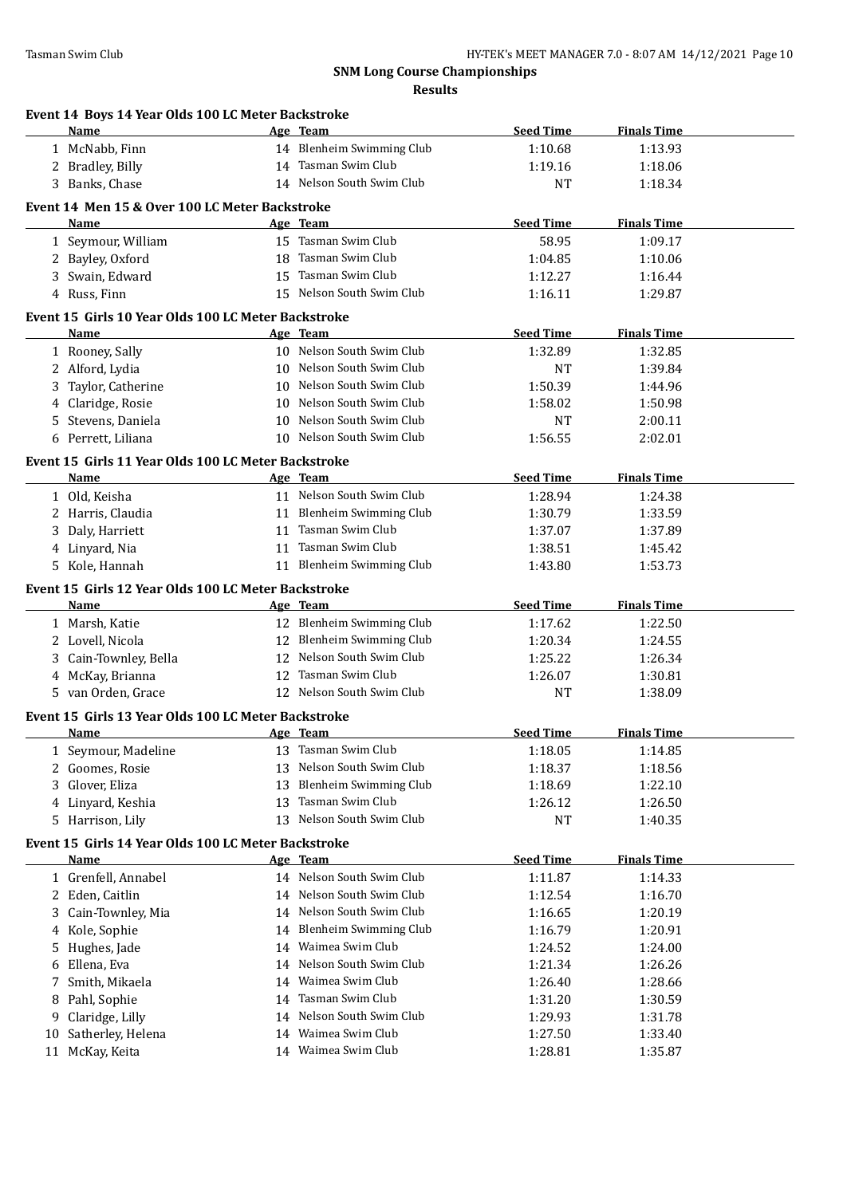## SNM Long Course Championships

### Results

#### Event 14 Boys 14 Year Olds 100 LC Meter Backstroke

| | Name | Age | Team | Seed Time | Finals Time |
|---|---|---|---|---|---|
| 1 | McNabb, Finn | 14 | Blenheim Swimming Club | 1:10.68 | 1:13.93 |
| 2 | Bradley, Billy | 14 | Tasman Swim Club | 1:19.16 | 1:18.06 |
| 3 | Banks, Chase | 14 | Nelson South Swim Club | NT | 1:18.34 |

#### Event 14 Men 15 & Over 100 LC Meter Backstroke

| | Name | Age | Team | Seed Time | Finals Time |
|---|---|---|---|---|---|
| 1 | Seymour, William | 15 | Tasman Swim Club | 58.95 | 1:09.17 |
| 2 | Bayley, Oxford | 18 | Tasman Swim Club | 1:04.85 | 1:10.06 |
| 3 | Swain, Edward | 15 | Tasman Swim Club | 1:12.27 | 1:16.44 |
| 4 | Russ, Finn | 15 | Nelson South Swim Club | 1:16.11 | 1:29.87 |

#### Event 15 Girls 10 Year Olds 100 LC Meter Backstroke

| | Name | Age | Team | Seed Time | Finals Time |
|---|---|---|---|---|---|
| 1 | Rooney, Sally | 10 | Nelson South Swim Club | 1:32.89 | 1:32.85 |
| 2 | Alford, Lydia | 10 | Nelson South Swim Club | NT | 1:39.84 |
| 3 | Taylor, Catherine | 10 | Nelson South Swim Club | 1:50.39 | 1:44.96 |
| 4 | Claridge, Rosie | 10 | Nelson South Swim Club | 1:58.02 | 1:50.98 |
| 5 | Stevens, Daniela | 10 | Nelson South Swim Club | NT | 2:00.11 |
| 6 | Perrett, Liliana | 10 | Nelson South Swim Club | 1:56.55 | 2:02.01 |

#### Event 15 Girls 11 Year Olds 100 LC Meter Backstroke

| | Name | Age | Team | Seed Time | Finals Time |
|---|---|---|---|---|---|
| 1 | Old, Keisha | 11 | Nelson South Swim Club | 1:28.94 | 1:24.38 |
| 2 | Harris, Claudia | 11 | Blenheim Swimming Club | 1:30.79 | 1:33.59 |
| 3 | Daly, Harriett | 11 | Tasman Swim Club | 1:37.07 | 1:37.89 |
| 4 | Linyard, Nia | 11 | Tasman Swim Club | 1:38.51 | 1:45.42 |
| 5 | Kole, Hannah | 11 | Blenheim Swimming Club | 1:43.80 | 1:53.73 |

#### Event 15 Girls 12 Year Olds 100 LC Meter Backstroke

| | Name | Age | Team | Seed Time | Finals Time |
|---|---|---|---|---|---|
| 1 | Marsh, Katie | 12 | Blenheim Swimming Club | 1:17.62 | 1:22.50 |
| 2 | Lovell, Nicola | 12 | Blenheim Swimming Club | 1:20.34 | 1:24.55 |
| 3 | Cain-Townley, Bella | 12 | Nelson South Swim Club | 1:25.22 | 1:26.34 |
| 4 | McKay, Brianna | 12 | Tasman Swim Club | 1:26.07 | 1:30.81 |
| 5 | van Orden, Grace | 12 | Nelson South Swim Club | NT | 1:38.09 |

#### Event 15 Girls 13 Year Olds 100 LC Meter Backstroke

| | Name | Age | Team | Seed Time | Finals Time |
|---|---|---|---|---|---|
| 1 | Seymour, Madeline | 13 | Tasman Swim Club | 1:18.05 | 1:14.85 |
| 2 | Goomes, Rosie | 13 | Nelson South Swim Club | 1:18.37 | 1:18.56 |
| 3 | Glover, Eliza | 13 | Blenheim Swimming Club | 1:18.69 | 1:22.10 |
| 4 | Linyard, Keshia | 13 | Tasman Swim Club | 1:26.12 | 1:26.50 |
| 5 | Harrison, Lily | 13 | Nelson South Swim Club | NT | 1:40.35 |

#### Event 15 Girls 14 Year Olds 100 LC Meter Backstroke

| | Name | Age | Team | Seed Time | Finals Time |
|---|---|---|---|---|---|
| 1 | Grenfell, Annabel | 14 | Nelson South Swim Club | 1:11.87 | 1:14.33 |
| 2 | Eden, Caitlin | 14 | Nelson South Swim Club | 1:12.54 | 1:16.70 |
| 3 | Cain-Townley, Mia | 14 | Nelson South Swim Club | 1:16.65 | 1:20.19 |
| 4 | Kole, Sophie | 14 | Blenheim Swimming Club | 1:16.79 | 1:20.91 |
| 5 | Hughes, Jade | 14 | Waimea Swim Club | 1:24.52 | 1:24.00 |
| 6 | Ellena, Eva | 14 | Nelson South Swim Club | 1:21.34 | 1:26.26 |
| 7 | Smith, Mikaela | 14 | Waimea Swim Club | 1:26.40 | 1:28.66 |
| 8 | Pahl, Sophie | 14 | Tasman Swim Club | 1:31.20 | 1:30.59 |
| 9 | Claridge, Lilly | 14 | Nelson South Swim Club | 1:29.93 | 1:31.78 |
| 10 | Satherley, Helena | 14 | Waimea Swim Club | 1:27.50 | 1:33.40 |
| 11 | McKay, Keita | 14 | Waimea Swim Club | 1:28.81 | 1:35.87 |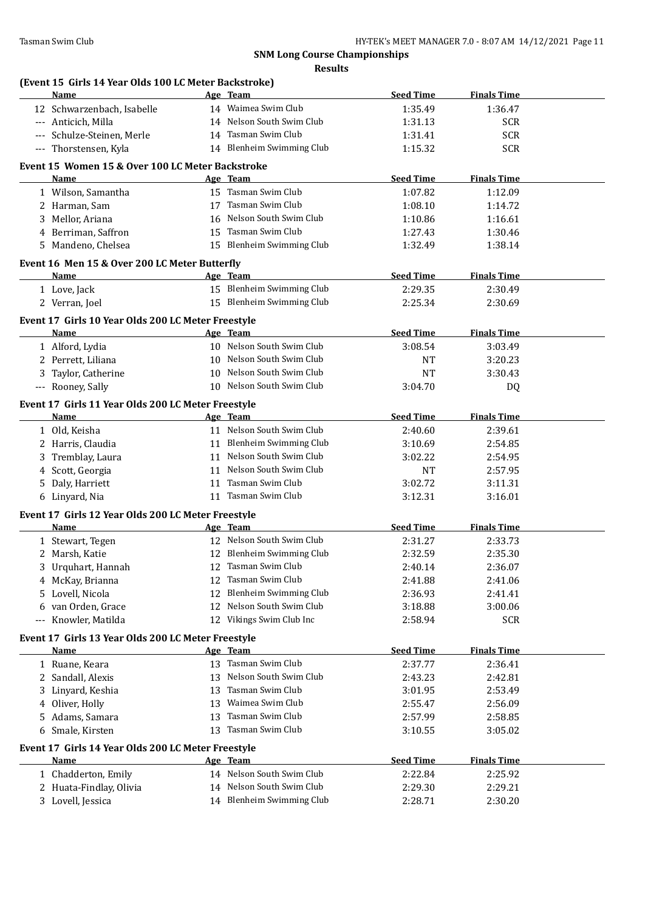## SNM Long Course Championships

### Results

**(Event 15 Girls 14 Year Olds 100 LC Meter Backstroke)**

| | Name | Age | Team | Seed Time | Finals Time |
|---|---|---|---|---|---|
| 12 | Schwarzenbach, Isabelle | 14 | Waimea Swim Club | 1:35.49 | 1:36.47 |
| --- | Anticich, Milla | 14 | Nelson South Swim Club | 1:31.13 | SCR |
| --- | Schulze-Steinen, Merle | 14 | Tasman Swim Club | 1:31.41 | SCR |
| --- | Thorstensen, Kyla | 14 | Blenheim Swimming Club | 1:15.32 | SCR |

**Event 15 Women 15 & Over 100 LC Meter Backstroke**

| | Name | Age | Team | Seed Time | Finals Time |
|---|---|---|---|---|---|
| 1 | Wilson, Samantha | 15 | Tasman Swim Club | 1:07.82 | 1:12.09 |
| 2 | Harman, Sam | 17 | Tasman Swim Club | 1:08.10 | 1:14.72 |
| 3 | Mellor, Ariana | 16 | Nelson South Swim Club | 1:10.86 | 1:16.61 |
| 4 | Berriman, Saffron | 15 | Tasman Swim Club | 1:27.43 | 1:30.46 |
| 5 | Mandeno, Chelsea | 15 | Blenheim Swimming Club | 1:32.49 | 1:38.14 |

**Event 16 Men 15 & Over 200 LC Meter Butterfly**

| | Name | Age | Team | Seed Time | Finals Time |
|---|---|---|---|---|---|
| 1 | Love, Jack | 15 | Blenheim Swimming Club | 2:29.35 | 2:30.49 |
| 2 | Verran, Joel | 15 | Blenheim Swimming Club | 2:25.34 | 2:30.69 |

**Event 17 Girls 10 Year Olds 200 LC Meter Freestyle**

| | Name | Age | Team | Seed Time | Finals Time |
|---|---|---|---|---|---|
| 1 | Alford, Lydia | 10 | Nelson South Swim Club | 3:08.54 | 3:03.49 |
| 2 | Perrett, Liliana | 10 | Nelson South Swim Club | NT | 3:20.23 |
| 3 | Taylor, Catherine | 10 | Nelson South Swim Club | NT | 3:30.43 |
| --- | Rooney, Sally | 10 | Nelson South Swim Club | 3:04.70 | DQ |

**Event 17 Girls 11 Year Olds 200 LC Meter Freestyle**

| | Name | Age | Team | Seed Time | Finals Time |
|---|---|---|---|---|---|
| 1 | Old, Keisha | 11 | Nelson South Swim Club | 2:40.60 | 2:39.61 |
| 2 | Harris, Claudia | 11 | Blenheim Swimming Club | 3:10.69 | 2:54.85 |
| 3 | Tremblay, Laura | 11 | Nelson South Swim Club | 3:02.22 | 2:54.95 |
| 4 | Scott, Georgia | 11 | Nelson South Swim Club | NT | 2:57.95 |
| 5 | Daly, Harriett | 11 | Tasman Swim Club | 3:02.72 | 3:11.31 |
| 6 | Linyard, Nia | 11 | Tasman Swim Club | 3:12.31 | 3:16.01 |

**Event 17 Girls 12 Year Olds 200 LC Meter Freestyle**

| | Name | Age | Team | Seed Time | Finals Time |
|---|---|---|---|---|---|
| 1 | Stewart, Tegen | 12 | Nelson South Swim Club | 2:31.27 | 2:33.73 |
| 2 | Marsh, Katie | 12 | Blenheim Swimming Club | 2:32.59 | 2:35.30 |
| 3 | Urquhart, Hannah | 12 | Tasman Swim Club | 2:40.14 | 2:36.07 |
| 4 | McKay, Brianna | 12 | Tasman Swim Club | 2:41.88 | 2:41.06 |
| 5 | Lovell, Nicola | 12 | Blenheim Swimming Club | 2:36.93 | 2:41.41 |
| 6 | van Orden, Grace | 12 | Nelson South Swim Club | 3:18.88 | 3:00.06 |
| --- | Knowler, Matilda | 12 | Vikings Swim Club Inc | 2:58.94 | SCR |

**Event 17 Girls 13 Year Olds 200 LC Meter Freestyle**

| | Name | Age | Team | Seed Time | Finals Time |
|---|---|---|---|---|---|
| 1 | Ruane, Keara | 13 | Tasman Swim Club | 2:37.77 | 2:36.41 |
| 2 | Sandall, Alexis | 13 | Nelson South Swim Club | 2:43.23 | 2:42.81 |
| 3 | Linyard, Keshia | 13 | Tasman Swim Club | 3:01.95 | 2:53.49 |
| 4 | Oliver, Holly | 13 | Waimea Swim Club | 2:55.47 | 2:56.09 |
| 5 | Adams, Samara | 13 | Tasman Swim Club | 2:57.99 | 2:58.85 |
| 6 | Smale, Kirsten | 13 | Tasman Swim Club | 3:10.55 | 3:05.02 |

**Event 17 Girls 14 Year Olds 200 LC Meter Freestyle**

| | Name | Age | Team | Seed Time | Finals Time |
|---|---|---|---|---|---|
| 1 | Chadderton, Emily | 14 | Nelson South Swim Club | 2:22.84 | 2:25.92 |
| 2 | Huata-Findlay, Olivia | 14 | Nelson South Swim Club | 2:29.30 | 2:29.21 |
| 3 | Lovell, Jessica | 14 | Blenheim Swimming Club | 2:28.71 | 2:30.20 |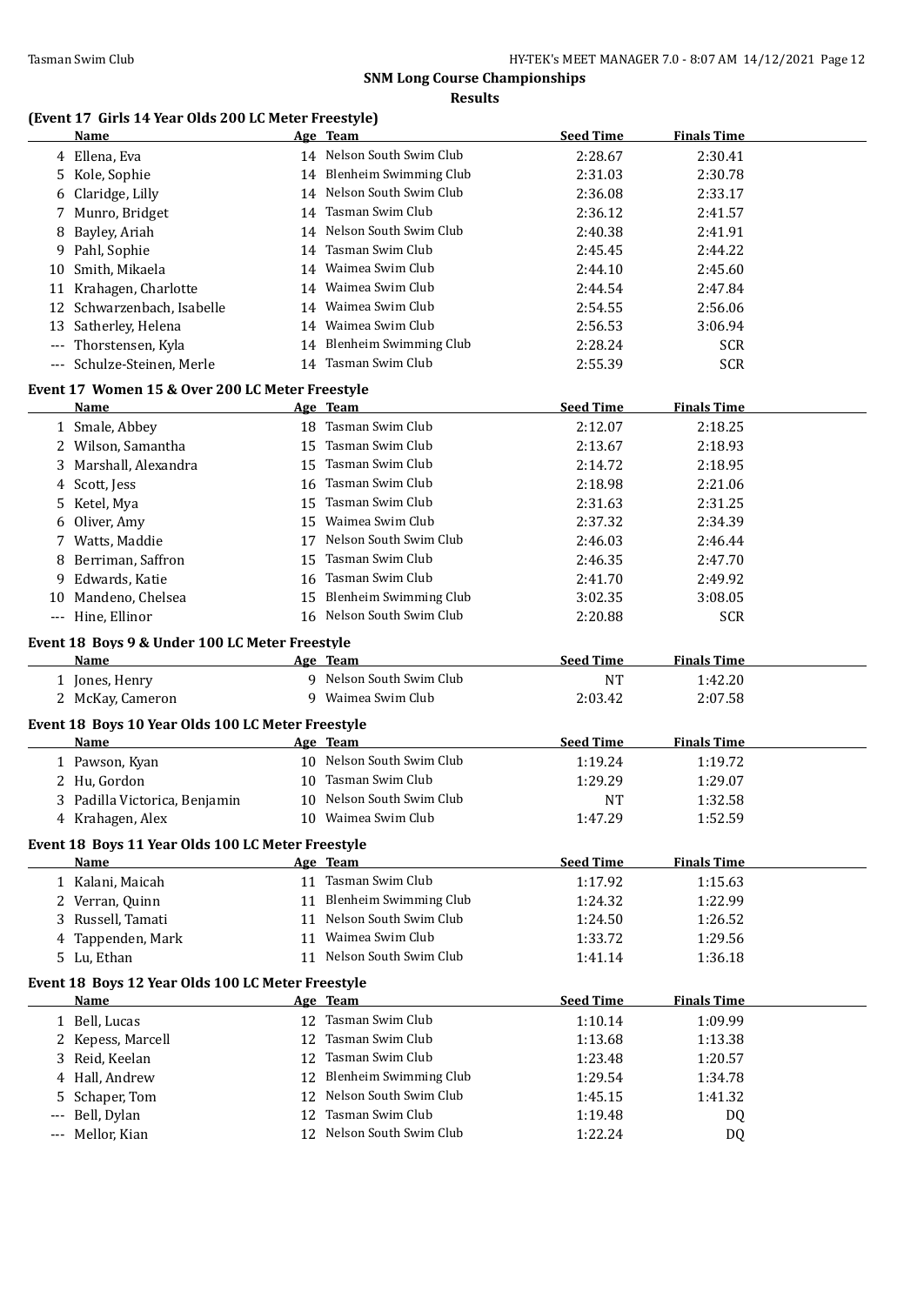# SNM Long Course Championships

## Results

### (Event 17 Girls 14 Year Olds 200 LC Meter Freestyle)

| | Name | Age | Team | Seed Time | Finals Time |
|---|---|---|---|---|---|
| 4 | Ellena, Eva | 14 | Nelson South Swim Club | 2:28.67 | 2:30.41 |
| 5 | Kole, Sophie | 14 | Blenheim Swimming Club | 2:31.03 | 2:30.78 |
| 6 | Claridge, Lilly | 14 | Nelson South Swim Club | 2:36.08 | 2:33.17 |
| 7 | Munro, Bridget | 14 | Tasman Swim Club | 2:36.12 | 2:41.57 |
| 8 | Bayley, Ariah | 14 | Nelson South Swim Club | 2:40.38 | 2:41.91 |
| 9 | Pahl, Sophie | 14 | Tasman Swim Club | 2:45.45 | 2:44.22 |
| 10 | Smith, Mikaela | 14 | Waimea Swim Club | 2:44.10 | 2:45.60 |
| 11 | Krahagen, Charlotte | 14 | Waimea Swim Club | 2:44.54 | 2:47.84 |
| 12 | Schwarzenbach, Isabelle | 14 | Waimea Swim Club | 2:54.55 | 2:56.06 |
| 13 | Satherley, Helena | 14 | Waimea Swim Club | 2:56.53 | 3:06.94 |
| --- | Thorstensen, Kyla | 14 | Blenheim Swimming Club | 2:28.24 | SCR |
| --- | Schulze-Steinen, Merle | 14 | Tasman Swim Club | 2:55.39 | SCR |

### Event 17 Women 15 & Over 200 LC Meter Freestyle

| | Name | Age | Team | Seed Time | Finals Time |
|---|---|---|---|---|---|
| 1 | Smale, Abbey | 18 | Tasman Swim Club | 2:12.07 | 2:18.25 |
| 2 | Wilson, Samantha | 15 | Tasman Swim Club | 2:13.67 | 2:18.93 |
| 3 | Marshall, Alexandra | 15 | Tasman Swim Club | 2:14.72 | 2:18.95 |
| 4 | Scott, Jess | 16 | Tasman Swim Club | 2:18.98 | 2:21.06 |
| 5 | Ketel, Mya | 15 | Tasman Swim Club | 2:31.63 | 2:31.25 |
| 6 | Oliver, Amy | 15 | Waimea Swim Club | 2:37.32 | 2:34.39 |
| 7 | Watts, Maddie | 17 | Nelson South Swim Club | 2:46.03 | 2:46.44 |
| 8 | Berriman, Saffron | 15 | Tasman Swim Club | 2:46.35 | 2:47.70 |
| 9 | Edwards, Katie | 16 | Tasman Swim Club | 2:41.70 | 2:49.92 |
| 10 | Mandeno, Chelsea | 15 | Blenheim Swimming Club | 3:02.35 | 3:08.05 |
| --- | Hine, Ellinor | 16 | Nelson South Swim Club | 2:20.88 | SCR |

### Event 18 Boys 9 & Under 100 LC Meter Freestyle

| | Name | Age | Team | Seed Time | Finals Time |
|---|---|---|---|---|---|
| 1 | Jones, Henry | 9 | Nelson South Swim Club | NT | 1:42.20 |
| 2 | McKay, Cameron | 9 | Waimea Swim Club | 2:03.42 | 2:07.58 |

### Event 18 Boys 10 Year Olds 100 LC Meter Freestyle

| | Name | Age | Team | Seed Time | Finals Time |
|---|---|---|---|---|---|
| 1 | Pawson, Kyan | 10 | Nelson South Swim Club | 1:19.24 | 1:19.72 |
| 2 | Hu, Gordon | 10 | Tasman Swim Club | 1:29.29 | 1:29.07 |
| 3 | Padilla Victorica, Benjamin | 10 | Nelson South Swim Club | NT | 1:32.58 |
| 4 | Krahagen, Alex | 10 | Waimea Swim Club | 1:47.29 | 1:52.59 |

### Event 18 Boys 11 Year Olds 100 LC Meter Freestyle

| | Name | Age | Team | Seed Time | Finals Time |
|---|---|---|---|---|---|
| 1 | Kalani, Maicah | 11 | Tasman Swim Club | 1:17.92 | 1:15.63 |
| 2 | Verran, Quinn | 11 | Blenheim Swimming Club | 1:24.32 | 1:22.99 |
| 3 | Russell, Tamati | 11 | Nelson South Swim Club | 1:24.50 | 1:26.52 |
| 4 | Tappenden, Mark | 11 | Waimea Swim Club | 1:33.72 | 1:29.56 |
| 5 | Lu, Ethan | 11 | Nelson South Swim Club | 1:41.14 | 1:36.18 |

### Event 18 Boys 12 Year Olds 100 LC Meter Freestyle

| | Name | Age | Team | Seed Time | Finals Time |
|---|---|---|---|---|---|
| 1 | Bell, Lucas | 12 | Tasman Swim Club | 1:10.14 | 1:09.99 |
| 2 | Kepess, Marcell | 12 | Tasman Swim Club | 1:13.68 | 1:13.38 |
| 3 | Reid, Keelan | 12 | Tasman Swim Club | 1:23.48 | 1:20.57 |
| 4 | Hall, Andrew | 12 | Blenheim Swimming Club | 1:29.54 | 1:34.78 |
| 5 | Schaper, Tom | 12 | Nelson South Swim Club | 1:45.15 | 1:41.32 |
| --- | Bell, Dylan | 12 | Tasman Swim Club | 1:19.48 | DQ |
| --- | Mellor, Kian | 12 | Nelson South Swim Club | 1:22.24 | DQ |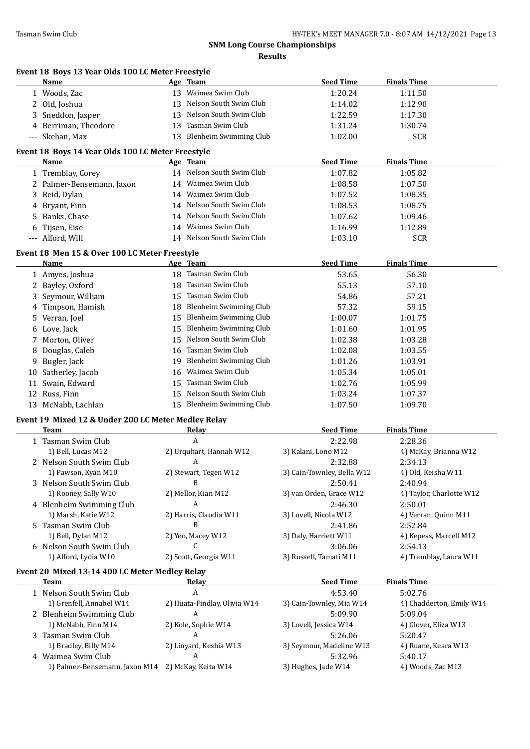## SNM Long Course Championships

### Results

#### Event 18 Boys 13 Year Olds 100 LC Meter Freestyle

| | Name | Age | Team | Seed Time | Finals Time |
|---|---|---|---|---|---|
| 1 | Woods, Zac | 13 | Waimea Swim Club | 1:20.24 | 1:11.50 |
| 2 | Old, Joshua | 13 | Nelson South Swim Club | 1:14.02 | 1:12.90 |
| 3 | Sneddon, Jasper | 13 | Nelson South Swim Club | 1:22.59 | 1:17.30 |
| 4 | Berriman, Theodore | 13 | Tasman Swim Club | 1:31.24 | 1:30.74 |
| --- | Skehan, Max | 13 | Blenheim Swimming Club | 1:02.00 | SCR |

#### Event 18 Boys 14 Year Olds 100 LC Meter Freestyle

| | Name | Age | Team | Seed Time | Finals Time |
|---|---|---|---|---|---|
| 1 | Tremblay, Corey | 14 | Nelson South Swim Club | 1:07.82 | 1:05.82 |
| 2 | Palmer-Bensemann, Jaxon | 14 | Waimea Swim Club | 1:08.58 | 1:07.50 |
| 3 | Reid, Dylan | 14 | Waimea Swim Club | 1:07.52 | 1:08.35 |
| 4 | Bryant, Finn | 14 | Nelson South Swim Club | 1:08.53 | 1:08.75 |
| 5 | Banks, Chase | 14 | Nelson South Swim Club | 1:07.62 | 1:09.46 |
| 6 | Tijsen, Eise | 14 | Waimea Swim Club | 1:16.99 | 1:12.89 |
| --- | Alford, Will | 14 | Nelson South Swim Club | 1:03.10 | SCR |

#### Event 18 Men 15 & Over 100 LC Meter Freestyle

| | Name | Age | Team | Seed Time | Finals Time |
|---|---|---|---|---|---|
| 1 | Amyes, Joshua | 18 | Tasman Swim Club | 53.65 | 56.30 |
| 2 | Bayley, Oxford | 18 | Tasman Swim Club | 55.13 | 57.10 |
| 3 | Seymour, William | 15 | Tasman Swim Club | 54.86 | 57.21 |
| 4 | Timpson, Hamish | 18 | Blenheim Swimming Club | 57.32 | 59.15 |
| 5 | Verran, Joel | 15 | Blenheim Swimming Club | 1:00.07 | 1:01.75 |
| 6 | Love, Jack | 15 | Blenheim Swimming Club | 1:01.60 | 1:01.95 |
| 7 | Morton, Oliver | 15 | Nelson South Swim Club | 1:02.38 | 1:03.28 |
| 8 | Douglas, Caleb | 16 | Tasman Swim Club | 1:02.08 | 1:03.55 |
| 9 | Bugler, Jack | 19 | Blenheim Swimming Club | 1:01.26 | 1:03.91 |
| 10 | Satherley, Jacob | 16 | Waimea Swim Club | 1:05.34 | 1:05.01 |
| 11 | Swain, Edward | 15 | Tasman Swim Club | 1:02.76 | 1:05.99 |
| 12 | Russ, Finn | 15 | Nelson South Swim Club | 1:03.24 | 1:07.37 |
| 13 | McNabb, Lachlan | 15 | Blenheim Swimming Club | 1:07.50 | 1:09.70 |

#### Event 19 Mixed 12 & Under 200 LC Meter Medley Relay

| | Team | Relay | Seed Time | Finals Time |
|---|---|---|---|---|
| 1 | Tasman Swim Club | A | 2:22.98 | 2:28.36 |
| | 1) Bell, Lucas M12 | 2) Urquhart, Hannah W12 | 3) Kalani, Lono M12 | 4) McKay, Brianna W12 |
| 2 | Nelson South Swim Club | A | 2:32.88 | 2:34.13 |
| | 1) Pawson, Kyan M10 | 2) Stewart, Tegen W12 | 3) Cain-Townley, Bella W12 | 4) Old, Keisha W11 |
| 3 | Nelson South Swim Club | B | 2:50.41 | 2:40.94 |
| | 1) Rooney, Sally W10 | 2) Mellor, Kian M12 | 3) van Orden, Grace W12 | 4) Taylor, Charlotte W12 |
| 4 | Blenheim Swimming Club | A | 2:46.30 | 2:50.01 |
| | 1) Marsh, Katie W12 | 2) Harris, Claudia W11 | 3) Lovell, Nicola W12 | 4) Verran, Quinn M11 |
| 5 | Tasman Swim Club | B | 2:41.86 | 2:52.84 |
| | 1) Bell, Dylan M12 | 2) Yeo, Macey W12 | 3) Daly, Harriett W11 | 4) Kepess, Marcell M12 |
| 6 | Nelson South Swim Club | C | 3:06.06 | 2:54.13 |
| | 1) Alford, Lydia W10 | 2) Scott, Georgia W11 | 3) Russell, Tamati M11 | 4) Tremblay, Laura W11 |

#### Event 20 Mixed 13-14 400 LC Meter Medley Relay

| | Team | Relay | Seed Time | Finals Time |
|---|---|---|---|---|
| 1 | Nelson South Swim Club | A | 4:53.40 | 5:02.76 |
| | 1) Grenfell, Annabel W14 | 2) Huata-Findlay, Olivia W14 | 3) Cain-Townley, Mia W14 | 4) Chadderton, Emily W14 |
| 2 | Blenheim Swimming Club | A | 5:09.90 | 5:09.04 |
| | 1) McNabb, Finn M14 | 2) Kole, Sophie W14 | 3) Lovell, Jessica W14 | 4) Glover, Eliza W13 |
| 3 | Tasman Swim Club | A | 5:26.06 | 5:20.47 |
| | 1) Bradley, Billy M14 | 2) Linyard, Keshia W13 | 3) Seymour, Madeline W13 | 4) Ruane, Keara W13 |
| 4 | Waimea Swim Club | A | 5:32.96 | 5:40.17 |
| | 1) Palmer-Bensemann, Jaxon M14 | 2) McKay, Keita W14 | 3) Hughes, Jade W14 | 4) Woods, Zac M13 |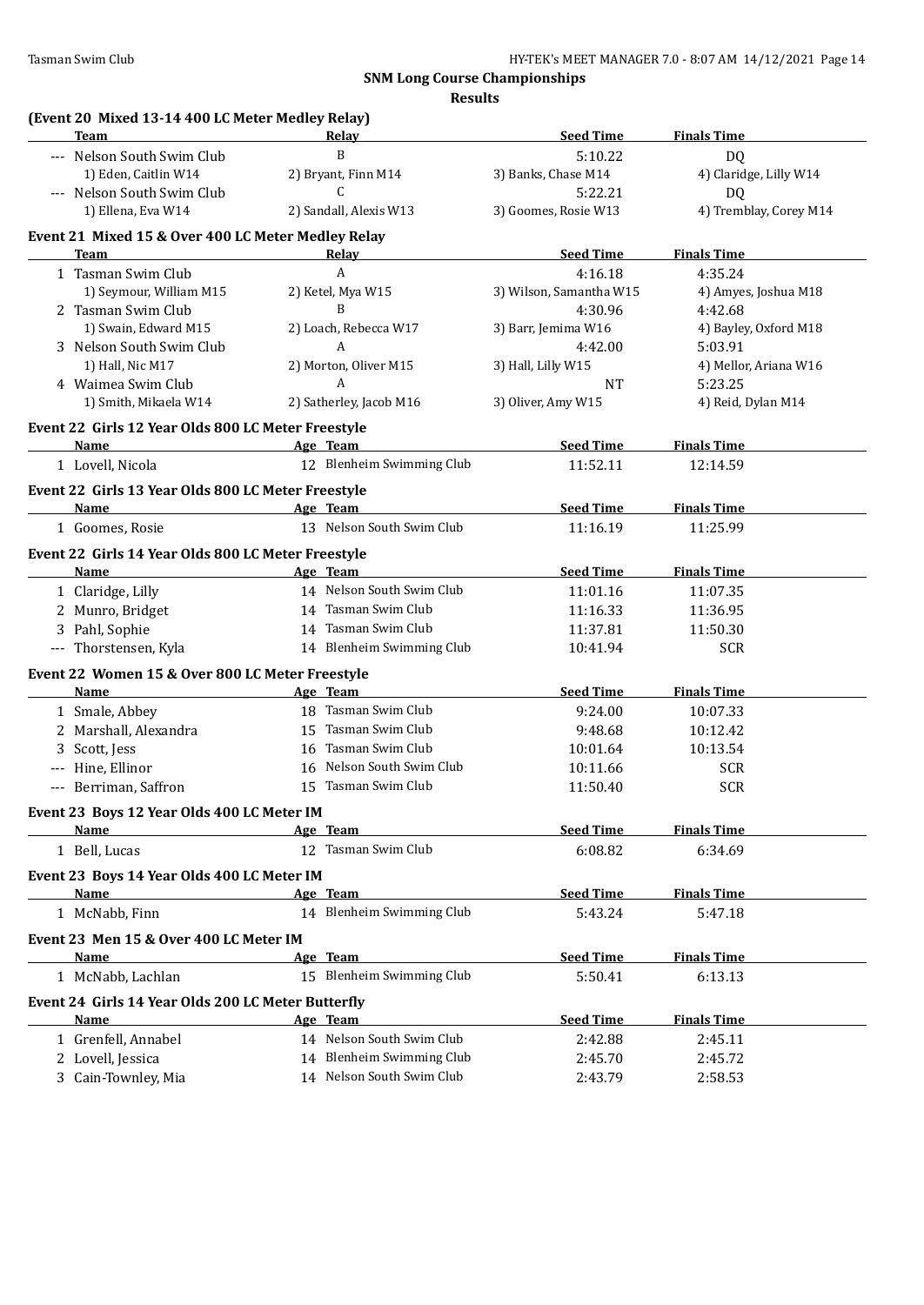**SNM Long Course Championships**

**Results**

### (Event 20 Mixed 13-14 400 LC Meter Medley Relay)

| | Team | Relay | Seed Time | Finals Time |
|---|---|---|---|---|
| --- | Nelson South Swim Club | B | 5:10.22 | DQ |
| | 1) Eden, Caitlin W14 | 2) Bryant, Finn M14 | 3) Banks, Chase M14 | 4) Claridge, Lilly W14 |
| --- | Nelson South Swim Club | C | 5:22.21 | DQ |
| | 1) Ellena, Eva W14 | 2) Sandall, Alexis W13 | 3) Goomes, Rosie W13 | 4) Tremblay, Corey M14 |

### Event 21 Mixed 15 & Over 400 LC Meter Medley Relay

| | Team | Relay | Seed Time | Finals Time |
|---|---|---|---|---|
| 1 | Tasman Swim Club | A | 4:16.18 | 4:35.24 |
| | 1) Seymour, William M15 | 2) Ketel, Mya W15 | 3) Wilson, Samantha W15 | 4) Amyes, Joshua M18 |
| 2 | Tasman Swim Club | B | 4:30.96 | 4:42.68 |
| | 1) Swain, Edward M15 | 2) Loach, Rebecca W17 | 3) Barr, Jemima W16 | 4) Bayley, Oxford M18 |
| 3 | Nelson South Swim Club | A | 4:42.00 | 5:03.91 |
| | 1) Hall, Nic M17 | 2) Morton, Oliver M15 | 3) Hall, Lilly W15 | 4) Mellor, Ariana W16 |
| 4 | Waimea Swim Club | A | NT | 5:23.25 |
| | 1) Smith, Mikaela W14 | 2) Satherley, Jacob M16 | 3) Oliver, Amy W15 | 4) Reid, Dylan M14 |

### Event 22 Girls 12 Year Olds 800 LC Meter Freestyle

| | Name | Age | Team | Seed Time | Finals Time |
|---|---|---|---|---|---|
| 1 | Lovell, Nicola | 12 | Blenheim Swimming Club | 11:52.11 | 12:14.59 |

### Event 22 Girls 13 Year Olds 800 LC Meter Freestyle

| | Name | Age | Team | Seed Time | Finals Time |
|---|---|---|---|---|---|
| 1 | Goomes, Rosie | 13 | Nelson South Swim Club | 11:16.19 | 11:25.99 |

### Event 22 Girls 14 Year Olds 800 LC Meter Freestyle

| | Name | Age | Team | Seed Time | Finals Time |
|---|---|---|---|---|---|
| 1 | Claridge, Lilly | 14 | Nelson South Swim Club | 11:01.16 | 11:07.35 |
| 2 | Munro, Bridget | 14 | Tasman Swim Club | 11:16.33 | 11:36.95 |
| 3 | Pahl, Sophie | 14 | Tasman Swim Club | 11:37.81 | 11:50.30 |
| --- | Thorstensen, Kyla | 14 | Blenheim Swimming Club | 10:41.94 | SCR |

### Event 22 Women 15 & Over 800 LC Meter Freestyle

| | Name | Age | Team | Seed Time | Finals Time |
|---|---|---|---|---|---|
| 1 | Smale, Abbey | 18 | Tasman Swim Club | 9:24.00 | 10:07.33 |
| 2 | Marshall, Alexandra | 15 | Tasman Swim Club | 9:48.68 | 10:12.42 |
| 3 | Scott, Jess | 16 | Tasman Swim Club | 10:01.64 | 10:13.54 |
| --- | Hine, Ellinor | 16 | Nelson South Swim Club | 10:11.66 | SCR |
| --- | Berriman, Saffron | 15 | Tasman Swim Club | 11:50.40 | SCR |

### Event 23 Boys 12 Year Olds 400 LC Meter IM

| | Name | Age | Team | Seed Time | Finals Time |
|---|---|---|---|---|---|
| 1 | Bell, Lucas | 12 | Tasman Swim Club | 6:08.82 | 6:34.69 |

### Event 23 Boys 14 Year Olds 400 LC Meter IM

| | Name | Age | Team | Seed Time | Finals Time |
|---|---|---|---|---|---|
| 1 | McNabb, Finn | 14 | Blenheim Swimming Club | 5:43.24 | 5:47.18 |

### Event 23 Men 15 & Over 400 LC Meter IM

| | Name | Age | Team | Seed Time | Finals Time |
|---|---|---|---|---|---|
| 1 | McNabb, Lachlan | 15 | Blenheim Swimming Club | 5:50.41 | 6:13.13 |

### Event 24 Girls 14 Year Olds 200 LC Meter Butterfly

| | Name | Age | Team | Seed Time | Finals Time |
|---|---|---|---|---|---|
| 1 | Grenfell, Annabel | 14 | Nelson South Swim Club | 2:42.88 | 2:45.11 |
| 2 | Lovell, Jessica | 14 | Blenheim Swimming Club | 2:45.70 | 2:45.72 |
| 3 | Cain-Townley, Mia | 14 | Nelson South Swim Club | 2:43.79 | 2:58.53 |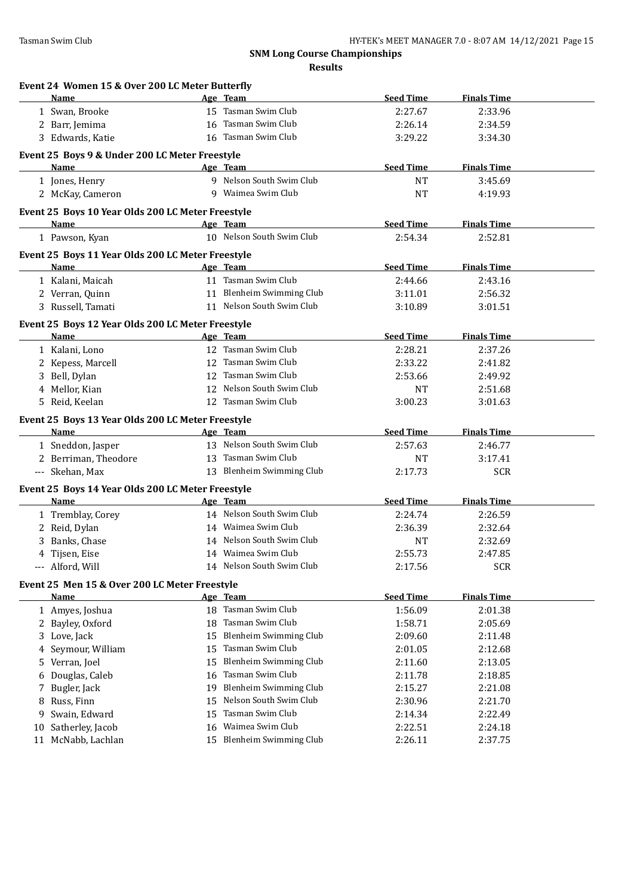## SNM Long Course Championships

### Results

#### Event 24 Women 15 & Over 200 LC Meter Butterfly

| | Name | Age | Team | Seed Time | Finals Time |
|---|---|---|---|---|---|
| 1 | Swan, Brooke | 15 | Tasman Swim Club | 2:27.67 | 2:33.96 |
| 2 | Barr, Jemima | 16 | Tasman Swim Club | 2:26.14 | 2:34.59 |
| 3 | Edwards, Katie | 16 | Tasman Swim Club | 3:29.22 | 3:34.30 |

#### Event 25 Boys 9 & Under 200 LC Meter Freestyle

| | Name | Age | Team | Seed Time | Finals Time |
|---|---|---|---|---|---|
| 1 | Jones, Henry | 9 | Nelson South Swim Club | NT | 3:45.69 |
| 2 | McKay, Cameron | 9 | Waimea Swim Club | NT | 4:19.93 |

#### Event 25 Boys 10 Year Olds 200 LC Meter Freestyle

| | Name | Age | Team | Seed Time | Finals Time |
|---|---|---|---|---|---|
| 1 | Pawson, Kyan | 10 | Nelson South Swim Club | 2:54.34 | 2:52.81 |

#### Event 25 Boys 11 Year Olds 200 LC Meter Freestyle

| | Name | Age | Team | Seed Time | Finals Time |
|---|---|---|---|---|---|
| 1 | Kalani, Maicah | 11 | Tasman Swim Club | 2:44.66 | 2:43.16 |
| 2 | Verran, Quinn | 11 | Blenheim Swimming Club | 3:11.01 | 2:56.32 |
| 3 | Russell, Tamati | 11 | Nelson South Swim Club | 3:10.89 | 3:01.51 |

#### Event 25 Boys 12 Year Olds 200 LC Meter Freestyle

| | Name | Age | Team | Seed Time | Finals Time |
|---|---|---|---|---|---|
| 1 | Kalani, Lono | 12 | Tasman Swim Club | 2:28.21 | 2:37.26 |
| 2 | Kepess, Marcell | 12 | Tasman Swim Club | 2:33.22 | 2:41.82 |
| 3 | Bell, Dylan | 12 | Tasman Swim Club | 2:53.66 | 2:49.92 |
| 4 | Mellor, Kian | 12 | Nelson South Swim Club | NT | 2:51.68 |
| 5 | Reid, Keelan | 12 | Tasman Swim Club | 3:00.23 | 3:01.63 |

#### Event 25 Boys 13 Year Olds 200 LC Meter Freestyle

| | Name | Age | Team | Seed Time | Finals Time |
|---|---|---|---|---|---|
| 1 | Sneddon, Jasper | 13 | Nelson South Swim Club | 2:57.63 | 2:46.77 |
| 2 | Berriman, Theodore | 13 | Tasman Swim Club | NT | 3:17.41 |
| --- | Skehan, Max | 13 | Blenheim Swimming Club | 2:17.73 | SCR |

#### Event 25 Boys 14 Year Olds 200 LC Meter Freestyle

| | Name | Age | Team | Seed Time | Finals Time |
|---|---|---|---|---|---|
| 1 | Tremblay, Corey | 14 | Nelson South Swim Club | 2:24.74 | 2:26.59 |
| 2 | Reid, Dylan | 14 | Waimea Swim Club | 2:36.39 | 2:32.64 |
| 3 | Banks, Chase | 14 | Nelson South Swim Club | NT | 2:32.69 |
| 4 | Tijsen, Eise | 14 | Waimea Swim Club | 2:55.73 | 2:47.85 |
| --- | Alford, Will | 14 | Nelson South Swim Club | 2:17.56 | SCR |

#### Event 25 Men 15 & Over 200 LC Meter Freestyle

| | Name | Age | Team | Seed Time | Finals Time |
|---|---|---|---|---|---|
| 1 | Amyes, Joshua | 18 | Tasman Swim Club | 1:56.09 | 2:01.38 |
| 2 | Bayley, Oxford | 18 | Tasman Swim Club | 1:58.71 | 2:05.69 |
| 3 | Love, Jack | 15 | Blenheim Swimming Club | 2:09.60 | 2:11.48 |
| 4 | Seymour, William | 15 | Tasman Swim Club | 2:01.05 | 2:12.68 |
| 5 | Verran, Joel | 15 | Blenheim Swimming Club | 2:11.60 | 2:13.05 |
| 6 | Douglas, Caleb | 16 | Tasman Swim Club | 2:11.78 | 2:18.85 |
| 7 | Bugler, Jack | 19 | Blenheim Swimming Club | 2:15.27 | 2:21.08 |
| 8 | Russ, Finn | 15 | Nelson South Swim Club | 2:30.96 | 2:21.70 |
| 9 | Swain, Edward | 15 | Tasman Swim Club | 2:14.34 | 2:22.49 |
| 10 | Satherley, Jacob | 16 | Waimea Swim Club | 2:22.51 | 2:24.18 |
| 11 | McNabb, Lachlan | 15 | Blenheim Swimming Club | 2:26.11 | 2:37.75 |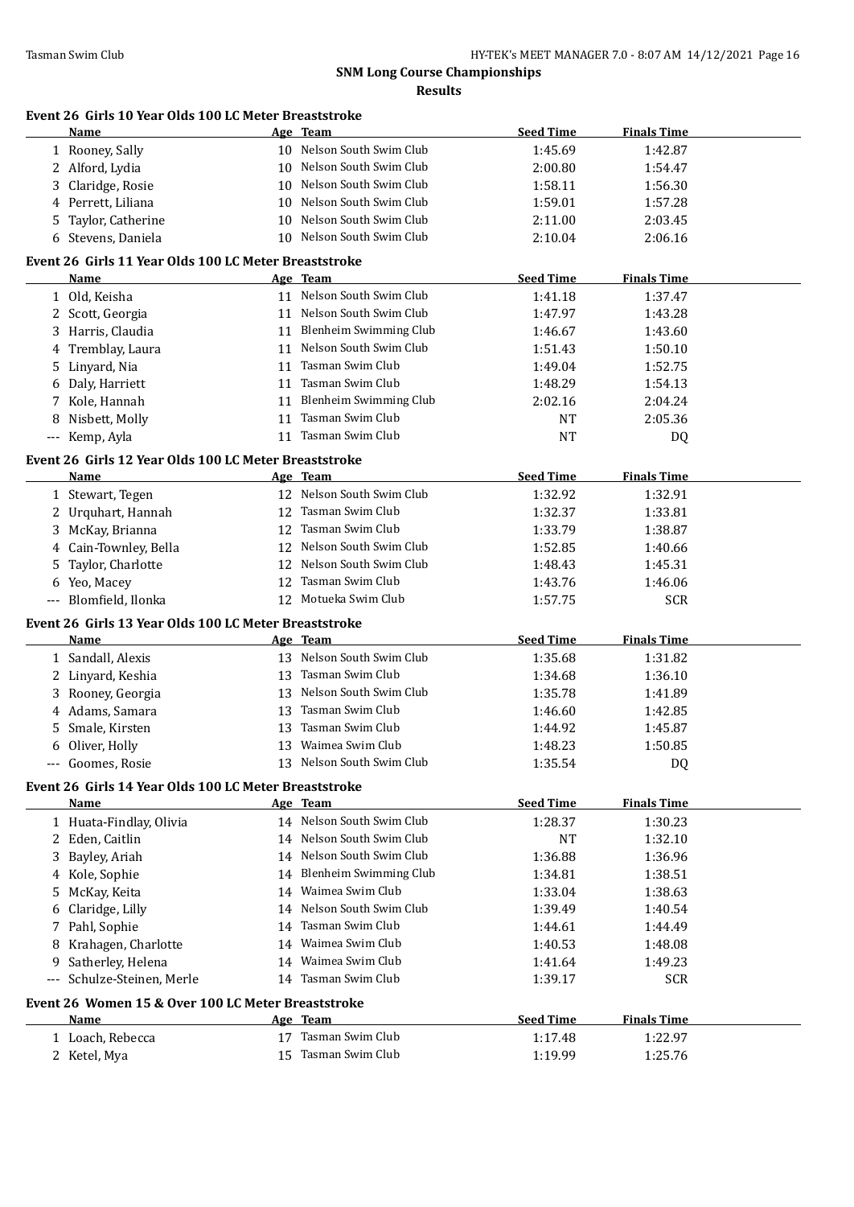## SNM Long Course Championships

### Results

#### Event 26 Girls 10 Year Olds 100 LC Meter Breaststroke

| | Name | Age | Team | Seed Time | Finals Time |
|---|---|---|---|---|---|
| 1 | Rooney, Sally | 10 | Nelson South Swim Club | 1:45.69 | 1:42.87 |
| 2 | Alford, Lydia | 10 | Nelson South Swim Club | 2:00.80 | 1:54.47 |
| 3 | Claridge, Rosie | 10 | Nelson South Swim Club | 1:58.11 | 1:56.30 |
| 4 | Perrett, Liliana | 10 | Nelson South Swim Club | 1:59.01 | 1:57.28 |
| 5 | Taylor, Catherine | 10 | Nelson South Swim Club | 2:11.00 | 2:03.45 |
| 6 | Stevens, Daniela | 10 | Nelson South Swim Club | 2:10.04 | 2:06.16 |

#### Event 26 Girls 11 Year Olds 100 LC Meter Breaststroke

| | Name | Age | Team | Seed Time | Finals Time |
|---|---|---|---|---|---|
| 1 | Old, Keisha | 11 | Nelson South Swim Club | 1:41.18 | 1:37.47 |
| 2 | Scott, Georgia | 11 | Nelson South Swim Club | 1:47.97 | 1:43.28 |
| 3 | Harris, Claudia | 11 | Blenheim Swimming Club | 1:46.67 | 1:43.60 |
| 4 | Tremblay, Laura | 11 | Nelson South Swim Club | 1:51.43 | 1:50.10 |
| 5 | Linyard, Nia | 11 | Tasman Swim Club | 1:49.04 | 1:52.75 |
| 6 | Daly, Harriett | 11 | Tasman Swim Club | 1:48.29 | 1:54.13 |
| 7 | Kole, Hannah | 11 | Blenheim Swimming Club | 2:02.16 | 2:04.24 |
| 8 | Nisbett, Molly | 11 | Tasman Swim Club | NT | 2:05.36 |
| --- | Kemp, Ayla | 11 | Tasman Swim Club | NT | DQ |

#### Event 26 Girls 12 Year Olds 100 LC Meter Breaststroke

| | Name | Age | Team | Seed Time | Finals Time |
|---|---|---|---|---|---|
| 1 | Stewart, Tegen | 12 | Nelson South Swim Club | 1:32.92 | 1:32.91 |
| 2 | Urquhart, Hannah | 12 | Tasman Swim Club | 1:32.37 | 1:33.81 |
| 3 | McKay, Brianna | 12 | Tasman Swim Club | 1:33.79 | 1:38.87 |
| 4 | Cain-Townley, Bella | 12 | Nelson South Swim Club | 1:52.85 | 1:40.66 |
| 5 | Taylor, Charlotte | 12 | Nelson South Swim Club | 1:48.43 | 1:45.31 |
| 6 | Yeo, Macey | 12 | Tasman Swim Club | 1:43.76 | 1:46.06 |
| --- | Blomfield, Ilonka | 12 | Motueka Swim Club | 1:57.75 | SCR |

#### Event 26 Girls 13 Year Olds 100 LC Meter Breaststroke

| | Name | Age | Team | Seed Time | Finals Time |
|---|---|---|---|---|---|
| 1 | Sandall, Alexis | 13 | Nelson South Swim Club | 1:35.68 | 1:31.82 |
| 2 | Linyard, Keshia | 13 | Tasman Swim Club | 1:34.68 | 1:36.10 |
| 3 | Rooney, Georgia | 13 | Nelson South Swim Club | 1:35.78 | 1:41.89 |
| 4 | Adams, Samara | 13 | Tasman Swim Club | 1:46.60 | 1:42.85 |
| 5 | Smale, Kirsten | 13 | Tasman Swim Club | 1:44.92 | 1:45.87 |
| 6 | Oliver, Holly | 13 | Waimea Swim Club | 1:48.23 | 1:50.85 |
| --- | Goomes, Rosie | 13 | Nelson South Swim Club | 1:35.54 | DQ |

#### Event 26 Girls 14 Year Olds 100 LC Meter Breaststroke

| | Name | Age | Team | Seed Time | Finals Time |
|---|---|---|---|---|---|
| 1 | Huata-Findlay, Olivia | 14 | Nelson South Swim Club | 1:28.37 | 1:30.23 |
| 2 | Eden, Caitlin | 14 | Nelson South Swim Club | NT | 1:32.10 |
| 3 | Bayley, Ariah | 14 | Nelson South Swim Club | 1:36.88 | 1:36.96 |
| 4 | Kole, Sophie | 14 | Blenheim Swimming Club | 1:34.81 | 1:38.51 |
| 5 | McKay, Keita | 14 | Waimea Swim Club | 1:33.04 | 1:38.63 |
| 6 | Claridge, Lilly | 14 | Nelson South Swim Club | 1:39.49 | 1:40.54 |
| 7 | Pahl, Sophie | 14 | Tasman Swim Club | 1:44.61 | 1:44.49 |
| 8 | Krahagen, Charlotte | 14 | Waimea Swim Club | 1:40.53 | 1:48.08 |
| 9 | Satherley, Helena | 14 | Waimea Swim Club | 1:41.64 | 1:49.23 |
| --- | Schulze-Steinen, Merle | 14 | Tasman Swim Club | 1:39.17 | SCR |

#### Event 26 Women 15 & Over 100 LC Meter Breaststroke

| | Name | Age | Team | Seed Time | Finals Time |
|---|---|---|---|---|---|
| 1 | Loach, Rebecca | 17 | Tasman Swim Club | 1:17.48 | 1:22.97 |
| 2 | Ketel, Mya | 15 | Tasman Swim Club | 1:19.99 | 1:25.76 |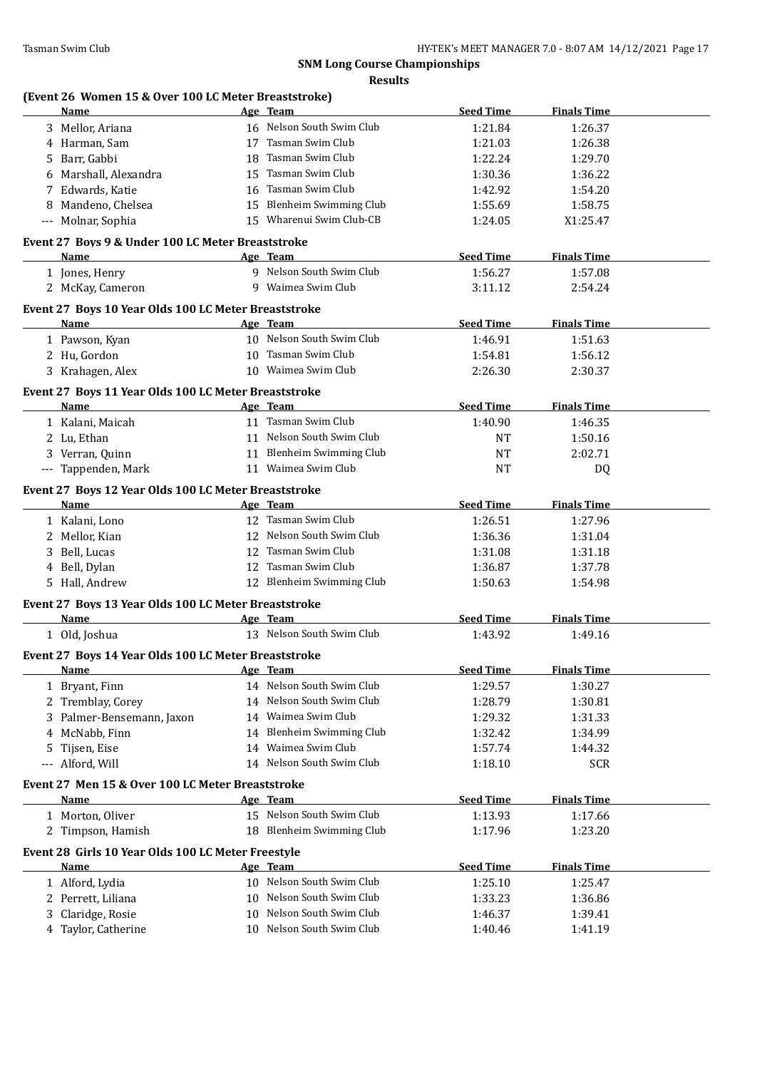## SNM Long Course Championships

### Results

**(Event 26 Women 15 & Over 100 LC Meter Breaststroke)**

| | Name | Age | Team | Seed Time | Finals Time |
|---|---|---|---|---|---|
| 3 | Mellor, Ariana | 16 | Nelson South Swim Club | 1:21.84 | 1:26.37 |
| 4 | Harman, Sam | 17 | Tasman Swim Club | 1:21.03 | 1:26.38 |
| 5 | Barr, Gabbi | 18 | Tasman Swim Club | 1:22.24 | 1:29.70 |
| 6 | Marshall, Alexandra | 15 | Tasman Swim Club | 1:30.36 | 1:36.22 |
| 7 | Edwards, Katie | 16 | Tasman Swim Club | 1:42.92 | 1:54.20 |
| 8 | Mandeno, Chelsea | 15 | Blenheim Swimming Club | 1:55.69 | 1:58.75 |
| --- | Molnar, Sophia | 15 | Wharenui Swim Club-CB | 1:24.05 | X1:25.47 |

**Event 27 Boys 9 & Under 100 LC Meter Breaststroke**

| | Name | Age | Team | Seed Time | Finals Time |
|---|---|---|---|---|---|
| 1 | Jones, Henry | 9 | Nelson South Swim Club | 1:56.27 | 1:57.08 |
| 2 | McKay, Cameron | 9 | Waimea Swim Club | 3:11.12 | 2:54.24 |

**Event 27 Boys 10 Year Olds 100 LC Meter Breaststroke**

| | Name | Age | Team | Seed Time | Finals Time |
|---|---|---|---|---|---|
| 1 | Pawson, Kyan | 10 | Nelson South Swim Club | 1:46.91 | 1:51.63 |
| 2 | Hu, Gordon | 10 | Tasman Swim Club | 1:54.81 | 1:56.12 |
| 3 | Krahagen, Alex | 10 | Waimea Swim Club | 2:26.30 | 2:30.37 |

**Event 27 Boys 11 Year Olds 100 LC Meter Breaststroke**

| | Name | Age | Team | Seed Time | Finals Time |
|---|---|---|---|---|---|
| 1 | Kalani, Maicah | 11 | Tasman Swim Club | 1:40.90 | 1:46.35 |
| 2 | Lu, Ethan | 11 | Nelson South Swim Club | NT | 1:50.16 |
| 3 | Verran, Quinn | 11 | Blenheim Swimming Club | NT | 2:02.71 |
| --- | Tappenden, Mark | 11 | Waimea Swim Club | NT | DQ |

**Event 27 Boys 12 Year Olds 100 LC Meter Breaststroke**

| | Name | Age | Team | Seed Time | Finals Time |
|---|---|---|---|---|---|
| 1 | Kalani, Lono | 12 | Tasman Swim Club | 1:26.51 | 1:27.96 |
| 2 | Mellor, Kian | 12 | Nelson South Swim Club | 1:36.36 | 1:31.04 |
| 3 | Bell, Lucas | 12 | Tasman Swim Club | 1:31.08 | 1:31.18 |
| 4 | Bell, Dylan | 12 | Tasman Swim Club | 1:36.87 | 1:37.78 |
| 5 | Hall, Andrew | 12 | Blenheim Swimming Club | 1:50.63 | 1:54.98 |

**Event 27 Boys 13 Year Olds 100 LC Meter Breaststroke**

| | Name | Age | Team | Seed Time | Finals Time |
|---|---|---|---|---|---|
| 1 | Old, Joshua | 13 | Nelson South Swim Club | 1:43.92 | 1:49.16 |

**Event 27 Boys 14 Year Olds 100 LC Meter Breaststroke**

| | Name | Age | Team | Seed Time | Finals Time |
|---|---|---|---|---|---|
| 1 | Bryant, Finn | 14 | Nelson South Swim Club | 1:29.57 | 1:30.27 |
| 2 | Tremblay, Corey | 14 | Nelson South Swim Club | 1:28.79 | 1:30.81 |
| 3 | Palmer-Bensemann, Jaxon | 14 | Waimea Swim Club | 1:29.32 | 1:31.33 |
| 4 | McNabb, Finn | 14 | Blenheim Swimming Club | 1:32.42 | 1:34.99 |
| 5 | Tijsen, Eise | 14 | Waimea Swim Club | 1:57.74 | 1:44.32 |
| --- | Alford, Will | 14 | Nelson South Swim Club | 1:18.10 | SCR |

**Event 27 Men 15 & Over 100 LC Meter Breaststroke**

| | Name | Age | Team | Seed Time | Finals Time |
|---|---|---|---|---|---|
| 1 | Morton, Oliver | 15 | Nelson South Swim Club | 1:13.93 | 1:17.66 |
| 2 | Timpson, Hamish | 18 | Blenheim Swimming Club | 1:17.96 | 1:23.20 |

**Event 28 Girls 10 Year Olds 100 LC Meter Freestyle**

| | Name | Age | Team | Seed Time | Finals Time |
|---|---|---|---|---|---|
| 1 | Alford, Lydia | 10 | Nelson South Swim Club | 1:25.10 | 1:25.47 |
| 2 | Perrett, Liliana | 10 | Nelson South Swim Club | 1:33.23 | 1:36.86 |
| 3 | Claridge, Rosie | 10 | Nelson South Swim Club | 1:46.37 | 1:39.41 |
| 4 | Taylor, Catherine | 10 | Nelson South Swim Club | 1:40.46 | 1:41.19 |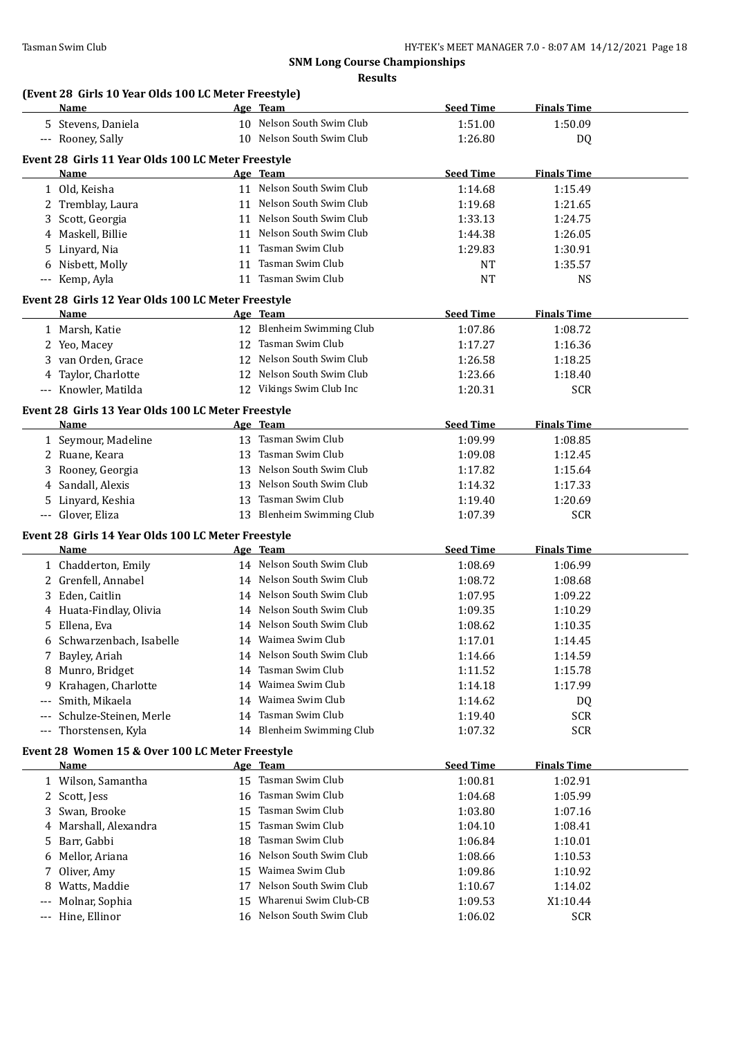## SNM Long Course Championships

**Results**

### (Event 28 Girls 10 Year Olds 100 LC Meter Freestyle)

| | Name | Age | Team | Seed Time | Finals Time |
|---|---|---|---|---|---|
| 5 | Stevens, Daniela | 10 | Nelson South Swim Club | 1:51.00 | 1:50.09 |
| --- | Rooney, Sally | 10 | Nelson South Swim Club | 1:26.80 | DQ |

### Event 28 Girls 11 Year Olds 100 LC Meter Freestyle

| | Name | Age | Team | Seed Time | Finals Time |
|---|---|---|---|---|---|
| 1 | Old, Keisha | 11 | Nelson South Swim Club | 1:14.68 | 1:15.49 |
| 2 | Tremblay, Laura | 11 | Nelson South Swim Club | 1:19.68 | 1:21.65 |
| 3 | Scott, Georgia | 11 | Nelson South Swim Club | 1:33.13 | 1:24.75 |
| 4 | Maskell, Billie | 11 | Nelson South Swim Club | 1:44.38 | 1:26.05 |
| 5 | Linyard, Nia | 11 | Tasman Swim Club | 1:29.83 | 1:30.91 |
| 6 | Nisbett, Molly | 11 | Tasman Swim Club | NT | 1:35.57 |
| --- | Kemp, Ayla | 11 | Tasman Swim Club | NT | NS |

### Event 28 Girls 12 Year Olds 100 LC Meter Freestyle

| | Name | Age | Team | Seed Time | Finals Time |
|---|---|---|---|---|---|
| 1 | Marsh, Katie | 12 | Blenheim Swimming Club | 1:07.86 | 1:08.72 |
| 2 | Yeo, Macey | 12 | Tasman Swim Club | 1:17.27 | 1:16.36 |
| 3 | van Orden, Grace | 12 | Nelson South Swim Club | 1:26.58 | 1:18.25 |
| 4 | Taylor, Charlotte | 12 | Nelson South Swim Club | 1:23.66 | 1:18.40 |
| --- | Knowler, Matilda | 12 | Vikings Swim Club Inc | 1:20.31 | SCR |

### Event 28 Girls 13 Year Olds 100 LC Meter Freestyle

| | Name | Age | Team | Seed Time | Finals Time |
|---|---|---|---|---|---|
| 1 | Seymour, Madeline | 13 | Tasman Swim Club | 1:09.99 | 1:08.85 |
| 2 | Ruane, Keara | 13 | Tasman Swim Club | 1:09.08 | 1:12.45 |
| 3 | Rooney, Georgia | 13 | Nelson South Swim Club | 1:17.82 | 1:15.64 |
| 4 | Sandall, Alexis | 13 | Nelson South Swim Club | 1:14.32 | 1:17.33 |
| 5 | Linyard, Keshia | 13 | Tasman Swim Club | 1:19.40 | 1:20.69 |
| --- | Glover, Eliza | 13 | Blenheim Swimming Club | 1:07.39 | SCR |

### Event 28 Girls 14 Year Olds 100 LC Meter Freestyle

| | Name | Age | Team | Seed Time | Finals Time |
|---|---|---|---|---|---|
| 1 | Chadderton, Emily | 14 | Nelson South Swim Club | 1:08.69 | 1:06.99 |
| 2 | Grenfell, Annabel | 14 | Nelson South Swim Club | 1:08.72 | 1:08.68 |
| 3 | Eden, Caitlin | 14 | Nelson South Swim Club | 1:07.95 | 1:09.22 |
| 4 | Huata-Findlay, Olivia | 14 | Nelson South Swim Club | 1:09.35 | 1:10.29 |
| 5 | Ellena, Eva | 14 | Nelson South Swim Club | 1:08.62 | 1:10.35 |
| 6 | Schwarzenbach, Isabelle | 14 | Waimea Swim Club | 1:17.01 | 1:14.45 |
| 7 | Bayley, Ariah | 14 | Nelson South Swim Club | 1:14.66 | 1:14.59 |
| 8 | Munro, Bridget | 14 | Tasman Swim Club | 1:11.52 | 1:15.78 |
| 9 | Krahagen, Charlotte | 14 | Waimea Swim Club | 1:14.18 | 1:17.99 |
| --- | Smith, Mikaela | 14 | Waimea Swim Club | 1:14.62 | DQ |
| --- | Schulze-Steinen, Merle | 14 | Tasman Swim Club | 1:19.40 | SCR |
| --- | Thorstensen, Kyla | 14 | Blenheim Swimming Club | 1:07.32 | SCR |

### Event 28 Women 15 & Over 100 LC Meter Freestyle

| | Name | Age | Team | Seed Time | Finals Time |
|---|---|---|---|---|---|
| 1 | Wilson, Samantha | 15 | Tasman Swim Club | 1:00.81 | 1:02.91 |
| 2 | Scott, Jess | 16 | Tasman Swim Club | 1:04.68 | 1:05.99 |
| 3 | Swan, Brooke | 15 | Tasman Swim Club | 1:03.80 | 1:07.16 |
| 4 | Marshall, Alexandra | 15 | Tasman Swim Club | 1:04.10 | 1:08.41 |
| 5 | Barr, Gabbi | 18 | Tasman Swim Club | 1:06.84 | 1:10.01 |
| 6 | Mellor, Ariana | 16 | Nelson South Swim Club | 1:08.66 | 1:10.53 |
| 7 | Oliver, Amy | 15 | Waimea Swim Club | 1:09.86 | 1:10.92 |
| 8 | Watts, Maddie | 17 | Nelson South Swim Club | 1:10.67 | 1:14.02 |
| --- | Molnar, Sophia | 15 | Wharenui Swim Club-CB | 1:09.53 | X1:10.44 |
| --- | Hine, Ellinor | 16 | Nelson South Swim Club | 1:06.02 | SCR |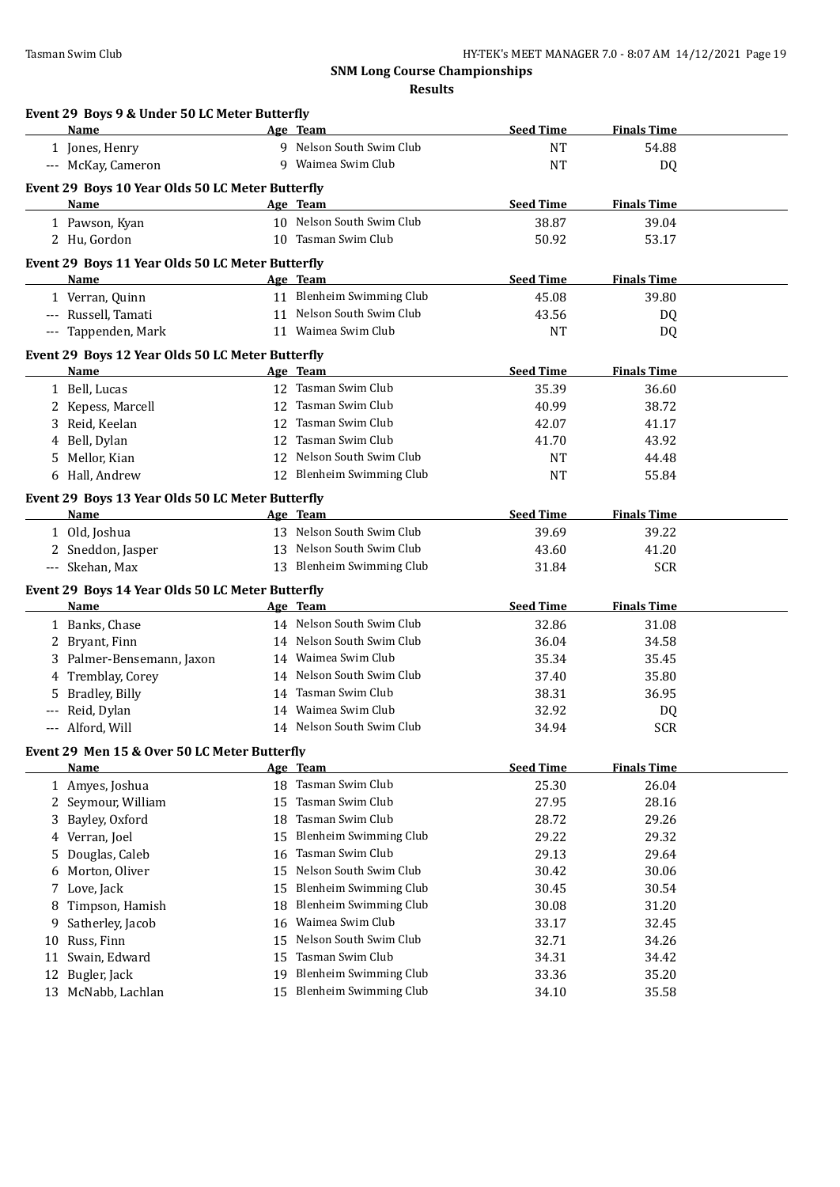# SNM Long Course Championships

## Results

### Event 29 Boys 9 & Under 50 LC Meter Butterfly

| | Name | Age | Team | Seed Time | Finals Time |
|---|---|---|---|---|---|
| 1 | Jones, Henry | 9 | Nelson South Swim Club | NT | 54.88 |
| --- | McKay, Cameron | 9 | Waimea Swim Club | NT | DQ |

### Event 29 Boys 10 Year Olds 50 LC Meter Butterfly

| | Name | Age | Team | Seed Time | Finals Time |
|---|---|---|---|---|---|
| 1 | Pawson, Kyan | 10 | Nelson South Swim Club | 38.87 | 39.04 |
| 2 | Hu, Gordon | 10 | Tasman Swim Club | 50.92 | 53.17 |

### Event 29 Boys 11 Year Olds 50 LC Meter Butterfly

| | Name | Age | Team | Seed Time | Finals Time |
|---|---|---|---|---|---|
| 1 | Verran, Quinn | 11 | Blenheim Swimming Club | 45.08 | 39.80 |
| --- | Russell, Tamati | 11 | Nelson South Swim Club | 43.56 | DQ |
| --- | Tappenden, Mark | 11 | Waimea Swim Club | NT | DQ |

### Event 29 Boys 12 Year Olds 50 LC Meter Butterfly

| | Name | Age | Team | Seed Time | Finals Time |
|---|---|---|---|---|---|
| 1 | Bell, Lucas | 12 | Tasman Swim Club | 35.39 | 36.60 |
| 2 | Kepess, Marcell | 12 | Tasman Swim Club | 40.99 | 38.72 |
| 3 | Reid, Keelan | 12 | Tasman Swim Club | 42.07 | 41.17 |
| 4 | Bell, Dylan | 12 | Tasman Swim Club | 41.70 | 43.92 |
| 5 | Mellor, Kian | 12 | Nelson South Swim Club | NT | 44.48 |
| 6 | Hall, Andrew | 12 | Blenheim Swimming Club | NT | 55.84 |

### Event 29 Boys 13 Year Olds 50 LC Meter Butterfly

| | Name | Age | Team | Seed Time | Finals Time |
|---|---|---|---|---|---|
| 1 | Old, Joshua | 13 | Nelson South Swim Club | 39.69 | 39.22 |
| 2 | Sneddon, Jasper | 13 | Nelson South Swim Club | 43.60 | 41.20 |
| --- | Skehan, Max | 13 | Blenheim Swimming Club | 31.84 | SCR |

### Event 29 Boys 14 Year Olds 50 LC Meter Butterfly

| | Name | Age | Team | Seed Time | Finals Time |
|---|---|---|---|---|---|
| 1 | Banks, Chase | 14 | Nelson South Swim Club | 32.86 | 31.08 |
| 2 | Bryant, Finn | 14 | Nelson South Swim Club | 36.04 | 34.58 |
| 3 | Palmer-Bensemann, Jaxon | 14 | Waimea Swim Club | 35.34 | 35.45 |
| 4 | Tremblay, Corey | 14 | Nelson South Swim Club | 37.40 | 35.80 |
| 5 | Bradley, Billy | 14 | Tasman Swim Club | 38.31 | 36.95 |
| --- | Reid, Dylan | 14 | Waimea Swim Club | 32.92 | DQ |
| --- | Alford, Will | 14 | Nelson South Swim Club | 34.94 | SCR |

### Event 29 Men 15 & Over 50 LC Meter Butterfly

| | Name | Age | Team | Seed Time | Finals Time |
|---|---|---|---|---|---|
| 1 | Amyes, Joshua | 18 | Tasman Swim Club | 25.30 | 26.04 |
| 2 | Seymour, William | 15 | Tasman Swim Club | 27.95 | 28.16 |
| 3 | Bayley, Oxford | 18 | Tasman Swim Club | 28.72 | 29.26 |
| 4 | Verran, Joel | 15 | Blenheim Swimming Club | 29.22 | 29.32 |
| 5 | Douglas, Caleb | 16 | Tasman Swim Club | 29.13 | 29.64 |
| 6 | Morton, Oliver | 15 | Nelson South Swim Club | 30.42 | 30.06 |
| 7 | Love, Jack | 15 | Blenheim Swimming Club | 30.45 | 30.54 |
| 8 | Timpson, Hamish | 18 | Blenheim Swimming Club | 30.08 | 31.20 |
| 9 | Satherley, Jacob | 16 | Waimea Swim Club | 33.17 | 32.45 |
| 10 | Russ, Finn | 15 | Nelson South Swim Club | 32.71 | 34.26 |
| 11 | Swain, Edward | 15 | Tasman Swim Club | 34.31 | 34.42 |
| 12 | Bugler, Jack | 19 | Blenheim Swimming Club | 33.36 | 35.20 |
| 13 | McNabb, Lachlan | 15 | Blenheim Swimming Club | 34.10 | 35.58 |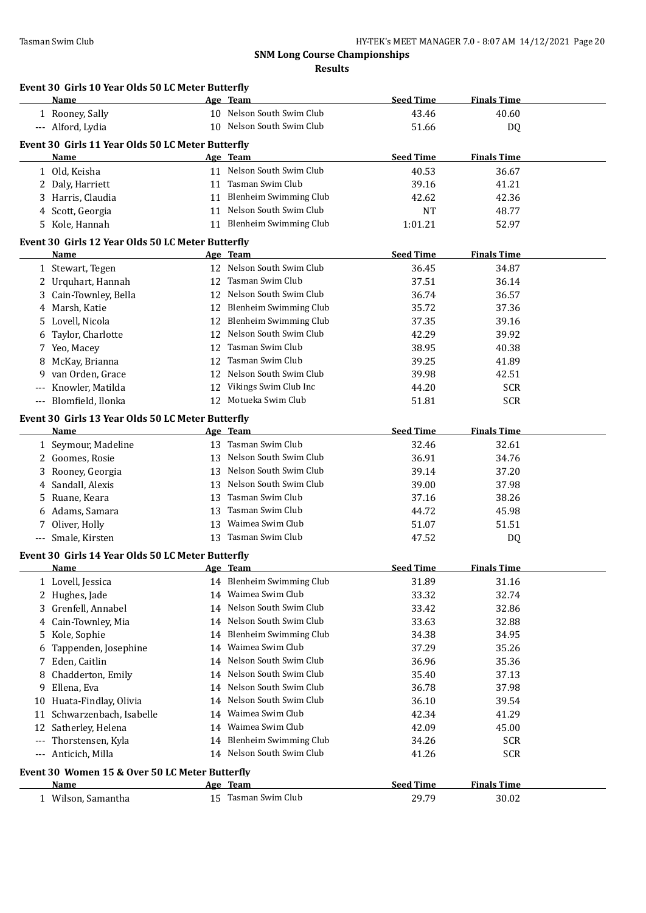## SNM Long Course Championships

### Results

#### Event 30 Girls 10 Year Olds 50 LC Meter Butterfly

| | Name | Age | Team | Seed Time | Finals Time |
|---|---|---|---|---|---|
| 1 | Rooney, Sally | 10 | Nelson South Swim Club | 43.46 | 40.60 |
| --- | Alford, Lydia | 10 | Nelson South Swim Club | 51.66 | DQ |

#### Event 30 Girls 11 Year Olds 50 LC Meter Butterfly

| | Name | Age | Team | Seed Time | Finals Time |
|---|---|---|---|---|---|
| 1 | Old, Keisha | 11 | Nelson South Swim Club | 40.53 | 36.67 |
| 2 | Daly, Harriett | 11 | Tasman Swim Club | 39.16 | 41.21 |
| 3 | Harris, Claudia | 11 | Blenheim Swimming Club | 42.62 | 42.36 |
| 4 | Scott, Georgia | 11 | Nelson South Swim Club | NT | 48.77 |
| 5 | Kole, Hannah | 11 | Blenheim Swimming Club | 1:01.21 | 52.97 |

#### Event 30 Girls 12 Year Olds 50 LC Meter Butterfly

| | Name | Age | Team | Seed Time | Finals Time |
|---|---|---|---|---|---|
| 1 | Stewart, Tegen | 12 | Nelson South Swim Club | 36.45 | 34.87 |
| 2 | Urquhart, Hannah | 12 | Tasman Swim Club | 37.51 | 36.14 |
| 3 | Cain-Townley, Bella | 12 | Nelson South Swim Club | 36.74 | 36.57 |
| 4 | Marsh, Katie | 12 | Blenheim Swimming Club | 35.72 | 37.36 |
| 5 | Lovell, Nicola | 12 | Blenheim Swimming Club | 37.35 | 39.16 |
| 6 | Taylor, Charlotte | 12 | Nelson South Swim Club | 42.29 | 39.92 |
| 7 | Yeo, Macey | 12 | Tasman Swim Club | 38.95 | 40.38 |
| 8 | McKay, Brianna | 12 | Tasman Swim Club | 39.25 | 41.89 |
| 9 | van Orden, Grace | 12 | Nelson South Swim Club | 39.98 | 42.51 |
| --- | Knowler, Matilda | 12 | Vikings Swim Club Inc | 44.20 | SCR |
| --- | Blomfield, Ilonka | 12 | Motueka Swim Club | 51.81 | SCR |

#### Event 30 Girls 13 Year Olds 50 LC Meter Butterfly

| | Name | Age | Team | Seed Time | Finals Time |
|---|---|---|---|---|---|
| 1 | Seymour, Madeline | 13 | Tasman Swim Club | 32.46 | 32.61 |
| 2 | Goomes, Rosie | 13 | Nelson South Swim Club | 36.91 | 34.76 |
| 3 | Rooney, Georgia | 13 | Nelson South Swim Club | 39.14 | 37.20 |
| 4 | Sandall, Alexis | 13 | Nelson South Swim Club | 39.00 | 37.98 |
| 5 | Ruane, Keara | 13 | Tasman Swim Club | 37.16 | 38.26 |
| 6 | Adams, Samara | 13 | Tasman Swim Club | 44.72 | 45.98 |
| 7 | Oliver, Holly | 13 | Waimea Swim Club | 51.07 | 51.51 |
| --- | Smale, Kirsten | 13 | Tasman Swim Club | 47.52 | DQ |

#### Event 30 Girls 14 Year Olds 50 LC Meter Butterfly

| | Name | Age | Team | Seed Time | Finals Time |
|---|---|---|---|---|---|
| 1 | Lovell, Jessica | 14 | Blenheim Swimming Club | 31.89 | 31.16 |
| 2 | Hughes, Jade | 14 | Waimea Swim Club | 33.32 | 32.74 |
| 3 | Grenfell, Annabel | 14 | Nelson South Swim Club | 33.42 | 32.86 |
| 4 | Cain-Townley, Mia | 14 | Nelson South Swim Club | 33.63 | 32.88 |
| 5 | Kole, Sophie | 14 | Blenheim Swimming Club | 34.38 | 34.95 |
| 6 | Tappenden, Josephine | 14 | Waimea Swim Club | 37.29 | 35.26 |
| 7 | Eden, Caitlin | 14 | Nelson South Swim Club | 36.96 | 35.36 |
| 8 | Chadderton, Emily | 14 | Nelson South Swim Club | 35.40 | 37.13 |
| 9 | Ellena, Eva | 14 | Nelson South Swim Club | 36.78 | 37.98 |
| 10 | Huata-Findlay, Olivia | 14 | Nelson South Swim Club | 36.10 | 39.54 |
| 11 | Schwarzenbach, Isabelle | 14 | Waimea Swim Club | 42.34 | 41.29 |
| 12 | Satherley, Helena | 14 | Waimea Swim Club | 42.09 | 45.00 |
| --- | Thorstensen, Kyla | 14 | Blenheim Swimming Club | 34.26 | SCR |
| --- | Anticich, Milla | 14 | Nelson South Swim Club | 41.26 | SCR |

#### Event 30 Women 15 & Over 50 LC Meter Butterfly

| | Name | Age | Team | Seed Time | Finals Time |
|---|---|---|---|---|---|
| 1 | Wilson, Samantha | 15 | Tasman Swim Club | 29.79 | 30.02 |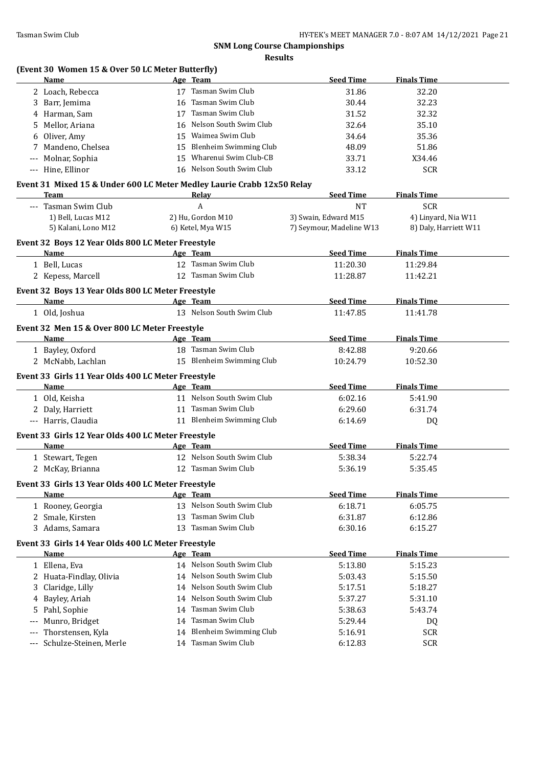# SNM Long Course Championships

## Results

### (Event 30 Women 15 & Over 50 LC Meter Butterfly)

| | Name | Age | Team | Seed Time | Finals Time |
|---|---|---|---|---|---|
| 2 | Loach, Rebecca | 17 | Tasman Swim Club | 31.86 | 32.20 |
| 3 | Barr, Jemima | 16 | Tasman Swim Club | 30.44 | 32.23 |
| 4 | Harman, Sam | 17 | Tasman Swim Club | 31.52 | 32.32 |
| 5 | Mellor, Ariana | 16 | Nelson South Swim Club | 32.64 | 35.10 |
| 6 | Oliver, Amy | 15 | Waimea Swim Club | 34.64 | 35.36 |
| 7 | Mandeno, Chelsea | 15 | Blenheim Swimming Club | 48.09 | 51.86 |
| --- | Molnar, Sophia | 15 | Wharenui Swim Club-CB | 33.71 | X34.46 |
| --- | Hine, Ellinor | 16 | Nelson South Swim Club | 33.12 | SCR |

### Event 31 Mixed 15 & Under 600 LC Meter Medley Laurie Crabb 12x50 Relay

| | Team | Relay | Seed Time | Finals Time |
|---|---|---|---|---|
| --- | Tasman Swim Club | A | NT | SCR |

1) Bell, Lucas M12 2) Hu, Gordon M10 3) Swain, Edward M15 4) Linyard, Nia W11
5) Kalani, Lono M12 6) Ketel, Mya W15 7) Seymour, Madeline W13 8) Daly, Harriett W11

### Event 32 Boys 12 Year Olds 800 LC Meter Freestyle

| | Name | Age | Team | Seed Time | Finals Time |
|---|---|---|---|---|---|
| 1 | Bell, Lucas | 12 | Tasman Swim Club | 11:20.30 | 11:29.84 |
| 2 | Kepess, Marcell | 12 | Tasman Swim Club | 11:28.87 | 11:42.21 |

### Event 32 Boys 13 Year Olds 800 LC Meter Freestyle

| | Name | Age | Team | Seed Time | Finals Time |
|---|---|---|---|---|---|
| 1 | Old, Joshua | 13 | Nelson South Swim Club | 11:47.85 | 11:41.78 |

### Event 32 Men 15 & Over 800 LC Meter Freestyle

| | Name | Age | Team | Seed Time | Finals Time |
|---|---|---|---|---|---|
| 1 | Bayley, Oxford | 18 | Tasman Swim Club | 8:42.88 | 9:20.66 |
| 2 | McNabb, Lachlan | 15 | Blenheim Swimming Club | 10:24.79 | 10:52.30 |

### Event 33 Girls 11 Year Olds 400 LC Meter Freestyle

| | Name | Age | Team | Seed Time | Finals Time |
|---|---|---|---|---|---|
| 1 | Old, Keisha | 11 | Nelson South Swim Club | 6:02.16 | 5:41.90 |
| 2 | Daly, Harriett | 11 | Tasman Swim Club | 6:29.60 | 6:31.74 |
| --- | Harris, Claudia | 11 | Blenheim Swimming Club | 6:14.69 | DQ |

### Event 33 Girls 12 Year Olds 400 LC Meter Freestyle

| | Name | Age | Team | Seed Time | Finals Time |
|---|---|---|---|---|---|
| 1 | Stewart, Tegen | 12 | Nelson South Swim Club | 5:38.34 | 5:22.74 |
| 2 | McKay, Brianna | 12 | Tasman Swim Club | 5:36.19 | 5:35.45 |

### Event 33 Girls 13 Year Olds 400 LC Meter Freestyle

| | Name | Age | Team | Seed Time | Finals Time |
|---|---|---|---|---|---|
| 1 | Rooney, Georgia | 13 | Nelson South Swim Club | 6:18.71 | 6:05.75 |
| 2 | Smale, Kirsten | 13 | Tasman Swim Club | 6:31.87 | 6:12.86 |
| 3 | Adams, Samara | 13 | Tasman Swim Club | 6:30.16 | 6:15.27 |

### Event 33 Girls 14 Year Olds 400 LC Meter Freestyle

| | Name | Age | Team | Seed Time | Finals Time |
|---|---|---|---|---|---|
| 1 | Ellena, Eva | 14 | Nelson South Swim Club | 5:13.80 | 5:15.23 |
| 2 | Huata-Findlay, Olivia | 14 | Nelson South Swim Club | 5:03.43 | 5:15.50 |
| 3 | Claridge, Lilly | 14 | Nelson South Swim Club | 5:17.51 | 5:18.27 |
| 4 | Bayley, Ariah | 14 | Nelson South Swim Club | 5:37.27 | 5:31.10 |
| 5 | Pahl, Sophie | 14 | Tasman Swim Club | 5:38.63 | 5:43.74 |
| --- | Munro, Bridget | 14 | Tasman Swim Club | 5:29.44 | DQ |
| --- | Thorstensen, Kyla | 14 | Blenheim Swimming Club | 5:16.91 | SCR |
| --- | Schulze-Steinen, Merle | 14 | Tasman Swim Club | 6:12.83 | SCR |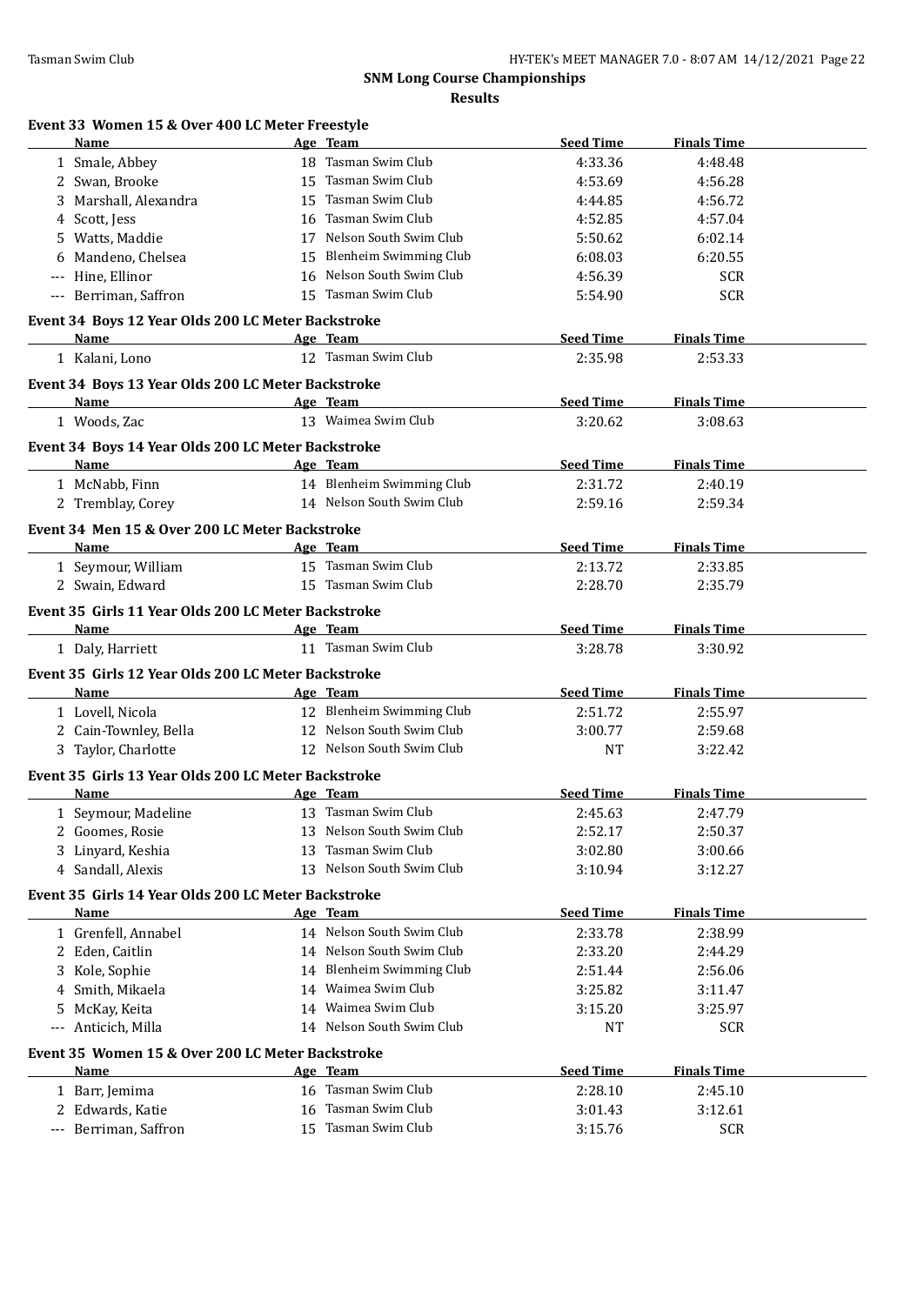## SNM Long Course Championships

### Results

#### Event 33 Women 15 & Over 400 LC Meter Freestyle

| | Name | Age | Team | Seed Time | Finals Time |
|---|---|---|---|---|---|
| 1 | Smale, Abbey | 18 | Tasman Swim Club | 4:33.36 | 4:48.48 |
| 2 | Swan, Brooke | 15 | Tasman Swim Club | 4:53.69 | 4:56.28 |
| 3 | Marshall, Alexandra | 15 | Tasman Swim Club | 4:44.85 | 4:56.72 |
| 4 | Scott, Jess | 16 | Tasman Swim Club | 4:52.85 | 4:57.04 |
| 5 | Watts, Maddie | 17 | Nelson South Swim Club | 5:50.62 | 6:02.14 |
| 6 | Mandeno, Chelsea | 15 | Blenheim Swimming Club | 6:08.03 | 6:20.55 |
| --- | Hine, Ellinor | 16 | Nelson South Swim Club | 4:56.39 | SCR |
| --- | Berriman, Saffron | 15 | Tasman Swim Club | 5:54.90 | SCR |

#### Event 34 Boys 12 Year Olds 200 LC Meter Backstroke

| | Name | Age | Team | Seed Time | Finals Time |
|---|---|---|---|---|---|
| 1 | Kalani, Lono | 12 | Tasman Swim Club | 2:35.98 | 2:53.33 |

#### Event 34 Boys 13 Year Olds 200 LC Meter Backstroke

| | Name | Age | Team | Seed Time | Finals Time |
|---|---|---|---|---|---|
| 1 | Woods, Zac | 13 | Waimea Swim Club | 3:20.62 | 3:08.63 |

#### Event 34 Boys 14 Year Olds 200 LC Meter Backstroke

| | Name | Age | Team | Seed Time | Finals Time |
|---|---|---|---|---|---|
| 1 | McNabb, Finn | 14 | Blenheim Swimming Club | 2:31.72 | 2:40.19 |
| 2 | Tremblay, Corey | 14 | Nelson South Swim Club | 2:59.16 | 2:59.34 |

#### Event 34 Men 15 & Over 200 LC Meter Backstroke

| | Name | Age | Team | Seed Time | Finals Time |
|---|---|---|---|---|---|
| 1 | Seymour, William | 15 | Tasman Swim Club | 2:13.72 | 2:33.85 |
| 2 | Swain, Edward | 15 | Tasman Swim Club | 2:28.70 | 2:35.79 |

#### Event 35 Girls 11 Year Olds 200 LC Meter Backstroke

| | Name | Age | Team | Seed Time | Finals Time |
|---|---|---|---|---|---|
| 1 | Daly, Harriett | 11 | Tasman Swim Club | 3:28.78 | 3:30.92 |

#### Event 35 Girls 12 Year Olds 200 LC Meter Backstroke

| | Name | Age | Team | Seed Time | Finals Time |
|---|---|---|---|---|---|
| 1 | Lovell, Nicola | 12 | Blenheim Swimming Club | 2:51.72 | 2:55.97 |
| 2 | Cain-Townley, Bella | 12 | Nelson South Swim Club | 3:00.77 | 2:59.68 |
| 3 | Taylor, Charlotte | 12 | Nelson South Swim Club | NT | 3:22.42 |

#### Event 35 Girls 13 Year Olds 200 LC Meter Backstroke

| | Name | Age | Team | Seed Time | Finals Time |
|---|---|---|---|---|---|
| 1 | Seymour, Madeline | 13 | Tasman Swim Club | 2:45.63 | 2:47.79 |
| 2 | Goomes, Rosie | 13 | Nelson South Swim Club | 2:52.17 | 2:50.37 |
| 3 | Linyard, Keshia | 13 | Tasman Swim Club | 3:02.80 | 3:00.66 |
| 4 | Sandall, Alexis | 13 | Nelson South Swim Club | 3:10.94 | 3:12.27 |

#### Event 35 Girls 14 Year Olds 200 LC Meter Backstroke

| | Name | Age | Team | Seed Time | Finals Time |
|---|---|---|---|---|---|
| 1 | Grenfell, Annabel | 14 | Nelson South Swim Club | 2:33.78 | 2:38.99 |
| 2 | Eden, Caitlin | 14 | Nelson South Swim Club | 2:33.20 | 2:44.29 |
| 3 | Kole, Sophie | 14 | Blenheim Swimming Club | 2:51.44 | 2:56.06 |
| 4 | Smith, Mikaela | 14 | Waimea Swim Club | 3:25.82 | 3:11.47 |
| 5 | McKay, Keita | 14 | Waimea Swim Club | 3:15.20 | 3:25.97 |
| --- | Anticich, Milla | 14 | Nelson South Swim Club | NT | SCR |

#### Event 35 Women 15 & Over 200 LC Meter Backstroke

| | Name | Age | Team | Seed Time | Finals Time |
|---|---|---|---|---|---|
| 1 | Barr, Jemima | 16 | Tasman Swim Club | 2:28.10 | 2:45.10 |
| 2 | Edwards, Katie | 16 | Tasman Swim Club | 3:01.43 | 3:12.61 |
| --- | Berriman, Saffron | 15 | Tasman Swim Club | 3:15.76 | SCR |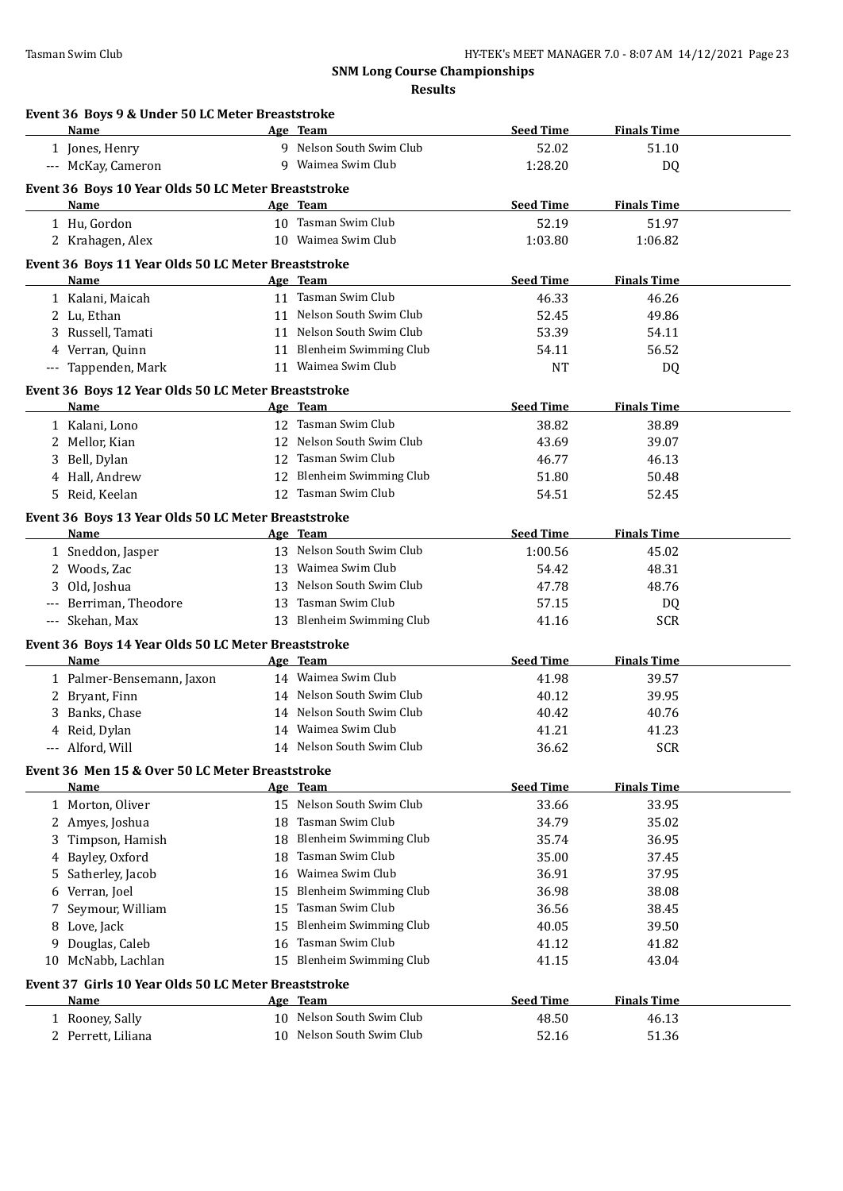**SNM Long Course Championships**

**Results**

### Event 36 Boys 9 & Under 50 LC Meter Breaststroke

| | Name | Age | Team | Seed Time | Finals Time |
|---|---|---|---|---|---|
| 1 | Jones, Henry | 9 | Nelson South Swim Club | 52.02 | 51.10 |
| --- | McKay, Cameron | 9 | Waimea Swim Club | 1:28.20 | DQ |

### Event 36 Boys 10 Year Olds 50 LC Meter Breaststroke

| | Name | Age | Team | Seed Time | Finals Time |
|---|---|---|---|---|---|
| 1 | Hu, Gordon | 10 | Tasman Swim Club | 52.19 | 51.97 |
| 2 | Krahagen, Alex | 10 | Waimea Swim Club | 1:03.80 | 1:06.82 |

### Event 36 Boys 11 Year Olds 50 LC Meter Breaststroke

| | Name | Age | Team | Seed Time | Finals Time |
|---|---|---|---|---|---|
| 1 | Kalani, Maicah | 11 | Tasman Swim Club | 46.33 | 46.26 |
| 2 | Lu, Ethan | 11 | Nelson South Swim Club | 52.45 | 49.86 |
| 3 | Russell, Tamati | 11 | Nelson South Swim Club | 53.39 | 54.11 |
| 4 | Verran, Quinn | 11 | Blenheim Swimming Club | 54.11 | 56.52 |
| --- | Tappenden, Mark | 11 | Waimea Swim Club | NT | DQ |

### Event 36 Boys 12 Year Olds 50 LC Meter Breaststroke

| | Name | Age | Team | Seed Time | Finals Time |
|---|---|---|---|---|---|
| 1 | Kalani, Lono | 12 | Tasman Swim Club | 38.82 | 38.89 |
| 2 | Mellor, Kian | 12 | Nelson South Swim Club | 43.69 | 39.07 |
| 3 | Bell, Dylan | 12 | Tasman Swim Club | 46.77 | 46.13 |
| 4 | Hall, Andrew | 12 | Blenheim Swimming Club | 51.80 | 50.48 |
| 5 | Reid, Keelan | 12 | Tasman Swim Club | 54.51 | 52.45 |

### Event 36 Boys 13 Year Olds 50 LC Meter Breaststroke

| | Name | Age | Team | Seed Time | Finals Time |
|---|---|---|---|---|---|
| 1 | Sneddon, Jasper | 13 | Nelson South Swim Club | 1:00.56 | 45.02 |
| 2 | Woods, Zac | 13 | Waimea Swim Club | 54.42 | 48.31 |
| 3 | Old, Joshua | 13 | Nelson South Swim Club | 47.78 | 48.76 |
| --- | Berriman, Theodore | 13 | Tasman Swim Club | 57.15 | DQ |
| --- | Skehan, Max | 13 | Blenheim Swimming Club | 41.16 | SCR |

### Event 36 Boys 14 Year Olds 50 LC Meter Breaststroke

| | Name | Age | Team | Seed Time | Finals Time |
|---|---|---|---|---|---|
| 1 | Palmer-Bensemann, Jaxon | 14 | Waimea Swim Club | 41.98 | 39.57 |
| 2 | Bryant, Finn | 14 | Nelson South Swim Club | 40.12 | 39.95 |
| 3 | Banks, Chase | 14 | Nelson South Swim Club | 40.42 | 40.76 |
| 4 | Reid, Dylan | 14 | Waimea Swim Club | 41.21 | 41.23 |
| --- | Alford, Will | 14 | Nelson South Swim Club | 36.62 | SCR |

### Event 36 Men 15 & Over 50 LC Meter Breaststroke

| | Name | Age | Team | Seed Time | Finals Time |
|---|---|---|---|---|---|
| 1 | Morton, Oliver | 15 | Nelson South Swim Club | 33.66 | 33.95 |
| 2 | Amyes, Joshua | 18 | Tasman Swim Club | 34.79 | 35.02 |
| 3 | Timpson, Hamish | 18 | Blenheim Swimming Club | 35.74 | 36.95 |
| 4 | Bayley, Oxford | 18 | Tasman Swim Club | 35.00 | 37.45 |
| 5 | Satherley, Jacob | 16 | Waimea Swim Club | 36.91 | 37.95 |
| 6 | Verran, Joel | 15 | Blenheim Swimming Club | 36.98 | 38.08 |
| 7 | Seymour, William | 15 | Tasman Swim Club | 36.56 | 38.45 |
| 8 | Love, Jack | 15 | Blenheim Swimming Club | 40.05 | 39.50 |
| 9 | Douglas, Caleb | 16 | Tasman Swim Club | 41.12 | 41.82 |
| 10 | McNabb, Lachlan | 15 | Blenheim Swimming Club | 41.15 | 43.04 |

### Event 37 Girls 10 Year Olds 50 LC Meter Breaststroke

| | Name | Age | Team | Seed Time | Finals Time |
|---|---|---|---|---|---|
| 1 | Rooney, Sally | 10 | Nelson South Swim Club | 48.50 | 46.13 |
| 2 | Perrett, Liliana | 10 | Nelson South Swim Club | 52.16 | 51.36 |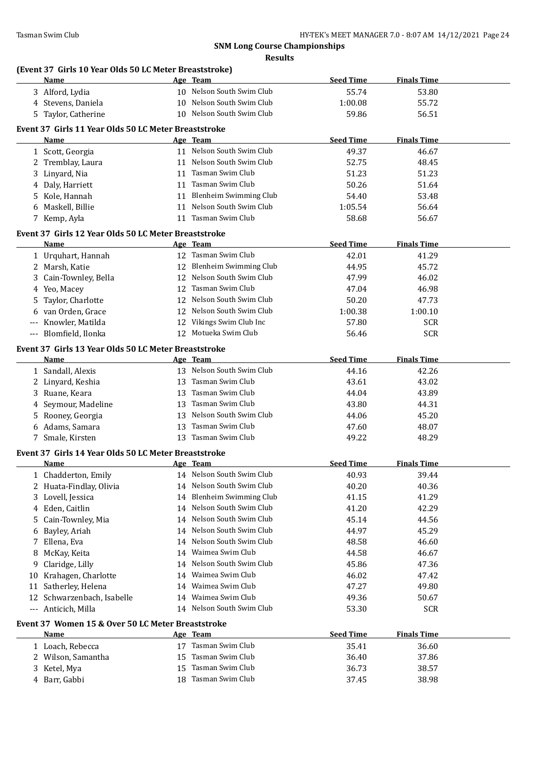## SNM Long Course Championships

**Results**

### (Event 37 Girls 10 Year Olds 50 LC Meter Breaststroke)

| | Name | Age | Team | Seed Time | Finals Time |
|---|---|---|---|---|---|
| 3 | Alford, Lydia | 10 | Nelson South Swim Club | 55.74 | 53.80 |
| 4 | Stevens, Daniela | 10 | Nelson South Swim Club | 1:00.08 | 55.72 |
| 5 | Taylor, Catherine | 10 | Nelson South Swim Club | 59.86 | 56.51 |

### Event 37 Girls 11 Year Olds 50 LC Meter Breaststroke

| | Name | Age | Team | Seed Time | Finals Time |
|---|---|---|---|---|---|
| 1 | Scott, Georgia | 11 | Nelson South Swim Club | 49.37 | 46.67 |
| 2 | Tremblay, Laura | 11 | Nelson South Swim Club | 52.75 | 48.45 |
| 3 | Linyard, Nia | 11 | Tasman Swim Club | 51.23 | 51.23 |
| 4 | Daly, Harriett | 11 | Tasman Swim Club | 50.26 | 51.64 |
| 5 | Kole, Hannah | 11 | Blenheim Swimming Club | 54.40 | 53.48 |
| 6 | Maskell, Billie | 11 | Nelson South Swim Club | 1:05.54 | 56.64 |
| 7 | Kemp, Ayla | 11 | Tasman Swim Club | 58.68 | 56.67 |

### Event 37 Girls 12 Year Olds 50 LC Meter Breaststroke

| | Name | Age | Team | Seed Time | Finals Time |
|---|---|---|---|---|---|
| 1 | Urquhart, Hannah | 12 | Tasman Swim Club | 42.01 | 41.29 |
| 2 | Marsh, Katie | 12 | Blenheim Swimming Club | 44.95 | 45.72 |
| 3 | Cain-Townley, Bella | 12 | Nelson South Swim Club | 47.99 | 46.02 |
| 4 | Yeo, Macey | 12 | Tasman Swim Club | 47.04 | 46.98 |
| 5 | Taylor, Charlotte | 12 | Nelson South Swim Club | 50.20 | 47.73 |
| 6 | van Orden, Grace | 12 | Nelson South Swim Club | 1:00.38 | 1:00.10 |
| --- | Knowler, Matilda | 12 | Vikings Swim Club Inc | 57.80 | SCR |
| --- | Blomfield, Ilonka | 12 | Motueka Swim Club | 56.46 | SCR |

### Event 37 Girls 13 Year Olds 50 LC Meter Breaststroke

| | Name | Age | Team | Seed Time | Finals Time |
|---|---|---|---|---|---|
| 1 | Sandall, Alexis | 13 | Nelson South Swim Club | 44.16 | 42.26 |
| 2 | Linyard, Keshia | 13 | Tasman Swim Club | 43.61 | 43.02 |
| 3 | Ruane, Keara | 13 | Tasman Swim Club | 44.04 | 43.89 |
| 4 | Seymour, Madeline | 13 | Tasman Swim Club | 43.80 | 44.31 |
| 5 | Rooney, Georgia | 13 | Nelson South Swim Club | 44.06 | 45.20 |
| 6 | Adams, Samara | 13 | Tasman Swim Club | 47.60 | 48.07 |
| 7 | Smale, Kirsten | 13 | Tasman Swim Club | 49.22 | 48.29 |

### Event 37 Girls 14 Year Olds 50 LC Meter Breaststroke

| | Name | Age | Team | Seed Time | Finals Time |
|---|---|---|---|---|---|
| 1 | Chadderton, Emily | 14 | Nelson South Swim Club | 40.93 | 39.44 |
| 2 | Huata-Findlay, Olivia | 14 | Nelson South Swim Club | 40.20 | 40.36 |
| 3 | Lovell, Jessica | 14 | Blenheim Swimming Club | 41.15 | 41.29 |
| 4 | Eden, Caitlin | 14 | Nelson South Swim Club | 41.20 | 42.29 |
| 5 | Cain-Townley, Mia | 14 | Nelson South Swim Club | 45.14 | 44.56 |
| 6 | Bayley, Ariah | 14 | Nelson South Swim Club | 44.97 | 45.29 |
| 7 | Ellena, Eva | 14 | Nelson South Swim Club | 48.58 | 46.60 |
| 8 | McKay, Keita | 14 | Waimea Swim Club | 44.58 | 46.67 |
| 9 | Claridge, Lilly | 14 | Nelson South Swim Club | 45.86 | 47.36 |
| 10 | Krahagen, Charlotte | 14 | Waimea Swim Club | 46.02 | 47.42 |
| 11 | Satherley, Helena | 14 | Waimea Swim Club | 47.27 | 49.80 |
| 12 | Schwarzenbach, Isabelle | 14 | Waimea Swim Club | 49.36 | 50.67 |
| --- | Anticich, Milla | 14 | Nelson South Swim Club | 53.30 | SCR |

### Event 37 Women 15 & Over 50 LC Meter Breaststroke

| | Name | Age | Team | Seed Time | Finals Time |
|---|---|---|---|---|---|
| 1 | Loach, Rebecca | 17 | Tasman Swim Club | 35.41 | 36.60 |
| 2 | Wilson, Samantha | 15 | Tasman Swim Club | 36.40 | 37.86 |
| 3 | Ketel, Mya | 15 | Tasman Swim Club | 36.73 | 38.57 |
| 4 | Barr, Gabbi | 18 | Tasman Swim Club | 37.45 | 38.98 |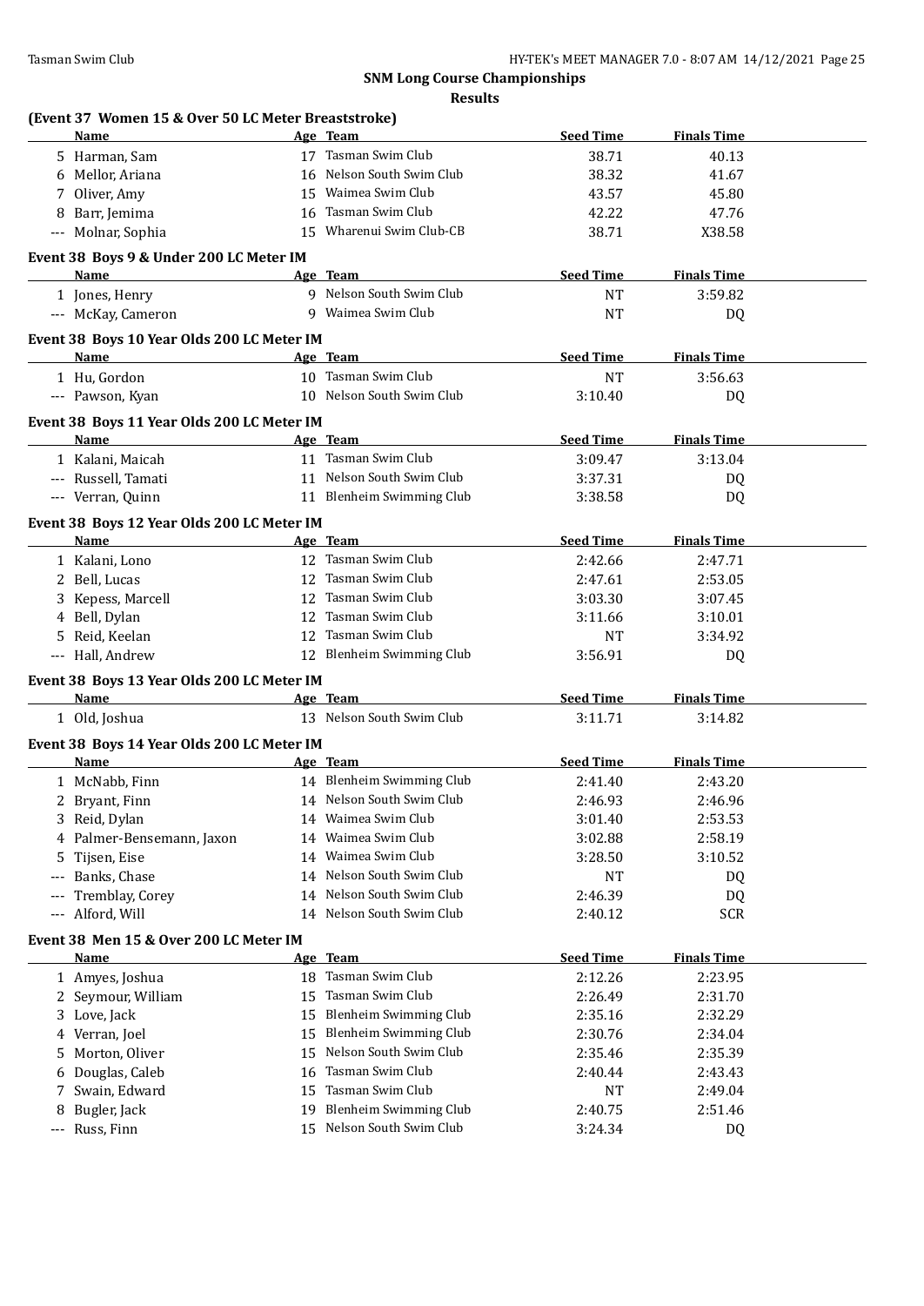**SNM Long Course Championships**

**Results**

### (Event 37 Women 15 & Over 50 LC Meter Breaststroke)

| | Name | Age | Team | Seed Time | Finals Time |
|---|---|---|---|---|---|
| 5 | Harman, Sam | 17 | Tasman Swim Club | 38.71 | 40.13 |
| 6 | Mellor, Ariana | 16 | Nelson South Swim Club | 38.32 | 41.67 |
| 7 | Oliver, Amy | 15 | Waimea Swim Club | 43.57 | 45.80 |
| 8 | Barr, Jemima | 16 | Tasman Swim Club | 42.22 | 47.76 |
| --- | Molnar, Sophia | 15 | Wharenui Swim Club-CB | 38.71 | X38.58 |

### Event 38 Boys 9 & Under 200 LC Meter IM

| | Name | Age | Team | Seed Time | Finals Time |
|---|---|---|---|---|---|
| 1 | Jones, Henry | 9 | Nelson South Swim Club | NT | 3:59.82 |
| --- | McKay, Cameron | 9 | Waimea Swim Club | NT | DQ |

### Event 38 Boys 10 Year Olds 200 LC Meter IM

| | Name | Age | Team | Seed Time | Finals Time |
|---|---|---|---|---|---|
| 1 | Hu, Gordon | 10 | Tasman Swim Club | NT | 3:56.63 |
| --- | Pawson, Kyan | 10 | Nelson South Swim Club | 3:10.40 | DQ |

### Event 38 Boys 11 Year Olds 200 LC Meter IM

| | Name | Age | Team | Seed Time | Finals Time |
|---|---|---|---|---|---|
| 1 | Kalani, Maicah | 11 | Tasman Swim Club | 3:09.47 | 3:13.04 |
| --- | Russell, Tamati | 11 | Nelson South Swim Club | 3:37.31 | DQ |
| --- | Verran, Quinn | 11 | Blenheim Swimming Club | 3:38.58 | DQ |

### Event 38 Boys 12 Year Olds 200 LC Meter IM

| | Name | Age | Team | Seed Time | Finals Time |
|---|---|---|---|---|---|
| 1 | Kalani, Lono | 12 | Tasman Swim Club | 2:42.66 | 2:47.71 |
| 2 | Bell, Lucas | 12 | Tasman Swim Club | 2:47.61 | 2:53.05 |
| 3 | Kepess, Marcell | 12 | Tasman Swim Club | 3:03.30 | 3:07.45 |
| 4 | Bell, Dylan | 12 | Tasman Swim Club | 3:11.66 | 3:10.01 |
| 5 | Reid, Keelan | 12 | Tasman Swim Club | NT | 3:34.92 |
| --- | Hall, Andrew | 12 | Blenheim Swimming Club | 3:56.91 | DQ |

### Event 38 Boys 13 Year Olds 200 LC Meter IM

| | Name | Age | Team | Seed Time | Finals Time |
|---|---|---|---|---|---|
| 1 | Old, Joshua | 13 | Nelson South Swim Club | 3:11.71 | 3:14.82 |

### Event 38 Boys 14 Year Olds 200 LC Meter IM

| | Name | Age | Team | Seed Time | Finals Time |
|---|---|---|---|---|---|
| 1 | McNabb, Finn | 14 | Blenheim Swimming Club | 2:41.40 | 2:43.20 |
| 2 | Bryant, Finn | 14 | Nelson South Swim Club | 2:46.93 | 2:46.96 |
| 3 | Reid, Dylan | 14 | Waimea Swim Club | 3:01.40 | 2:53.53 |
| 4 | Palmer-Bensemann, Jaxon | 14 | Waimea Swim Club | 3:02.88 | 2:58.19 |
| 5 | Tijsen, Eise | 14 | Waimea Swim Club | 3:28.50 | 3:10.52 |
| --- | Banks, Chase | 14 | Nelson South Swim Club | NT | DQ |
| --- | Tremblay, Corey | 14 | Nelson South Swim Club | 2:46.39 | DQ |
| --- | Alford, Will | 14 | Nelson South Swim Club | 2:40.12 | SCR |

### Event 38 Men 15 & Over 200 LC Meter IM

| | Name | Age | Team | Seed Time | Finals Time |
|---|---|---|---|---|---|
| 1 | Amyes, Joshua | 18 | Tasman Swim Club | 2:12.26 | 2:23.95 |
| 2 | Seymour, William | 15 | Tasman Swim Club | 2:26.49 | 2:31.70 |
| 3 | Love, Jack | 15 | Blenheim Swimming Club | 2:35.16 | 2:32.29 |
| 4 | Verran, Joel | 15 | Blenheim Swimming Club | 2:30.76 | 2:34.04 |
| 5 | Morton, Oliver | 15 | Nelson South Swim Club | 2:35.46 | 2:35.39 |
| 6 | Douglas, Caleb | 16 | Tasman Swim Club | 2:40.44 | 2:43.43 |
| 7 | Swain, Edward | 15 | Tasman Swim Club | NT | 2:49.04 |
| 8 | Bugler, Jack | 19 | Blenheim Swimming Club | 2:40.75 | 2:51.46 |
| --- | Russ, Finn | 15 | Nelson South Swim Club | 3:24.34 | DQ |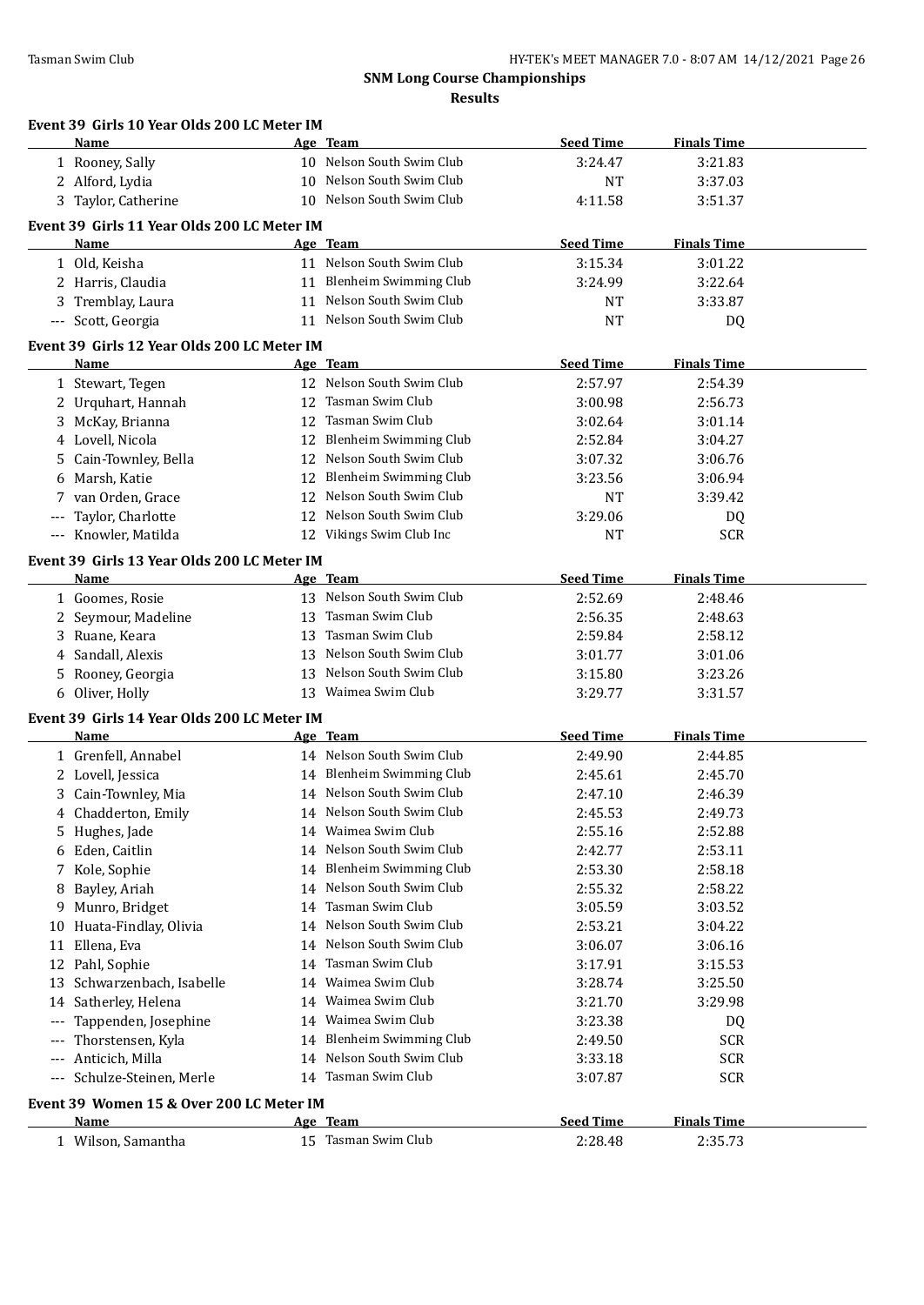## SNM Long Course Championships

### Results

#### Event 39 Girls 10 Year Olds 200 LC Meter IM

| | Name | Age | Team | Seed Time | Finals Time |
|---|---|---|---|---|---|
| 1 | Rooney, Sally | 10 | Nelson South Swim Club | 3:24.47 | 3:21.83 |
| 2 | Alford, Lydia | 10 | Nelson South Swim Club | NT | 3:37.03 |
| 3 | Taylor, Catherine | 10 | Nelson South Swim Club | 4:11.58 | 3:51.37 |

#### Event 39 Girls 11 Year Olds 200 LC Meter IM

| | Name | Age | Team | Seed Time | Finals Time |
|---|---|---|---|---|---|
| 1 | Old, Keisha | 11 | Nelson South Swim Club | 3:15.34 | 3:01.22 |
| 2 | Harris, Claudia | 11 | Blenheim Swimming Club | 3:24.99 | 3:22.64 |
| 3 | Tremblay, Laura | 11 | Nelson South Swim Club | NT | 3:33.87 |
| --- | Scott, Georgia | 11 | Nelson South Swim Club | NT | DQ |

#### Event 39 Girls 12 Year Olds 200 LC Meter IM

| | Name | Age | Team | Seed Time | Finals Time |
|---|---|---|---|---|---|
| 1 | Stewart, Tegen | 12 | Nelson South Swim Club | 2:57.97 | 2:54.39 |
| 2 | Urquhart, Hannah | 12 | Tasman Swim Club | 3:00.98 | 2:56.73 |
| 3 | McKay, Brianna | 12 | Tasman Swim Club | 3:02.64 | 3:01.14 |
| 4 | Lovell, Nicola | 12 | Blenheim Swimming Club | 2:52.84 | 3:04.27 |
| 5 | Cain-Townley, Bella | 12 | Nelson South Swim Club | 3:07.32 | 3:06.76 |
| 6 | Marsh, Katie | 12 | Blenheim Swimming Club | 3:23.56 | 3:06.94 |
| 7 | van Orden, Grace | 12 | Nelson South Swim Club | NT | 3:39.42 |
| --- | Taylor, Charlotte | 12 | Nelson South Swim Club | 3:29.06 | DQ |
| --- | Knowler, Matilda | 12 | Vikings Swim Club Inc | NT | SCR |

#### Event 39 Girls 13 Year Olds 200 LC Meter IM

| | Name | Age | Team | Seed Time | Finals Time |
|---|---|---|---|---|---|
| 1 | Goomes, Rosie | 13 | Nelson South Swim Club | 2:52.69 | 2:48.46 |
| 2 | Seymour, Madeline | 13 | Tasman Swim Club | 2:56.35 | 2:48.63 |
| 3 | Ruane, Keara | 13 | Tasman Swim Club | 2:59.84 | 2:58.12 |
| 4 | Sandall, Alexis | 13 | Nelson South Swim Club | 3:01.77 | 3:01.06 |
| 5 | Rooney, Georgia | 13 | Nelson South Swim Club | 3:15.80 | 3:23.26 |
| 6 | Oliver, Holly | 13 | Waimea Swim Club | 3:29.77 | 3:31.57 |

#### Event 39 Girls 14 Year Olds 200 LC Meter IM

| | Name | Age | Team | Seed Time | Finals Time |
|---|---|---|---|---|---|
| 1 | Grenfell, Annabel | 14 | Nelson South Swim Club | 2:49.90 | 2:44.85 |
| 2 | Lovell, Jessica | 14 | Blenheim Swimming Club | 2:45.61 | 2:45.70 |
| 3 | Cain-Townley, Mia | 14 | Nelson South Swim Club | 2:47.10 | 2:46.39 |
| 4 | Chadderton, Emily | 14 | Nelson South Swim Club | 2:45.53 | 2:49.73 |
| 5 | Hughes, Jade | 14 | Waimea Swim Club | 2:55.16 | 2:52.88 |
| 6 | Eden, Caitlin | 14 | Nelson South Swim Club | 2:42.77 | 2:53.11 |
| 7 | Kole, Sophie | 14 | Blenheim Swimming Club | 2:53.30 | 2:58.18 |
| 8 | Bayley, Ariah | 14 | Nelson South Swim Club | 2:55.32 | 2:58.22 |
| 9 | Munro, Bridget | 14 | Tasman Swim Club | 3:05.59 | 3:03.52 |
| 10 | Huata-Findlay, Olivia | 14 | Nelson South Swim Club | 2:53.21 | 3:04.22 |
| 11 | Ellena, Eva | 14 | Nelson South Swim Club | 3:06.07 | 3:06.16 |
| 12 | Pahl, Sophie | 14 | Tasman Swim Club | 3:17.91 | 3:15.53 |
| 13 | Schwarzenbach, Isabelle | 14 | Waimea Swim Club | 3:28.74 | 3:25.50 |
| 14 | Satherley, Helena | 14 | Waimea Swim Club | 3:21.70 | 3:29.98 |
| --- | Tappenden, Josephine | 14 | Waimea Swim Club | 3:23.38 | DQ |
| --- | Thorstensen, Kyla | 14 | Blenheim Swimming Club | 2:49.50 | SCR |
| --- | Anticich, Milla | 14 | Nelson South Swim Club | 3:33.18 | SCR |
| --- | Schulze-Steinen, Merle | 14 | Tasman Swim Club | 3:07.87 | SCR |

#### Event 39 Women 15 & Over 200 LC Meter IM

| | Name | Age | Team | Seed Time | Finals Time |
|---|---|---|---|---|---|
| 1 | Wilson, Samantha | 15 | Tasman Swim Club | 2:28.48 | 2:35.73 |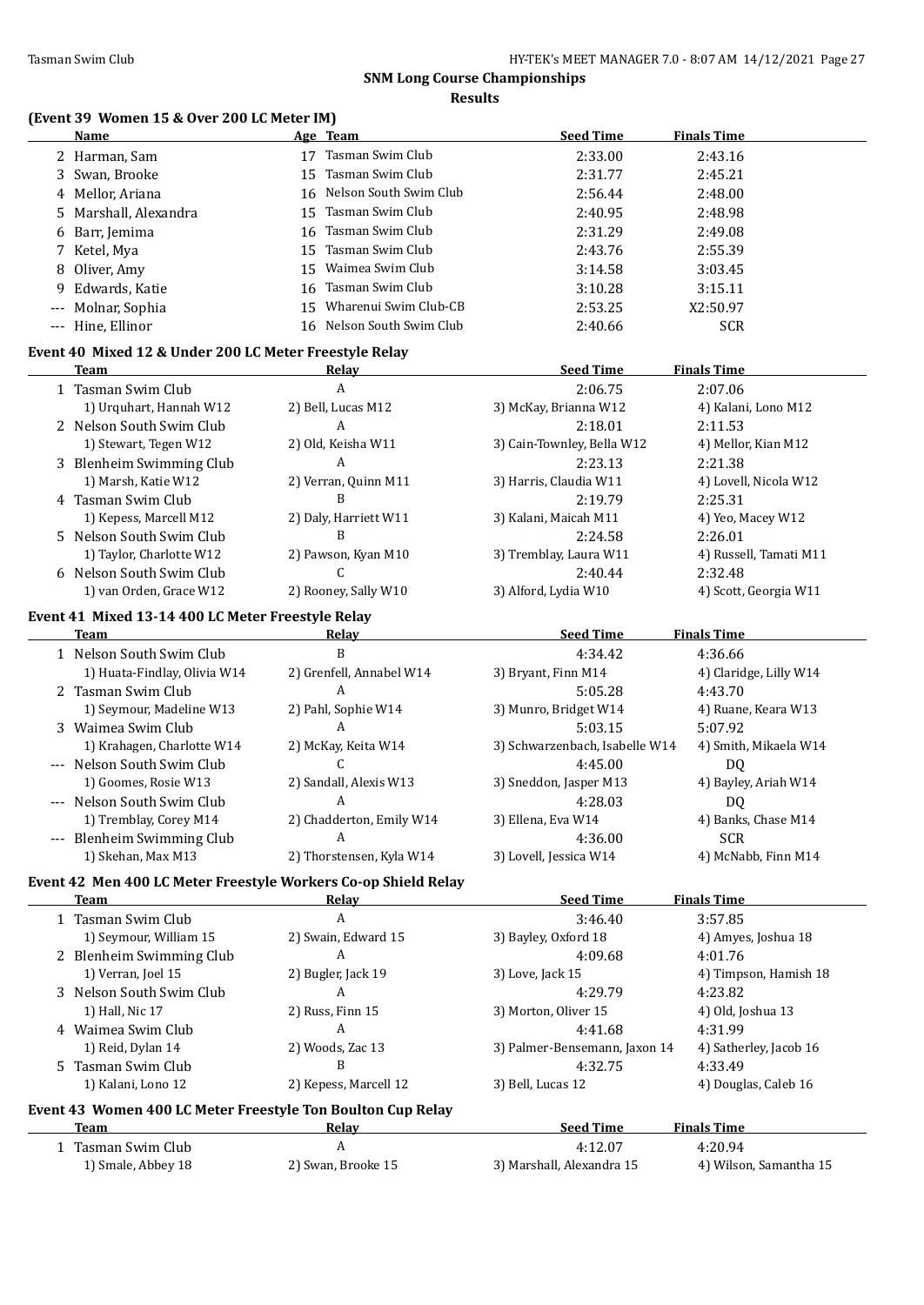**SNM Long Course Championships**

**Results**

### (Event 39 Women 15 & Over 200 LC Meter IM)

| | Name | Age | Team | Seed Time | Finals Time |
|---|---|---|---|---|---|
| 2 | Harman, Sam | 17 | Tasman Swim Club | 2:33.00 | 2:43.16 |
| 3 | Swan, Brooke | 15 | Tasman Swim Club | 2:31.77 | 2:45.21 |
| 4 | Mellor, Ariana | 16 | Nelson South Swim Club | 2:56.44 | 2:48.00 |
| 5 | Marshall, Alexandra | 15 | Tasman Swim Club | 2:40.95 | 2:48.98 |
| 6 | Barr, Jemima | 16 | Tasman Swim Club | 2:31.29 | 2:49.08 |
| 7 | Ketel, Mya | 15 | Tasman Swim Club | 2:43.76 | 2:55.39 |
| 8 | Oliver, Amy | 15 | Waimea Swim Club | 3:14.58 | 3:03.45 |
| 9 | Edwards, Katie | 16 | Tasman Swim Club | 3:10.28 | 3:15.11 |
| --- | Molnar, Sophia | 15 | Wharenui Swim Club-CB | 2:53.25 | X2:50.97 |
| --- | Hine, Ellinor | 16 | Nelson South Swim Club | 2:40.66 | SCR |

### Event 40 Mixed 12 & Under 200 LC Meter Freestyle Relay

| | Team | Relay | Seed Time | Finals Time |
|---|---|---|---|---|
| 1 | Tasman Swim Club | A | 2:06.75 | 2:07.06 |
| | 1) Urquhart, Hannah W12 | 2) Bell, Lucas M12 | 3) McKay, Brianna W12 | 4) Kalani, Lono M12 |
| 2 | Nelson South Swim Club | A | 2:18.01 | 2:11.53 |
| | 1) Stewart, Tegen W12 | 2) Old, Keisha W11 | 3) Cain-Townley, Bella W12 | 4) Mellor, Kian M12 |
| 3 | Blenheim Swimming Club | A | 2:23.13 | 2:21.38 |
| | 1) Marsh, Katie W12 | 2) Verran, Quinn M11 | 3) Harris, Claudia W11 | 4) Lovell, Nicola W12 |
| 4 | Tasman Swim Club | B | 2:19.79 | 2:25.31 |
| | 1) Kepess, Marcell M12 | 2) Daly, Harriett W11 | 3) Kalani, Maicah M11 | 4) Yeo, Macey W12 |
| 5 | Nelson South Swim Club | B | 2:24.58 | 2:26.01 |
| | 1) Taylor, Charlotte W12 | 2) Pawson, Kyan M10 | 3) Tremblay, Laura W11 | 4) Russell, Tamati M11 |
| 6 | Nelson South Swim Club | C | 2:40.44 | 2:32.48 |
| | 1) van Orden, Grace W12 | 2) Rooney, Sally W10 | 3) Alford, Lydia W10 | 4) Scott, Georgia W11 |

### Event 41 Mixed 13-14 400 LC Meter Freestyle Relay

| | Team | Relay | Seed Time | Finals Time |
|---|---|---|---|---|
| 1 | Nelson South Swim Club | B | 4:34.42 | 4:36.66 |
| | 1) Huata-Findlay, Olivia W14 | 2) Grenfell, Annabel W14 | 3) Bryant, Finn M14 | 4) Claridge, Lilly W14 |
| 2 | Tasman Swim Club | A | 5:05.28 | 4:43.70 |
| | 1) Seymour, Madeline W13 | 2) Pahl, Sophie W14 | 3) Munro, Bridget W14 | 4) Ruane, Keara W13 |
| 3 | Waimea Swim Club | A | 5:03.15 | 5:07.92 |
| | 1) Krahagen, Charlotte W14 | 2) McKay, Keita W14 | 3) Schwarzenbach, Isabelle W14 | 4) Smith, Mikaela W14 |
| --- | Nelson South Swim Club | C | 4:45.00 | DQ |
| | 1) Goomes, Rosie W13 | 2) Sandall, Alexis W13 | 3) Sneddon, Jasper M13 | 4) Bayley, Ariah W14 |
| --- | Nelson South Swim Club | A | 4:28.03 | DQ |
| | 1) Tremblay, Corey M14 | 2) Chadderton, Emily W14 | 3) Ellena, Eva W14 | 4) Banks, Chase M14 |
| --- | Blenheim Swimming Club | A | 4:36.00 | SCR |
| | 1) Skehan, Max M13 | 2) Thorstensen, Kyla W14 | 3) Lovell, Jessica W14 | 4) McNabb, Finn M14 |

### Event 42 Men 400 LC Meter Freestyle Workers Co-op Shield Relay

| | Team | Relay | Seed Time | Finals Time |
|---|---|---|---|---|
| 1 | Tasman Swim Club | A | 3:46.40 | 3:57.85 |
| | 1) Seymour, William 15 | 2) Swain, Edward 15 | 3) Bayley, Oxford 18 | 4) Amyes, Joshua 18 |
| 2 | Blenheim Swimming Club | A | 4:09.68 | 4:01.76 |
| | 1) Verran, Joel 15 | 2) Bugler, Jack 19 | 3) Love, Jack 15 | 4) Timpson, Hamish 18 |
| 3 | Nelson South Swim Club | A | 4:29.79 | 4:23.82 |
| | 1) Hall, Nic 17 | 2) Russ, Finn 15 | 3) Morton, Oliver 15 | 4) Old, Joshua 13 |
| 4 | Waimea Swim Club | A | 4:41.68 | 4:31.99 |
| | 1) Reid, Dylan 14 | 2) Woods, Zac 13 | 3) Palmer-Bensemann, Jaxon 14 | 4) Satherley, Jacob 16 |
| 5 | Tasman Swim Club | B | 4:32.75 | 4:33.49 |
| | 1) Kalani, Lono 12 | 2) Kepess, Marcell 12 | 3) Bell, Lucas 12 | 4) Douglas, Caleb 16 |

### Event 43 Women 400 LC Meter Freestyle Ton Boulton Cup Relay

| | Team | Relay | Seed Time | Finals Time |
|---|---|---|---|---|
| 1 | Tasman Swim Club | A | 4:12.07 | 4:20.94 |
| | 1) Smale, Abbey 18 | 2) Swan, Brooke 15 | 3) Marshall, Alexandra 15 | 4) Wilson, Samantha 15 |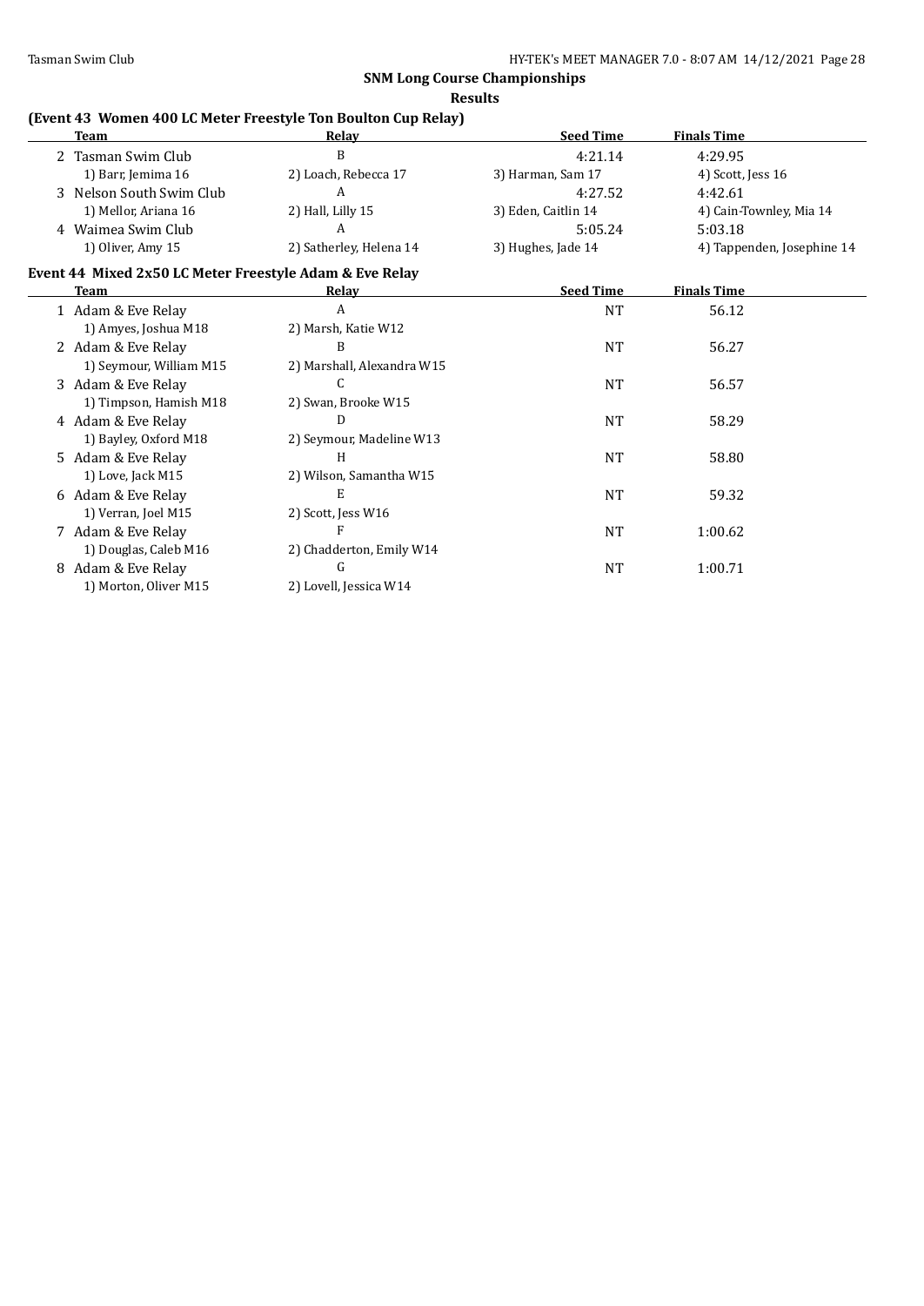## SNM Long Course Championships

### Results

### (Event 43 Women 400 LC Meter Freestyle Ton Boulton Cup Relay)

| Team | Relay | Seed Time | Finals Time |
|---|---|---|---|
| 2 Tasman Swim Club | B | 4:21.14 | 4:29.95 |
| 1) Barr, Jemima 16 | 2) Loach, Rebecca 17 | 3) Harman, Sam 17 | 4) Scott, Jess 16 |
| 3 Nelson South Swim Club | A | 4:27.52 | 4:42.61 |
| 1) Mellor, Ariana 16 | 2) Hall, Lilly 15 | 3) Eden, Caitlin 14 | 4) Cain-Townley, Mia 14 |
| 4 Waimea Swim Club | A | 5:05.24 | 5:03.18 |
| 1) Oliver, Amy 15 | 2) Satherley, Helena 14 | 3) Hughes, Jade 14 | 4) Tappenden, Josephine 14 |

### Event 44 Mixed 2x50 LC Meter Freestyle Adam & Eve Relay

| Team | Relay | Seed Time | Finals Time |
|---|---|---|---|
| 1 Adam & Eve Relay | A | NT | 56.12 |
| 1) Amyes, Joshua M18 | 2) Marsh, Katie W12 | | |
| 2 Adam & Eve Relay | B | NT | 56.27 |
| 1) Seymour, William M15 | 2) Marshall, Alexandra W15 | | |
| 3 Adam & Eve Relay | C | NT | 56.57 |
| 1) Timpson, Hamish M18 | 2) Swan, Brooke W15 | | |
| 4 Adam & Eve Relay | D | NT | 58.29 |
| 1) Bayley, Oxford M18 | 2) Seymour, Madeline W13 | | |
| 5 Adam & Eve Relay | H | NT | 58.80 |
| 1) Love, Jack M15 | 2) Wilson, Samantha W15 | | |
| 6 Adam & Eve Relay | E | NT | 59.32 |
| 1) Verran, Joel M15 | 2) Scott, Jess W16 | | |
| 7 Adam & Eve Relay | F | NT | 1:00.62 |
| 1) Douglas, Caleb M16 | 2) Chadderton, Emily W14 | | |
| 8 Adam & Eve Relay | G | NT | 1:00.71 |
| 1) Morton, Oliver M15 | 2) Lovell, Jessica W14 | | |